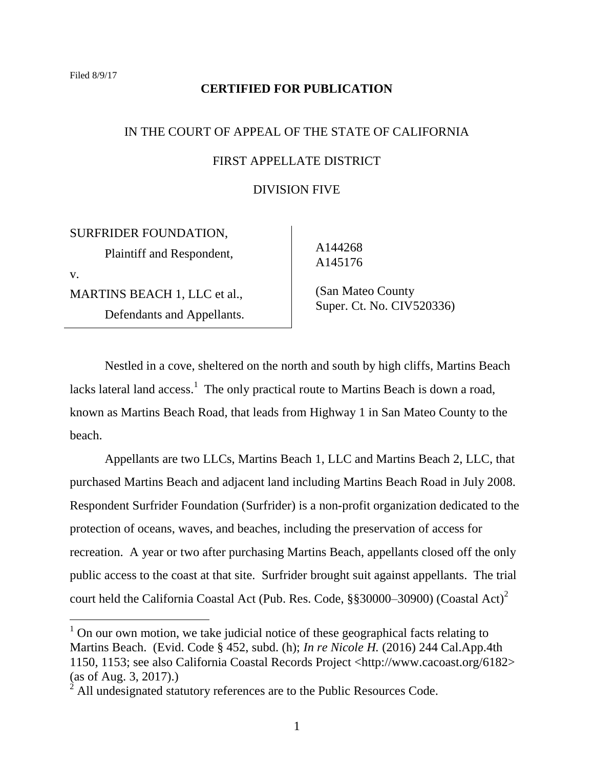Filed 8/9/17

**CERTIFIED FOR PUBLICATION**

IN THE COURT OF APPEAL OF THE STATE OF CALIFORNIA

FIRST APPELLATE DISTRICT

DIVISION FIVE

SURFRIDER FOUNDATION,
Plaintiff and Respondent,
v.
MARTINS BEACH 1, LLC et al.,
Defendants and Appellants.

A144268
A145176

(San Mateo County
Super. Ct. No. CIV520336)

Nestled in a cove, sheltered on the north and south by high cliffs, Martins Beach lacks lateral land access.[1] The only practical route to Martins Beach is down a road, known as Martins Beach Road, that leads from Highway 1 in San Mateo County to the beach.

Appellants are two LLCs, Martins Beach 1, LLC and Martins Beach 2, LLC, that purchased Martins Beach and adjacent land including Martins Beach Road in July 2008. Respondent Surfrider Foundation (Surfrider) is a non-profit organization dedicated to the protection of oceans, waves, and beaches, including the preservation of access for recreation. A year or two after purchasing Martins Beach, appellants closed off the only public access to the coast at that site. Surfrider brought suit against appellants. The trial court held the California Coastal Act (Pub. Res. Code, §§30000–30900) (Coastal Act)[2]

---

[1] On our own motion, we take judicial notice of these geographical facts relating to Martins Beach. (Evid. Code § 452, subd. (h); *In re Nicole H.* (2016) 244 Cal.App.4th 1150, 1153; see also California Coastal Records Project <http://www.cacoast.org/6182> (as of Aug. 3, 2017).)

[2] All undesignated statutory references are to the Public Resources Code.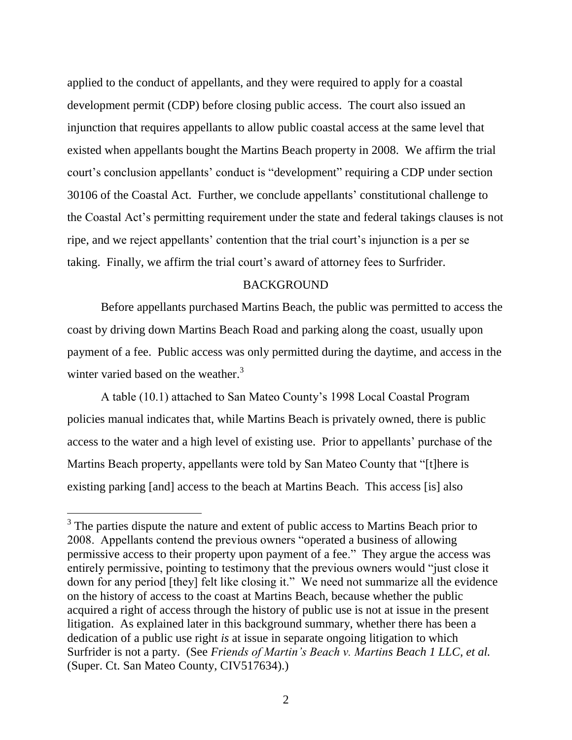applied to the conduct of appellants, and they were required to apply for a coastal development permit (CDP) before closing public access. The court also issued an injunction that requires appellants to allow public coastal access at the same level that existed when appellants bought the Martins Beach property in 2008. We affirm the trial court's conclusion appellants' conduct is "development" requiring a CDP under section 30106 of the Coastal Act. Further, we conclude appellants' constitutional challenge to the Coastal Act's permitting requirement under the state and federal takings clauses is not ripe, and we reject appellants' contention that the trial court's injunction is a per se taking. Finally, we affirm the trial court's award of attorney fees to Surfrider.

## BACKGROUND

Before appellants purchased Martins Beach, the public was permitted to access the coast by driving down Martins Beach Road and parking along the coast, usually upon payment of a fee. Public access was only permitted during the daytime, and access in the winter varied based on the weather.[3]

A table (10.1) attached to San Mateo County's 1998 Local Coastal Program policies manual indicates that, while Martins Beach is privately owned, there is public access to the water and a high level of existing use. Prior to appellants' purchase of the Martins Beach property, appellants were told by San Mateo County that "[t]here is existing parking [and] access to the beach at Martins Beach. This access [is] also

---

[3] The parties dispute the nature and extent of public access to Martins Beach prior to 2008. Appellants contend the previous owners "operated a business of allowing permissive access to their property upon payment of a fee." They argue the access was entirely permissive, pointing to testimony that the previous owners would "just close it down for any period [they] felt like closing it." We need not summarize all the evidence on the history of access to the coast at Martins Beach, because whether the public acquired a right of access through the history of public use is not at issue in the present litigation. As explained later in this background summary, whether there has been a dedication of a public use right *is* at issue in separate ongoing litigation to which Surfrider is not a party. (See *Friends of Martin's Beach v. Martins Beach 1 LLC, et al.* (Super. Ct. San Mateo County, CIV517634).)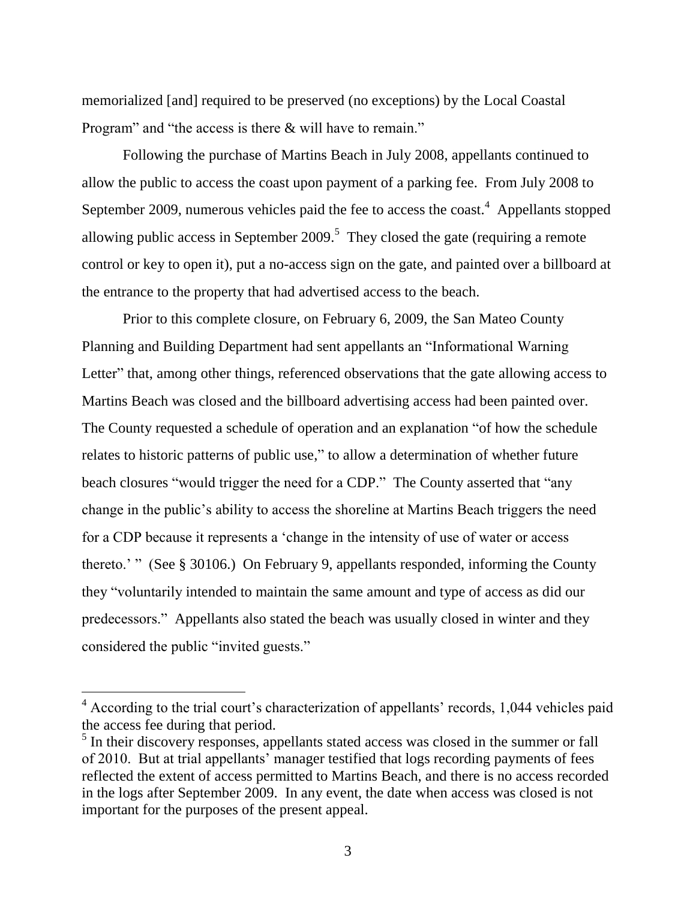memorialized [and] required to be preserved (no exceptions) by the Local Coastal Program" and "the access is there & will have to remain."

Following the purchase of Martins Beach in July 2008, appellants continued to allow the public to access the coast upon payment of a parking fee. From July 2008 to September 2009, numerous vehicles paid the fee to access the coast.[4] Appellants stopped allowing public access in September 2009.[5] They closed the gate (requiring a remote control or key to open it), put a no-access sign on the gate, and painted over a billboard at the entrance to the property that had advertised access to the beach.

Prior to this complete closure, on February 6, 2009, the San Mateo County Planning and Building Department had sent appellants an "Informational Warning Letter" that, among other things, referenced observations that the gate allowing access to Martins Beach was closed and the billboard advertising access had been painted over. The County requested a schedule of operation and an explanation "of how the schedule relates to historic patterns of public use," to allow a determination of whether future beach closures "would trigger the need for a CDP." The County asserted that "any change in the public's ability to access the shoreline at Martins Beach triggers the need for a CDP because it represents a 'change in the intensity of use of water or access thereto.' " (See § 30106.) On February 9, appellants responded, informing the County they "voluntarily intended to maintain the same amount and type of access as did our predecessors." Appellants also stated the beach was usually closed in winter and they considered the public "invited guests."

---

[4] According to the trial court's characterization of appellants' records, 1,044 vehicles paid the access fee during that period.

[5] In their discovery responses, appellants stated access was closed in the summer or fall of 2010. But at trial appellants' manager testified that logs recording payments of fees reflected the extent of access permitted to Martins Beach, and there is no access recorded in the logs after September 2009. In any event, the date when access was closed is not important for the purposes of the present appeal.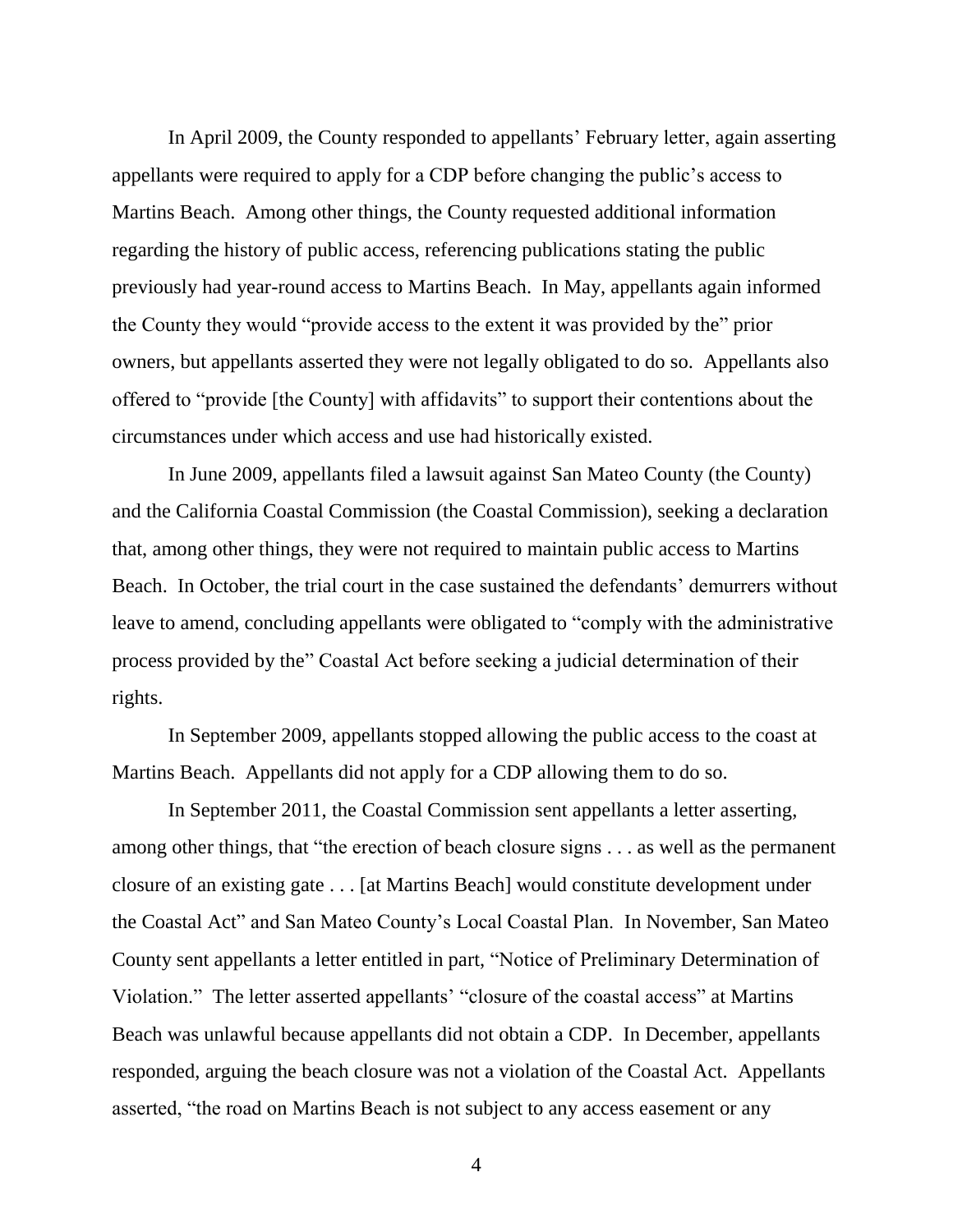In April 2009, the County responded to appellants' February letter, again asserting appellants were required to apply for a CDP before changing the public's access to Martins Beach. Among other things, the County requested additional information regarding the history of public access, referencing publications stating the public previously had year-round access to Martins Beach. In May, appellants again informed the County they would "provide access to the extent it was provided by the" prior owners, but appellants asserted they were not legally obligated to do so. Appellants also offered to "provide [the County] with affidavits" to support their contentions about the circumstances under which access and use had historically existed.

In June 2009, appellants filed a lawsuit against San Mateo County (the County) and the California Coastal Commission (the Coastal Commission), seeking a declaration that, among other things, they were not required to maintain public access to Martins Beach. In October, the trial court in the case sustained the defendants' demurrers without leave to amend, concluding appellants were obligated to "comply with the administrative process provided by the" Coastal Act before seeking a judicial determination of their rights.

In September 2009, appellants stopped allowing the public access to the coast at Martins Beach. Appellants did not apply for a CDP allowing them to do so.

In September 2011, the Coastal Commission sent appellants a letter asserting, among other things, that "the erection of beach closure signs . . . as well as the permanent closure of an existing gate . . . [at Martins Beach] would constitute development under the Coastal Act" and San Mateo County's Local Coastal Plan. In November, San Mateo County sent appellants a letter entitled in part, "Notice of Preliminary Determination of Violation." The letter asserted appellants' "closure of the coastal access" at Martins Beach was unlawful because appellants did not obtain a CDP. In December, appellants responded, arguing the beach closure was not a violation of the Coastal Act. Appellants asserted, "the road on Martins Beach is not subject to any access easement or any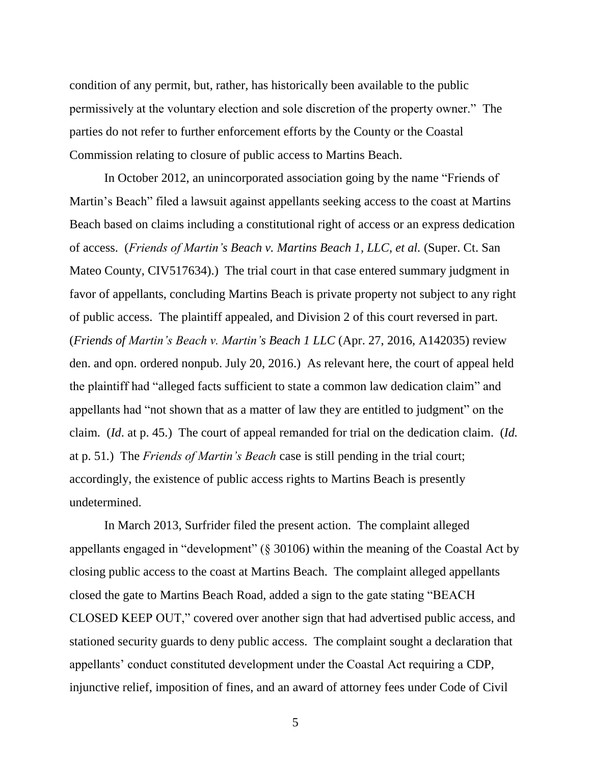condition of any permit, but, rather, has historically been available to the public permissively at the voluntary election and sole discretion of the property owner." The parties do not refer to further enforcement efforts by the County or the Coastal Commission relating to closure of public access to Martins Beach.

In October 2012, an unincorporated association going by the name "Friends of Martin's Beach" filed a lawsuit against appellants seeking access to the coast at Martins Beach based on claims including a constitutional right of access or an express dedication of access. (*Friends of Martin's Beach v. Martins Beach 1, LLC, et al.* (Super. Ct. San Mateo County, CIV517634).) The trial court in that case entered summary judgment in favor of appellants, concluding Martins Beach is private property not subject to any right of public access. The plaintiff appealed, and Division 2 of this court reversed in part. (*Friends of Martin's Beach v. Martin's Beach 1 LLC* (Apr. 27, 2016, A142035) review den. and opn. ordered nonpub. July 20, 2016.) As relevant here, the court of appeal held the plaintiff had "alleged facts sufficient to state a common law dedication claim" and appellants had "not shown that as a matter of law they are entitled to judgment" on the claim. (*Id*. at p. 45.) The court of appeal remanded for trial on the dedication claim. (*Id.* at p. 51.) The *Friends of Martin's Beach* case is still pending in the trial court; accordingly, the existence of public access rights to Martins Beach is presently undetermined.

In March 2013, Surfrider filed the present action. The complaint alleged appellants engaged in "development" (§ 30106) within the meaning of the Coastal Act by closing public access to the coast at Martins Beach. The complaint alleged appellants closed the gate to Martins Beach Road, added a sign to the gate stating "BEACH CLOSED KEEP OUT," covered over another sign that had advertised public access, and stationed security guards to deny public access. The complaint sought a declaration that appellants' conduct constituted development under the Coastal Act requiring a CDP, injunctive relief, imposition of fines, and an award of attorney fees under Code of Civil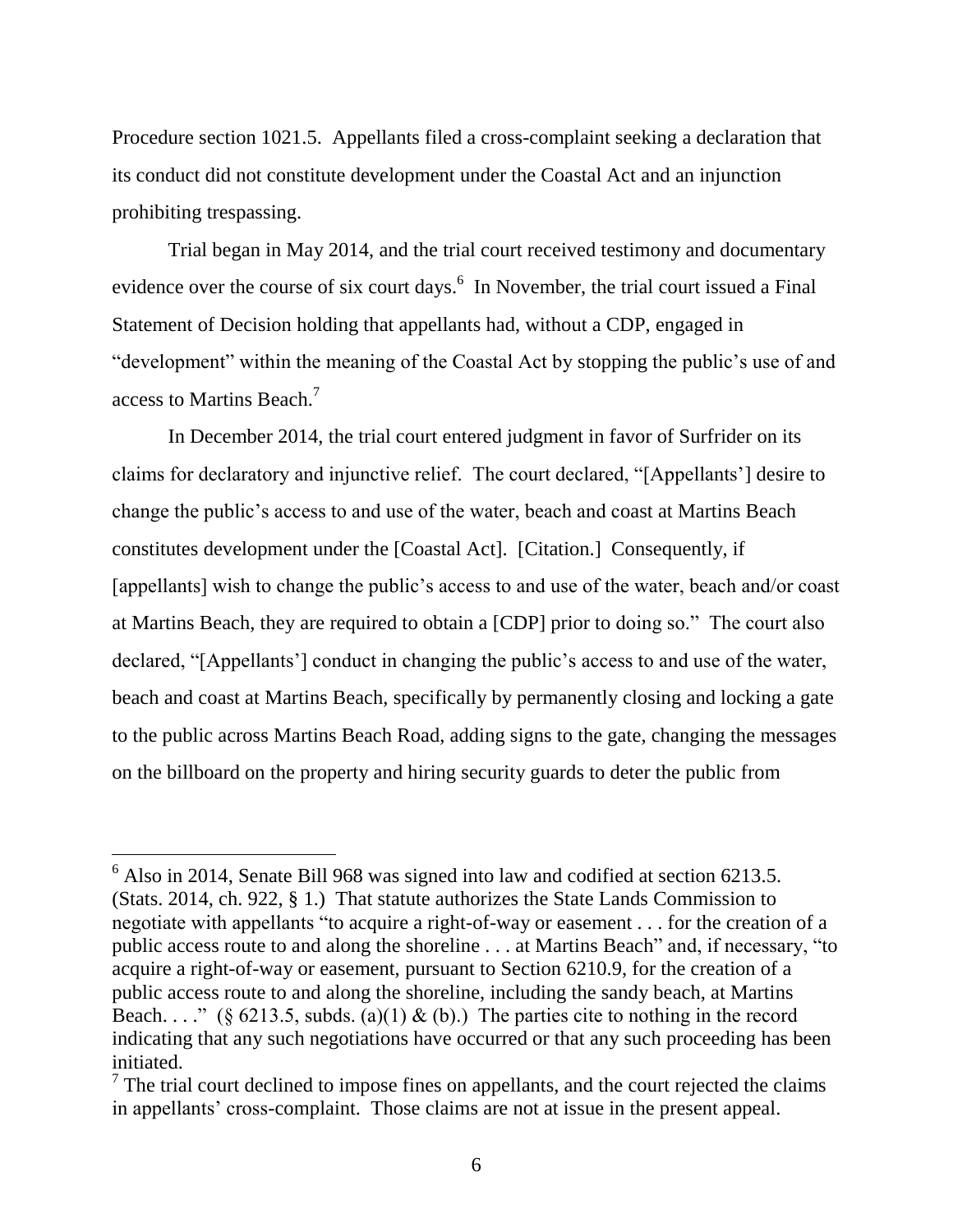Procedure section 1021.5. Appellants filed a cross-complaint seeking a declaration that its conduct did not constitute development under the Coastal Act and an injunction prohibiting trespassing.

Trial began in May 2014, and the trial court received testimony and documentary evidence over the course of six court days.[6] In November, the trial court issued a Final Statement of Decision holding that appellants had, without a CDP, engaged in "development" within the meaning of the Coastal Act by stopping the public's use of and access to Martins Beach.[7]

In December 2014, the trial court entered judgment in favor of Surfrider on its claims for declaratory and injunctive relief. The court declared, "[Appellants'] desire to change the public's access to and use of the water, beach and coast at Martins Beach constitutes development under the [Coastal Act]. [Citation.] Consequently, if [appellants] wish to change the public's access to and use of the water, beach and/or coast at Martins Beach, they are required to obtain a [CDP] prior to doing so." The court also declared, "[Appellants'] conduct in changing the public's access to and use of the water, beach and coast at Martins Beach, specifically by permanently closing and locking a gate to the public across Martins Beach Road, adding signs to the gate, changing the messages on the billboard on the property and hiring security guards to deter the public from

---

[6] Also in 2014, Senate Bill 968 was signed into law and codified at section 6213.5. (Stats. 2014, ch. 922, § 1.) That statute authorizes the State Lands Commission to negotiate with appellants "to acquire a right-of-way or easement . . . for the creation of a public access route to and along the shoreline . . . at Martins Beach" and, if necessary, "to acquire a right-of-way or easement, pursuant to Section 6210.9, for the creation of a public access route to and along the shoreline, including the sandy beach, at Martins Beach. . . ." (§ 6213.5, subds. (a)(1) & (b).) The parties cite to nothing in the record indicating that any such negotiations have occurred or that any such proceeding has been initiated.

[7] The trial court declined to impose fines on appellants, and the court rejected the claims in appellants' cross-complaint. Those claims are not at issue in the present appeal.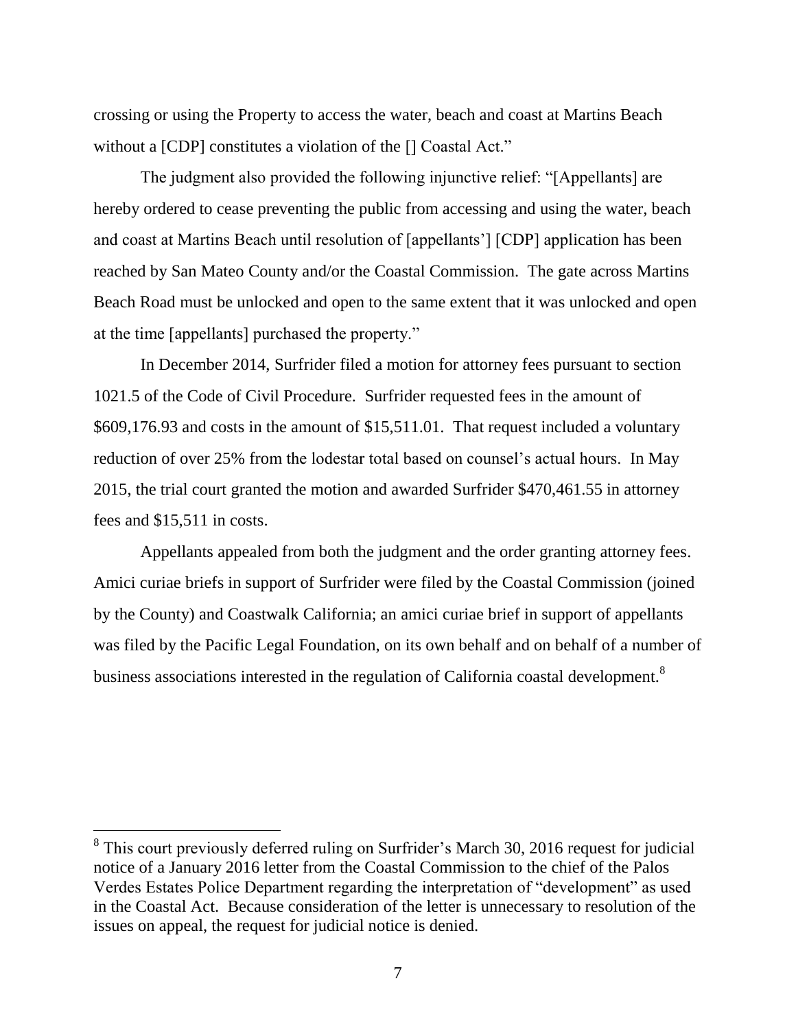crossing or using the Property to access the water, beach and coast at Martins Beach without a [CDP] constitutes a violation of the [] Coastal Act."

The judgment also provided the following injunctive relief: "[Appellants] are hereby ordered to cease preventing the public from accessing and using the water, beach and coast at Martins Beach until resolution of [appellants'] [CDP] application has been reached by San Mateo County and/or the Coastal Commission. The gate across Martins Beach Road must be unlocked and open to the same extent that it was unlocked and open at the time [appellants] purchased the property."

In December 2014, Surfrider filed a motion for attorney fees pursuant to section 1021.5 of the Code of Civil Procedure. Surfrider requested fees in the amount of $609,176.93 and costs in the amount of $15,511.01. That request included a voluntary reduction of over 25% from the lodestar total based on counsel's actual hours. In May 2015, the trial court granted the motion and awarded Surfrider $470,461.55 in attorney fees and $15,511 in costs.

Appellants appealed from both the judgment and the order granting attorney fees. Amici curiae briefs in support of Surfrider were filed by the Coastal Commission (joined by the County) and Coastwalk California; an amici curiae brief in support of appellants was filed by the Pacific Legal Foundation, on its own behalf and on behalf of a number of business associations interested in the regulation of California coastal development.[8]

---

[8] This court previously deferred ruling on Surfrider's March 30, 2016 request for judicial notice of a January 2016 letter from the Coastal Commission to the chief of the Palos Verdes Estates Police Department regarding the interpretation of "development" as used in the Coastal Act. Because consideration of the letter is unnecessary to resolution of the issues on appeal, the request for judicial notice is denied.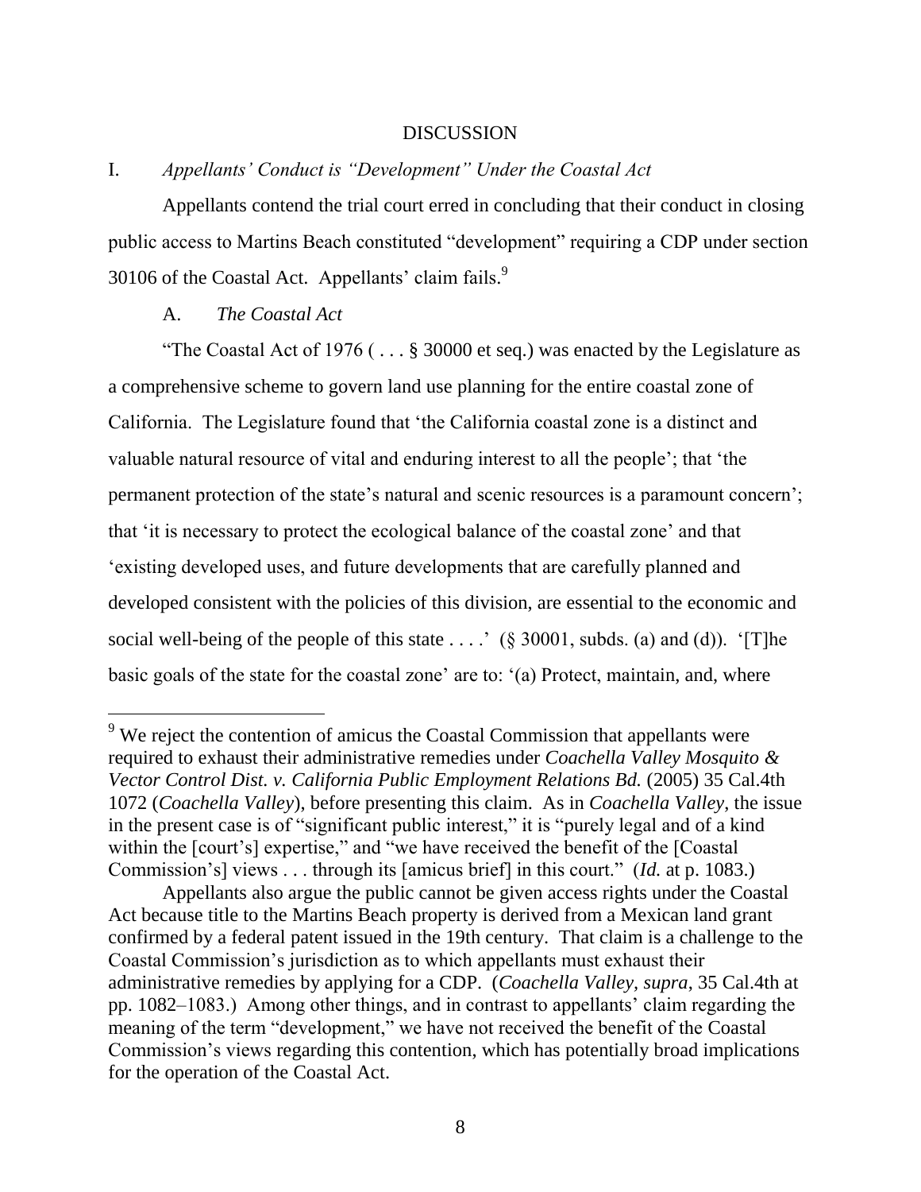## DISCUSSION

I. *Appellants' Conduct is "Development" Under the Coastal Act*

Appellants contend the trial court erred in concluding that their conduct in closing public access to Martins Beach constituted "development" requiring a CDP under section 30106 of the Coastal Act. Appellants' claim fails.[9]

A. *The Coastal Act*

"The Coastal Act of 1976 ( . . . § 30000 et seq.) was enacted by the Legislature as a comprehensive scheme to govern land use planning for the entire coastal zone of California. The Legislature found that 'the California coastal zone is a distinct and valuable natural resource of vital and enduring interest to all the people'; that 'the permanent protection of the state's natural and scenic resources is a paramount concern'; that 'it is necessary to protect the ecological balance of the coastal zone' and that 'existing developed uses, and future developments that are carefully planned and developed consistent with the policies of this division, are essential to the economic and social well-being of the people of this state . . . .' (§ 30001, subds. (a) and (d)). '[T]he basic goals of the state for the coastal zone' are to: '(a) Protect, maintain, and, where

---

[9] We reject the contention of amicus the Coastal Commission that appellants were required to exhaust their administrative remedies under *Coachella Valley Mosquito & Vector Control Dist. v. California Public Employment Relations Bd.* (2005) 35 Cal.4th 1072 (*Coachella Valley*), before presenting this claim. As in *Coachella Valley*, the issue in the present case is of "significant public interest," it is "purely legal and of a kind within the [court's] expertise," and "we have received the benefit of the [Coastal Commission's] views . . . through its [amicus brief] in this court." (*Id.* at p. 1083.)

Appellants also argue the public cannot be given access rights under the Coastal Act because title to the Martins Beach property is derived from a Mexican land grant confirmed by a federal patent issued in the 19th century. That claim is a challenge to the Coastal Commission's jurisdiction as to which appellants must exhaust their administrative remedies by applying for a CDP. (*Coachella Valley*, *supra*, 35 Cal.4th at pp. 1082–1083.) Among other things, and in contrast to appellants' claim regarding the meaning of the term "development," we have not received the benefit of the Coastal Commission's views regarding this contention, which has potentially broad implications for the operation of the Coastal Act.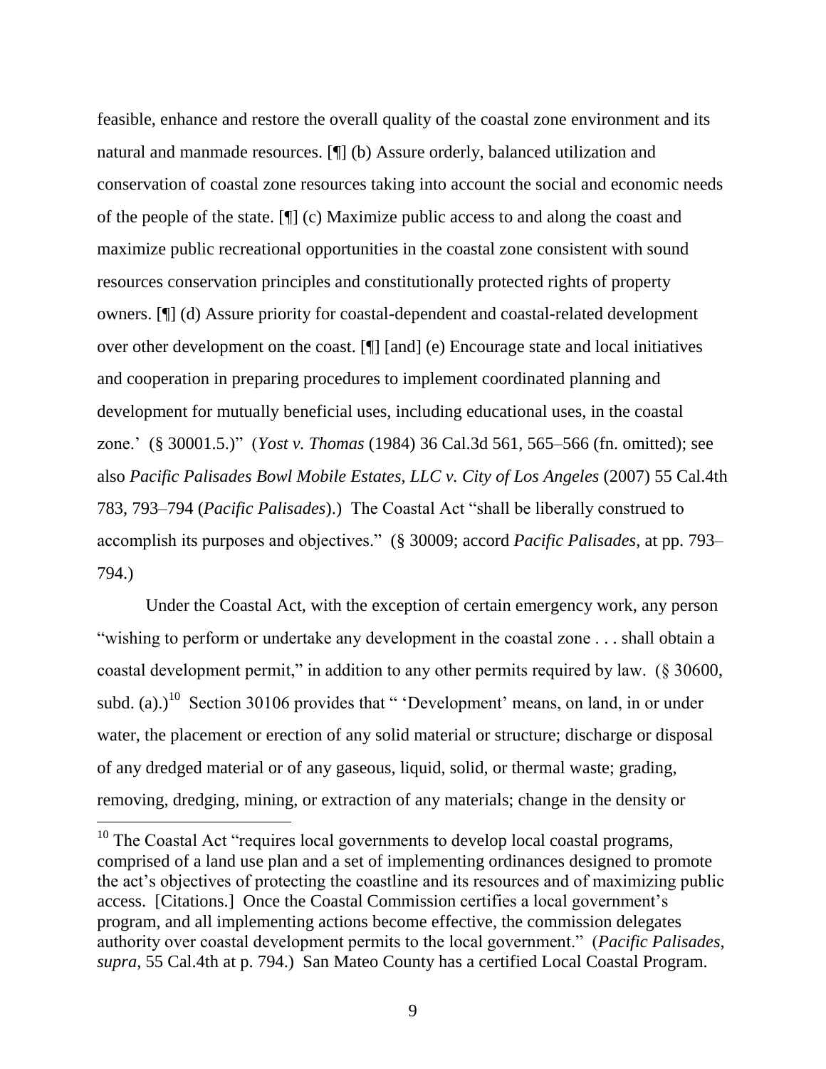feasible, enhance and restore the overall quality of the coastal zone environment and its natural and manmade resources. [¶] (b) Assure orderly, balanced utilization and conservation of coastal zone resources taking into account the social and economic needs of the people of the state. [¶] (c) Maximize public access to and along the coast and maximize public recreational opportunities in the coastal zone consistent with sound resources conservation principles and constitutionally protected rights of property owners. [¶] (d) Assure priority for coastal-dependent and coastal-related development over other development on the coast. [¶] [and] (e) Encourage state and local initiatives and cooperation in preparing procedures to implement coordinated planning and development for mutually beneficial uses, including educational uses, in the coastal zone.' (§ 30001.5.)" (*Yost v. Thomas* (1984) 36 Cal.3d 561, 565–566 (fn. omitted); see also *Pacific Palisades Bowl Mobile Estates, LLC v. City of Los Angeles* (2007) 55 Cal.4th 783, 793–794 (*Pacific Palisades*).) The Coastal Act "shall be liberally construed to accomplish its purposes and objectives." (§ 30009; accord *Pacific Palisades*, at pp. 793–794.)

Under the Coastal Act, with the exception of certain emergency work, any person "wishing to perform or undertake any development in the coastal zone . . . shall obtain a coastal development permit," in addition to any other permits required by law. (§ 30600, subd. (a).)[10] Section 30106 provides that " 'Development' means, on land, in or under water, the placement or erection of any solid material or structure; discharge or disposal of any dredged material or of any gaseous, liquid, solid, or thermal waste; grading, removing, dredging, mining, or extraction of any materials; change in the density or

[10] The Coastal Act "requires local governments to develop local coastal programs, comprised of a land use plan and a set of implementing ordinances designed to promote the act's objectives of protecting the coastline and its resources and of maximizing public access. [Citations.] Once the Coastal Commission certifies a local government's program, and all implementing actions become effective, the commission delegates authority over coastal development permits to the local government." (*Pacific Palisades*, *supra*, 55 Cal.4th at p. 794.) San Mateo County has a certified Local Coastal Program.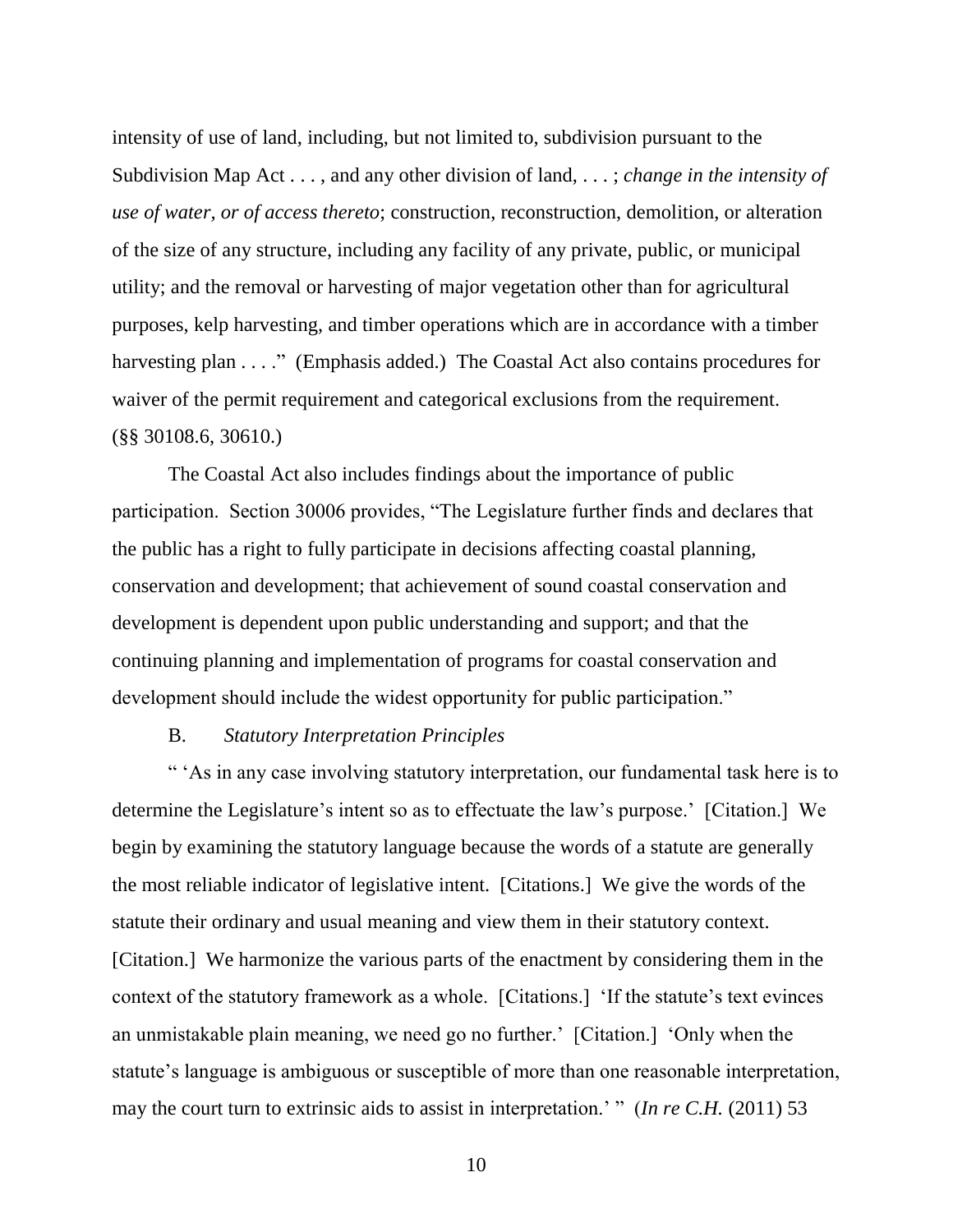intensity of use of land, including, but not limited to, subdivision pursuant to the Subdivision Map Act . . . , and any other division of land, . . . ; *change in the intensity of use of water, or of access thereto*; construction, reconstruction, demolition, or alteration of the size of any structure, including any facility of any private, public, or municipal utility; and the removal or harvesting of major vegetation other than for agricultural purposes, kelp harvesting, and timber operations which are in accordance with a timber harvesting plan . . . ." (Emphasis added.) The Coastal Act also contains procedures for waiver of the permit requirement and categorical exclusions from the requirement. (§§ 30108.6, 30610.)

The Coastal Act also includes findings about the importance of public participation. Section 30006 provides, "The Legislature further finds and declares that the public has a right to fully participate in decisions affecting coastal planning, conservation and development; that achievement of sound coastal conservation and development is dependent upon public understanding and support; and that the continuing planning and implementation of programs for coastal conservation and development should include the widest opportunity for public participation."

B. *Statutory Interpretation Principles*

" 'As in any case involving statutory interpretation, our fundamental task here is to determine the Legislature's intent so as to effectuate the law's purpose.' [Citation.] We begin by examining the statutory language because the words of a statute are generally the most reliable indicator of legislative intent. [Citations.] We give the words of the statute their ordinary and usual meaning and view them in their statutory context. [Citation.] We harmonize the various parts of the enactment by considering them in the context of the statutory framework as a whole. [Citations.] 'If the statute's text evinces an unmistakable plain meaning, we need go no further.' [Citation.] 'Only when the statute's language is ambiguous or susceptible of more than one reasonable interpretation, may the court turn to extrinsic aids to assist in interpretation.' " (*In re C.H.* (2011) 53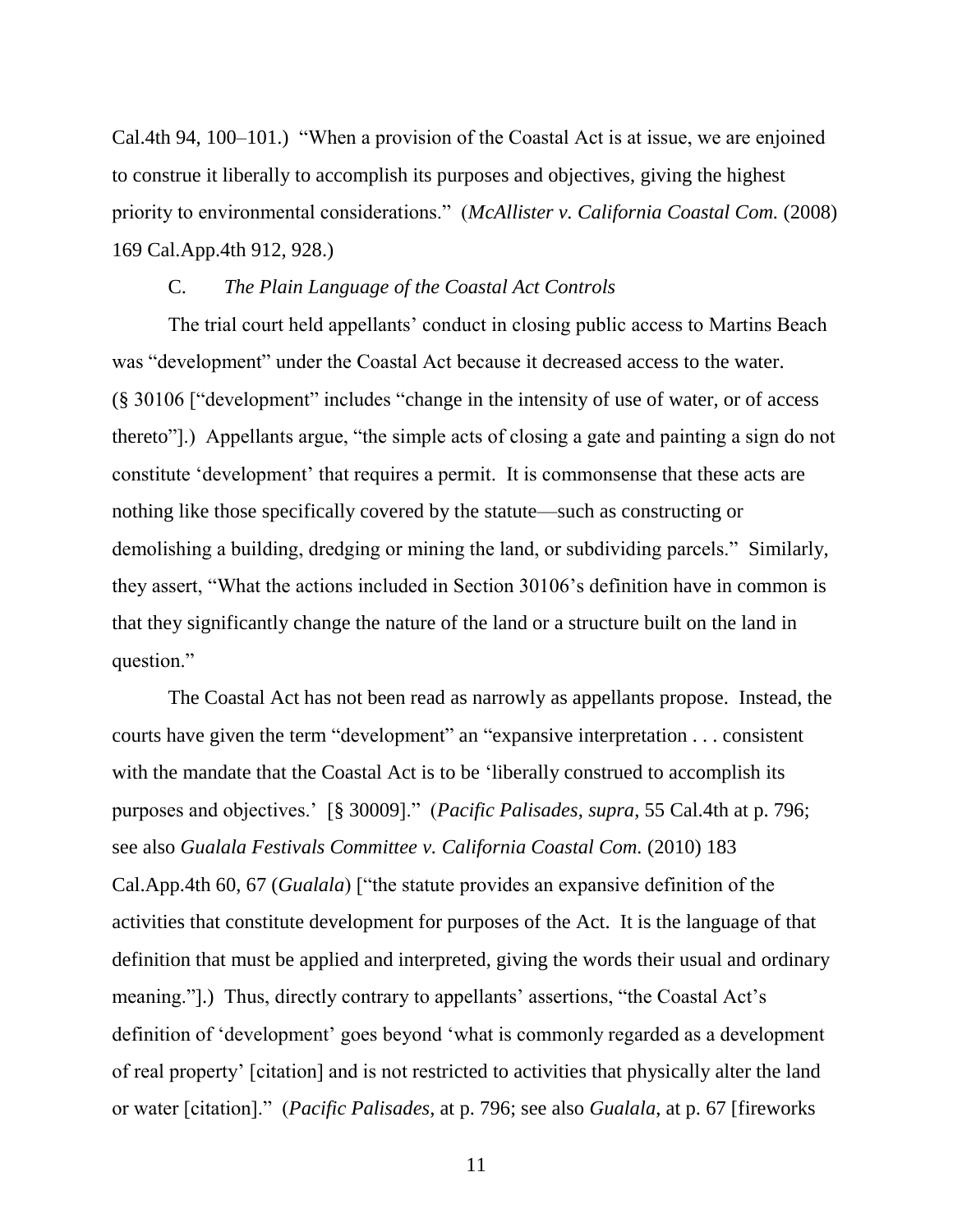Cal.4th 94, 100–101.) "When a provision of the Coastal Act is at issue, we are enjoined to construe it liberally to accomplish its purposes and objectives, giving the highest priority to environmental considerations." (*McAllister v. California Coastal Com.* (2008) 169 Cal.App.4th 912, 928.)

### C. *The Plain Language of the Coastal Act Controls*

The trial court held appellants' conduct in closing public access to Martins Beach was "development" under the Coastal Act because it decreased access to the water. (§ 30106 ["development" includes "change in the intensity of use of water, or of access thereto"].) Appellants argue, "the simple acts of closing a gate and painting a sign do not constitute 'development' that requires a permit. It is commonsense that these acts are nothing like those specifically covered by the statute—such as constructing or demolishing a building, dredging or mining the land, or subdividing parcels." Similarly, they assert, "What the actions included in Section 30106's definition have in common is that they significantly change the nature of the land or a structure built on the land in question."

The Coastal Act has not been read as narrowly as appellants propose. Instead, the courts have given the term "development" an "expansive interpretation . . . consistent with the mandate that the Coastal Act is to be 'liberally construed to accomplish its purposes and objectives.' [§ 30009]." (*Pacific Palisades*, *supra*, 55 Cal.4th at p. 796; see also *Gualala Festivals Committee v. California Coastal Com.* (2010) 183 Cal.App.4th 60, 67 (*Gualala*) ["the statute provides an expansive definition of the activities that constitute development for purposes of the Act. It is the language of that definition that must be applied and interpreted, giving the words their usual and ordinary meaning."].) Thus, directly contrary to appellants' assertions, "the Coastal Act's definition of 'development' goes beyond 'what is commonly regarded as a development of real property' [citation] and is not restricted to activities that physically alter the land or water [citation]." (*Pacific Palisades*, at p. 796; see also *Gualala*, at p. 67 [fireworks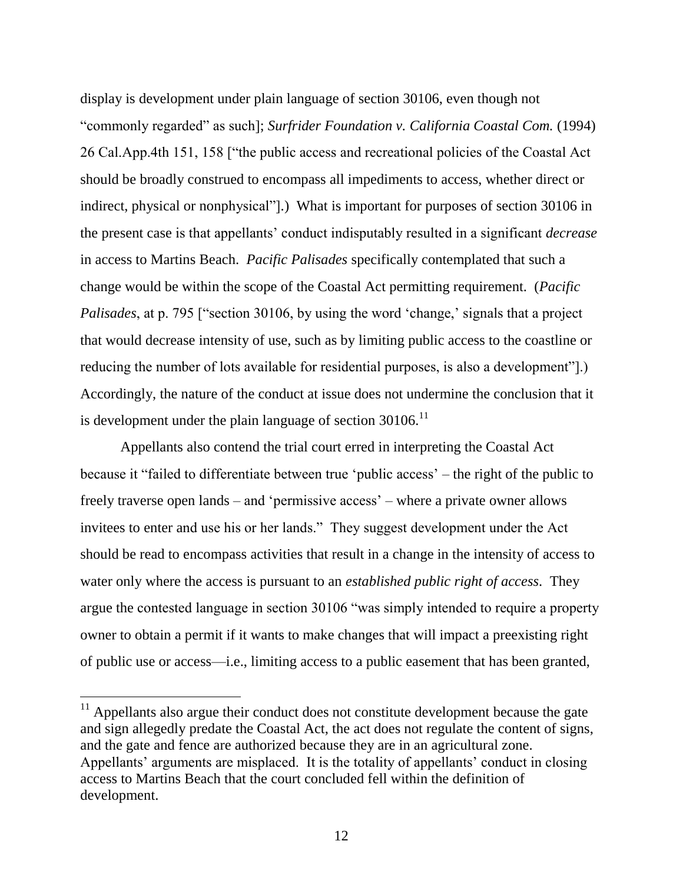display is development under plain language of section 30106, even though not "commonly regarded" as such]; *Surfrider Foundation v. California Coastal Com.* (1994) 26 Cal.App.4th 151, 158 ["the public access and recreational policies of the Coastal Act should be broadly construed to encompass all impediments to access, whether direct or indirect, physical or nonphysical"].) What is important for purposes of section 30106 in the present case is that appellants' conduct indisputably resulted in a significant *decrease* in access to Martins Beach. *Pacific Palisades* specifically contemplated that such a change would be within the scope of the Coastal Act permitting requirement. (*Pacific Palisades*, at p. 795 ["section 30106, by using the word 'change,' signals that a project that would decrease intensity of use, such as by limiting public access to the coastline or reducing the number of lots available for residential purposes, is also a development"].) Accordingly, the nature of the conduct at issue does not undermine the conclusion that it is development under the plain language of section 30106.[11]

Appellants also contend the trial court erred in interpreting the Coastal Act because it "failed to differentiate between true 'public access' – the right of the public to freely traverse open lands – and 'permissive access' – where a private owner allows invitees to enter and use his or her lands." They suggest development under the Act should be read to encompass activities that result in a change in the intensity of access to water only where the access is pursuant to an *established public right of access*. They argue the contested language in section 30106 "was simply intended to require a property owner to obtain a permit if it wants to make changes that will impact a preexisting right of public use or access—i.e., limiting access to a public easement that has been granted,

[11] Appellants also argue their conduct does not constitute development because the gate and sign allegedly predate the Coastal Act, the act does not regulate the content of signs, and the gate and fence are authorized because they are in an agricultural zone. Appellants' arguments are misplaced. It is the totality of appellants' conduct in closing access to Martins Beach that the court concluded fell within the definition of development.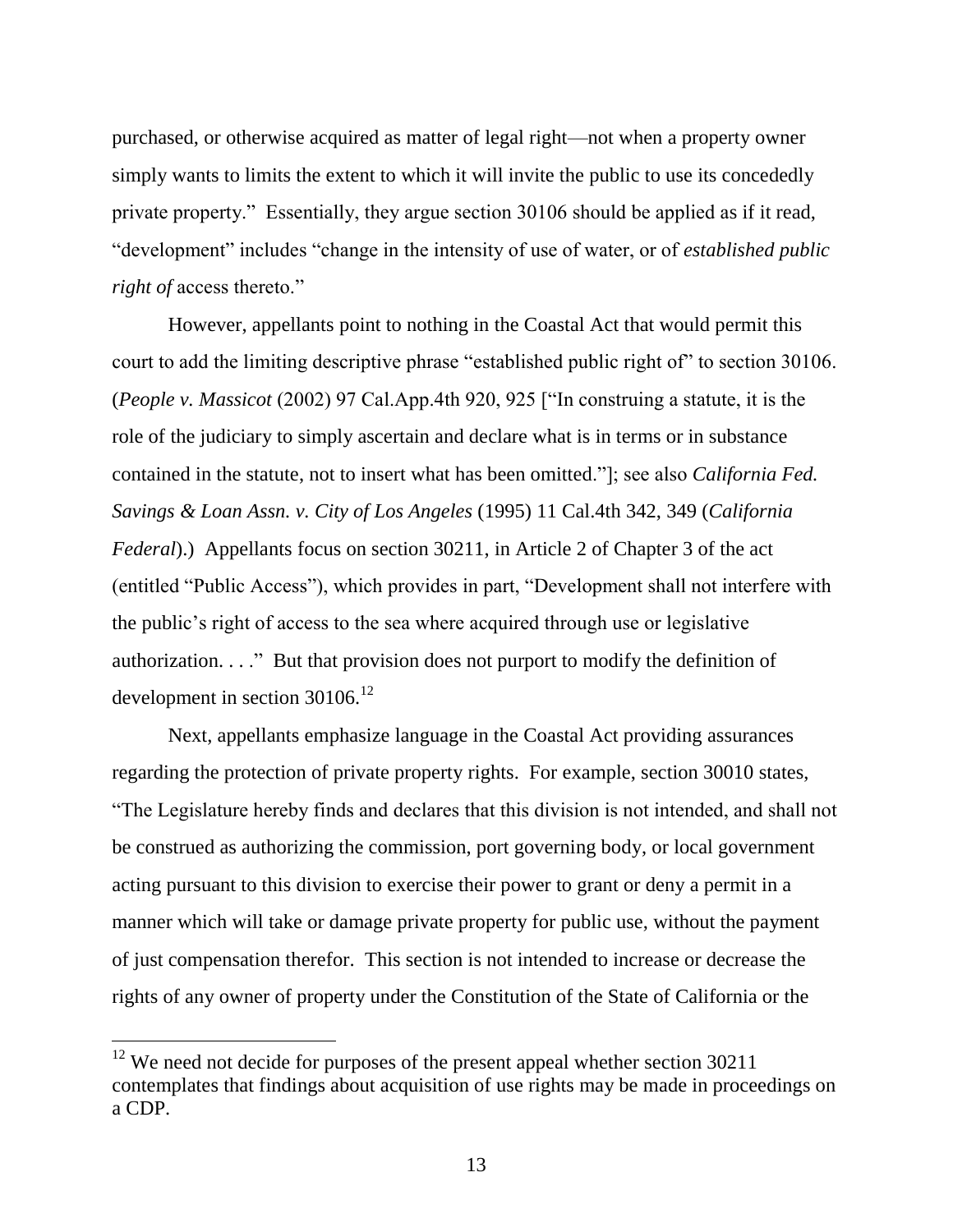purchased, or otherwise acquired as matter of legal right—not when a property owner simply wants to limits the extent to which it will invite the public to use its concededly private property." Essentially, they argue section 30106 should be applied as if it read, "development" includes "change in the intensity of use of water, or of *established public right of* access thereto."

However, appellants point to nothing in the Coastal Act that would permit this court to add the limiting descriptive phrase "established public right of" to section 30106. (*People v. Massicot* (2002) 97 Cal.App.4th 920, 925 ["In construing a statute, it is the role of the judiciary to simply ascertain and declare what is in terms or in substance contained in the statute, not to insert what has been omitted."]; see also *California Fed. Savings & Loan Assn. v. City of Los Angeles* (1995) 11 Cal.4th 342, 349 (*California Federal*).) Appellants focus on section 30211, in Article 2 of Chapter 3 of the act (entitled "Public Access"), which provides in part, "Development shall not interfere with the public's right of access to the sea where acquired through use or legislative authorization. . . ." But that provision does not purport to modify the definition of development in section 30106.[12]

Next, appellants emphasize language in the Coastal Act providing assurances regarding the protection of private property rights. For example, section 30010 states, "The Legislature hereby finds and declares that this division is not intended, and shall not be construed as authorizing the commission, port governing body, or local government acting pursuant to this division to exercise their power to grant or deny a permit in a manner which will take or damage private property for public use, without the payment of just compensation therefor. This section is not intended to increase or decrease the rights of any owner of property under the Constitution of the State of California or the

---

[12] We need not decide for purposes of the present appeal whether section 30211 contemplates that findings about acquisition of use rights may be made in proceedings on a CDP.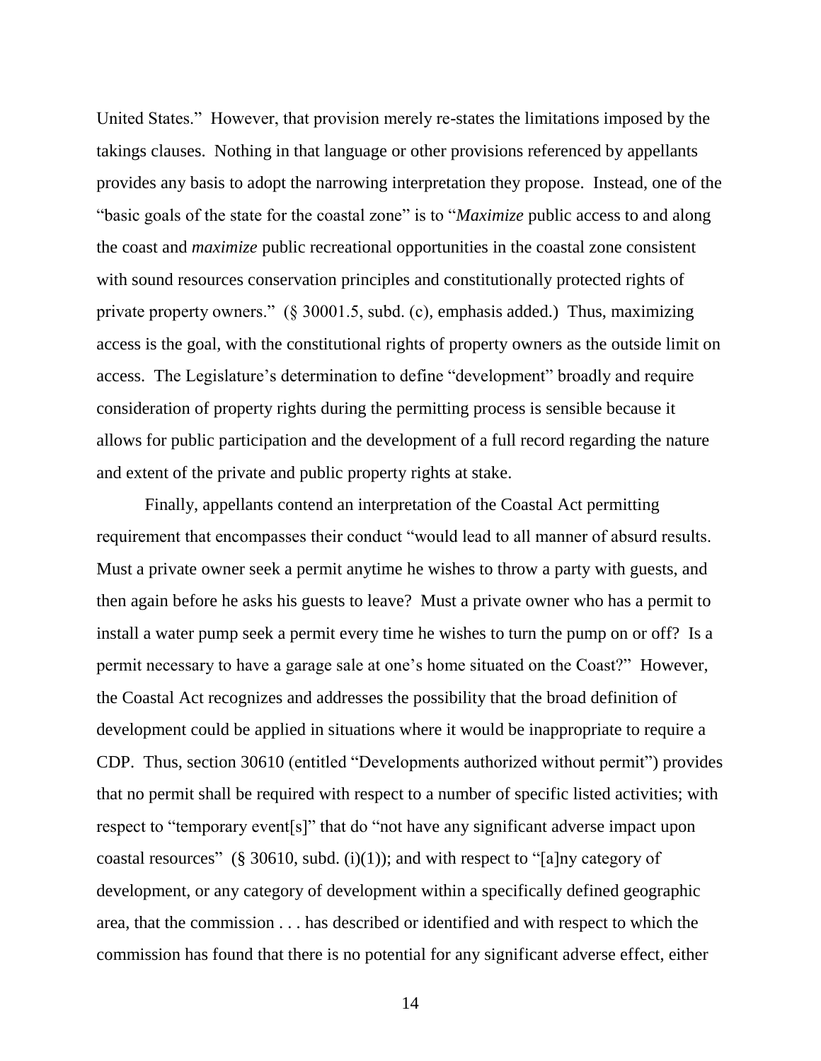United States." However, that provision merely re-states the limitations imposed by the takings clauses. Nothing in that language or other provisions referenced by appellants provides any basis to adopt the narrowing interpretation they propose. Instead, one of the "basic goals of the state for the coastal zone" is to "*Maximize* public access to and along the coast and *maximize* public recreational opportunities in the coastal zone consistent with sound resources conservation principles and constitutionally protected rights of private property owners." (§ 30001.5, subd. (c), emphasis added.) Thus, maximizing access is the goal, with the constitutional rights of property owners as the outside limit on access. The Legislature's determination to define "development" broadly and require consideration of property rights during the permitting process is sensible because it allows for public participation and the development of a full record regarding the nature and extent of the private and public property rights at stake.

Finally, appellants contend an interpretation of the Coastal Act permitting requirement that encompasses their conduct "would lead to all manner of absurd results. Must a private owner seek a permit anytime he wishes to throw a party with guests, and then again before he asks his guests to leave? Must a private owner who has a permit to install a water pump seek a permit every time he wishes to turn the pump on or off? Is a permit necessary to have a garage sale at one's home situated on the Coast?" However, the Coastal Act recognizes and addresses the possibility that the broad definition of development could be applied in situations where it would be inappropriate to require a CDP. Thus, section 30610 (entitled "Developments authorized without permit") provides that no permit shall be required with respect to a number of specific listed activities; with respect to "temporary event[s]" that do "not have any significant adverse impact upon coastal resources" (§ 30610, subd. (i)(1)); and with respect to "[a]ny category of development, or any category of development within a specifically defined geographic area, that the commission . . . has described or identified and with respect to which the commission has found that there is no potential for any significant adverse effect, either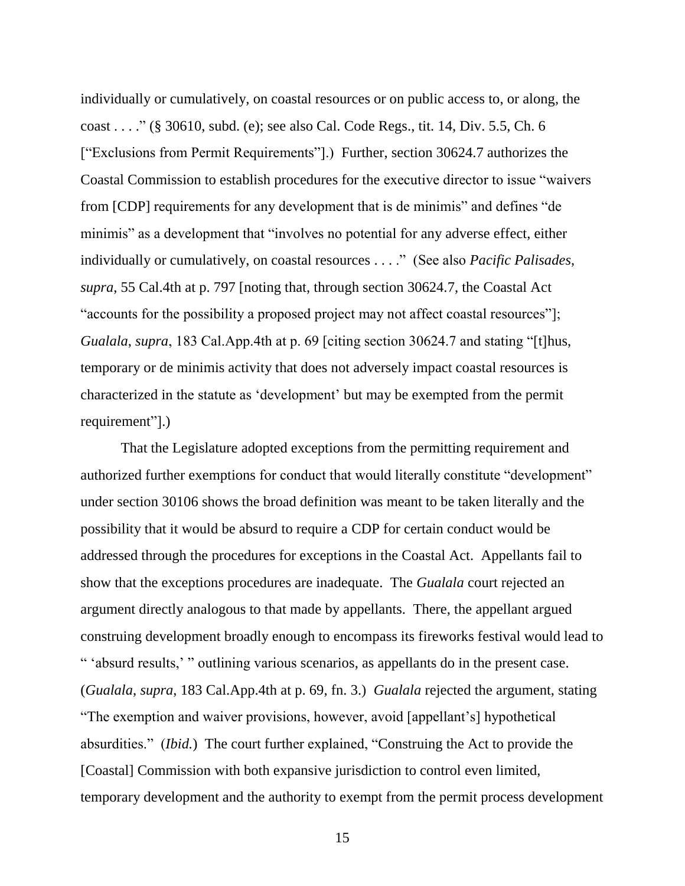individually or cumulatively, on coastal resources or on public access to, or along, the coast . . . ." (§ 30610, subd. (e); see also Cal. Code Regs., tit. 14, Div. 5.5, Ch. 6 ["Exclusions from Permit Requirements"].) Further, section 30624.7 authorizes the Coastal Commission to establish procedures for the executive director to issue "waivers from [CDP] requirements for any development that is de minimis" and defines "de minimis" as a development that "involves no potential for any adverse effect, either individually or cumulatively, on coastal resources . . . ." (See also *Pacific Palisades*, *supra*, 55 Cal.4th at p. 797 [noting that, through section 30624.7, the Coastal Act "accounts for the possibility a proposed project may not affect coastal resources"]; *Gualala*, *supra*, 183 Cal.App.4th at p. 69 [citing section 30624.7 and stating "[t]hus, temporary or de minimis activity that does not adversely impact coastal resources is characterized in the statute as 'development' but may be exempted from the permit requirement"].)

That the Legislature adopted exceptions from the permitting requirement and authorized further exemptions for conduct that would literally constitute "development" under section 30106 shows the broad definition was meant to be taken literally and the possibility that it would be absurd to require a CDP for certain conduct would be addressed through the procedures for exceptions in the Coastal Act. Appellants fail to show that the exceptions procedures are inadequate. The *Gualala* court rejected an argument directly analogous to that made by appellants. There, the appellant argued construing development broadly enough to encompass its fireworks festival would lead to " 'absurd results,' " outlining various scenarios, as appellants do in the present case. (*Gualala*, *supra*, 183 Cal.App.4th at p. 69, fn. 3.) *Gualala* rejected the argument, stating "The exemption and waiver provisions, however, avoid [appellant's] hypothetical absurdities." (*Ibid.*) The court further explained, "Construing the Act to provide the [Coastal] Commission with both expansive jurisdiction to control even limited, temporary development and the authority to exempt from the permit process development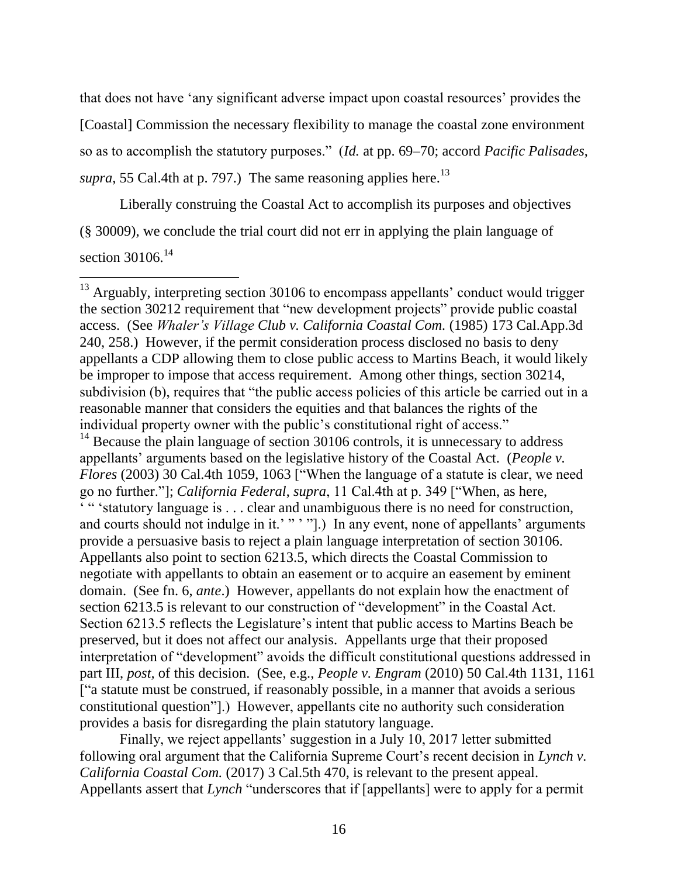that does not have 'any significant adverse impact upon coastal resources' provides the [Coastal] Commission the necessary flexibility to manage the coastal zone environment so as to accomplish the statutory purposes." (*Id.* at pp. 69–70; accord *Pacific Palisades*, *supra*, 55 Cal.4th at p. 797.) The same reasoning applies here.[13]

Liberally construing the Coastal Act to accomplish its purposes and objectives (§ 30009), we conclude the trial court did not err in applying the plain language of section 30106.[14]

---

[13] Arguably, interpreting section 30106 to encompass appellants' conduct would trigger the section 30212 requirement that "new development projects" provide public coastal access. (See *Whaler's Village Club v. California Coastal Com.* (1985) 173 Cal.App.3d 240, 258.) However, if the permit consideration process disclosed no basis to deny appellants a CDP allowing them to close public access to Martins Beach, it would likely be improper to impose that access requirement. Among other things, section 30214, subdivision (b), requires that "the public access policies of this article be carried out in a reasonable manner that considers the equities and that balances the rights of the individual property owner with the public's constitutional right of access."

[14] Because the plain language of section 30106 controls, it is unnecessary to address appellants' arguments based on the legislative history of the Coastal Act. (*People v. Flores* (2003) 30 Cal.4th 1059, 1063 ["When the language of a statute is clear, we need go no further."]; *California Federal*, *supra*, 11 Cal.4th at p. 349 ["When, as here, ' " 'statutory language is . . . clear and unambiguous there is no need for construction, and courts should not indulge in it.' " ' "].) In any event, none of appellants' arguments provide a persuasive basis to reject a plain language interpretation of section 30106. Appellants also point to section 6213.5, which directs the Coastal Commission to negotiate with appellants to obtain an easement or to acquire an easement by eminent domain. (See fn. 6, *ante*.) However, appellants do not explain how the enactment of section 6213.5 is relevant to our construction of "development" in the Coastal Act. Section 6213.5 reflects the Legislature's intent that public access to Martins Beach be preserved, but it does not affect our analysis. Appellants urge that their proposed interpretation of "development" avoids the difficult constitutional questions addressed in part III, *post,* of this decision. (See, e.g., *People v. Engram* (2010) 50 Cal.4th 1131, 1161 ["a statute must be construed, if reasonably possible, in a manner that avoids a serious constitutional question"].) However, appellants cite no authority such consideration provides a basis for disregarding the plain statutory language.

Finally, we reject appellants' suggestion in a July 10, 2017 letter submitted following oral argument that the California Supreme Court's recent decision in *Lynch v. California Coastal Com.* (2017) 3 Cal.5th 470, is relevant to the present appeal. Appellants assert that *Lynch* "underscores that if [appellants] were to apply for a permit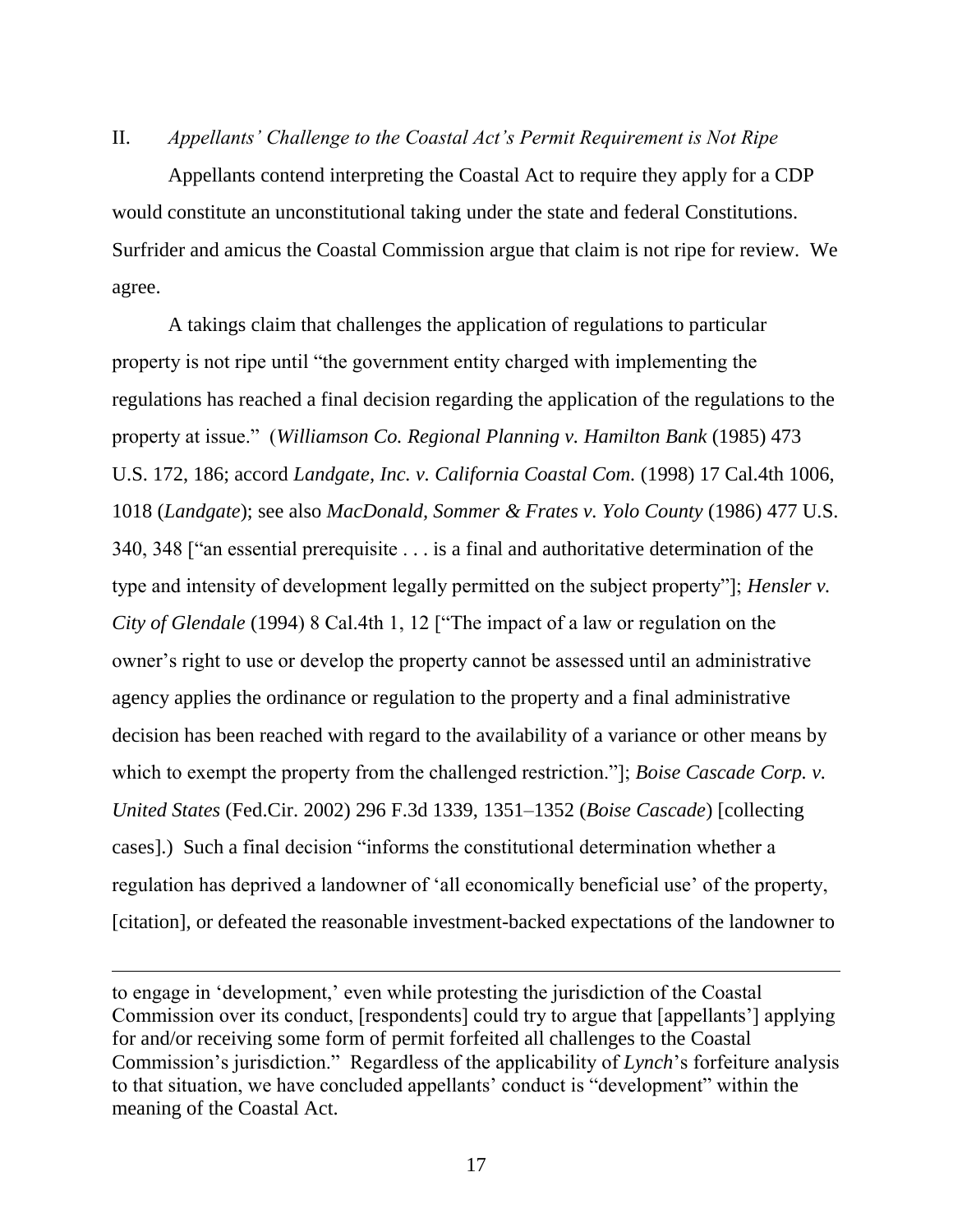II. *Appellants' Challenge to the Coastal Act's Permit Requirement is Not Ripe*

Appellants contend interpreting the Coastal Act to require they apply for a CDP would constitute an unconstitutional taking under the state and federal Constitutions. Surfrider and amicus the Coastal Commission argue that claim is not ripe for review. We agree.

A takings claim that challenges the application of regulations to particular property is not ripe until "the government entity charged with implementing the regulations has reached a final decision regarding the application of the regulations to the property at issue." (*Williamson Co. Regional Planning v. Hamilton Bank* (1985) 473 U.S. 172, 186; accord *Landgate, Inc. v. California Coastal Com.* (1998) 17 Cal.4th 1006, 1018 (*Landgate*); see also *MacDonald, Sommer & Frates v. Yolo County* (1986) 477 U.S. 340, 348 ["an essential prerequisite . . . is a final and authoritative determination of the type and intensity of development legally permitted on the subject property"]; *Hensler v. City of Glendale* (1994) 8 Cal.4th 1, 12 ["The impact of a law or regulation on the owner's right to use or develop the property cannot be assessed until an administrative agency applies the ordinance or regulation to the property and a final administrative decision has been reached with regard to the availability of a variance or other means by which to exempt the property from the challenged restriction."]; *Boise Cascade Corp. v. United States* (Fed.Cir. 2002) 296 F.3d 1339, 1351–1352 (*Boise Cascade*) [collecting cases].) Such a final decision "informs the constitutional determination whether a regulation has deprived a landowner of 'all economically beneficial use' of the property, [citation], or defeated the reasonable investment-backed expectations of the landowner to

---

to engage in 'development,' even while protesting the jurisdiction of the Coastal Commission over its conduct, [respondents] could try to argue that [appellants'] applying for and/or receiving some form of permit forfeited all challenges to the Coastal Commission's jurisdiction." Regardless of the applicability of *Lynch*'s forfeiture analysis to that situation, we have concluded appellants' conduct is "development" within the meaning of the Coastal Act.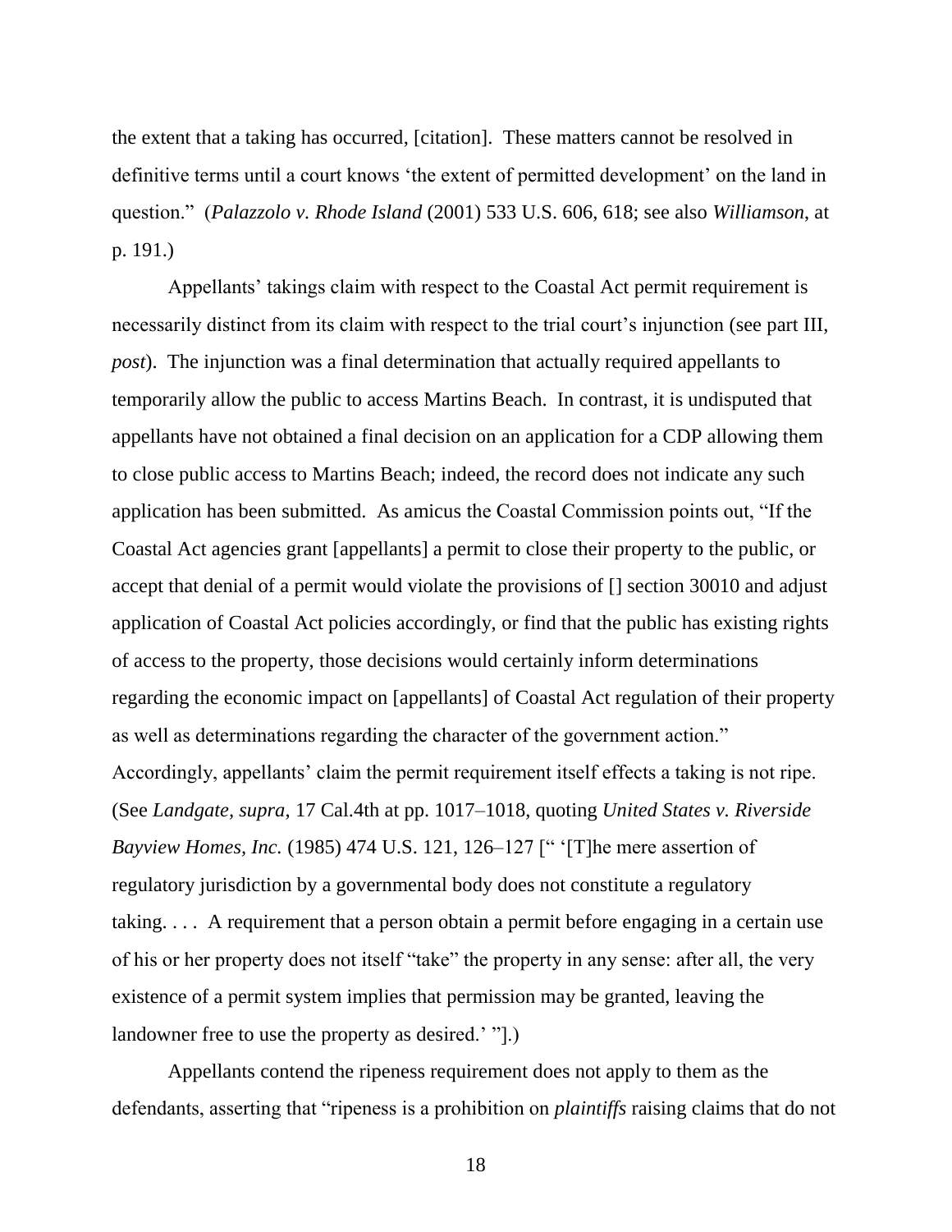the extent that a taking has occurred, [citation]. These matters cannot be resolved in definitive terms until a court knows 'the extent of permitted development' on the land in question." (*Palazzolo v. Rhode Island* (2001) 533 U.S. 606, 618; see also *Williamson*, at p. 191.)

Appellants' takings claim with respect to the Coastal Act permit requirement is necessarily distinct from its claim with respect to the trial court's injunction (see part III, *post*). The injunction was a final determination that actually required appellants to temporarily allow the public to access Martins Beach. In contrast, it is undisputed that appellants have not obtained a final decision on an application for a CDP allowing them to close public access to Martins Beach; indeed, the record does not indicate any such application has been submitted. As amicus the Coastal Commission points out, "If the Coastal Act agencies grant [appellants] a permit to close their property to the public, or accept that denial of a permit would violate the provisions of [] section 30010 and adjust application of Coastal Act policies accordingly, or find that the public has existing rights of access to the property, those decisions would certainly inform determinations regarding the economic impact on [appellants] of Coastal Act regulation of their property as well as determinations regarding the character of the government action." Accordingly, appellants' claim the permit requirement itself effects a taking is not ripe. (See *Landgate, supra,* 17 Cal.4th at pp. 1017–1018, quoting *United States v. Riverside Bayview Homes, Inc.* (1985) 474 U.S. 121, 126–127 [" '[T]he mere assertion of regulatory jurisdiction by a governmental body does not constitute a regulatory taking. . . . A requirement that a person obtain a permit before engaging in a certain use of his or her property does not itself "take" the property in any sense: after all, the very existence of a permit system implies that permission may be granted, leaving the landowner free to use the property as desired.' "].)

Appellants contend the ripeness requirement does not apply to them as the defendants, asserting that "ripeness is a prohibition on *plaintiffs* raising claims that do not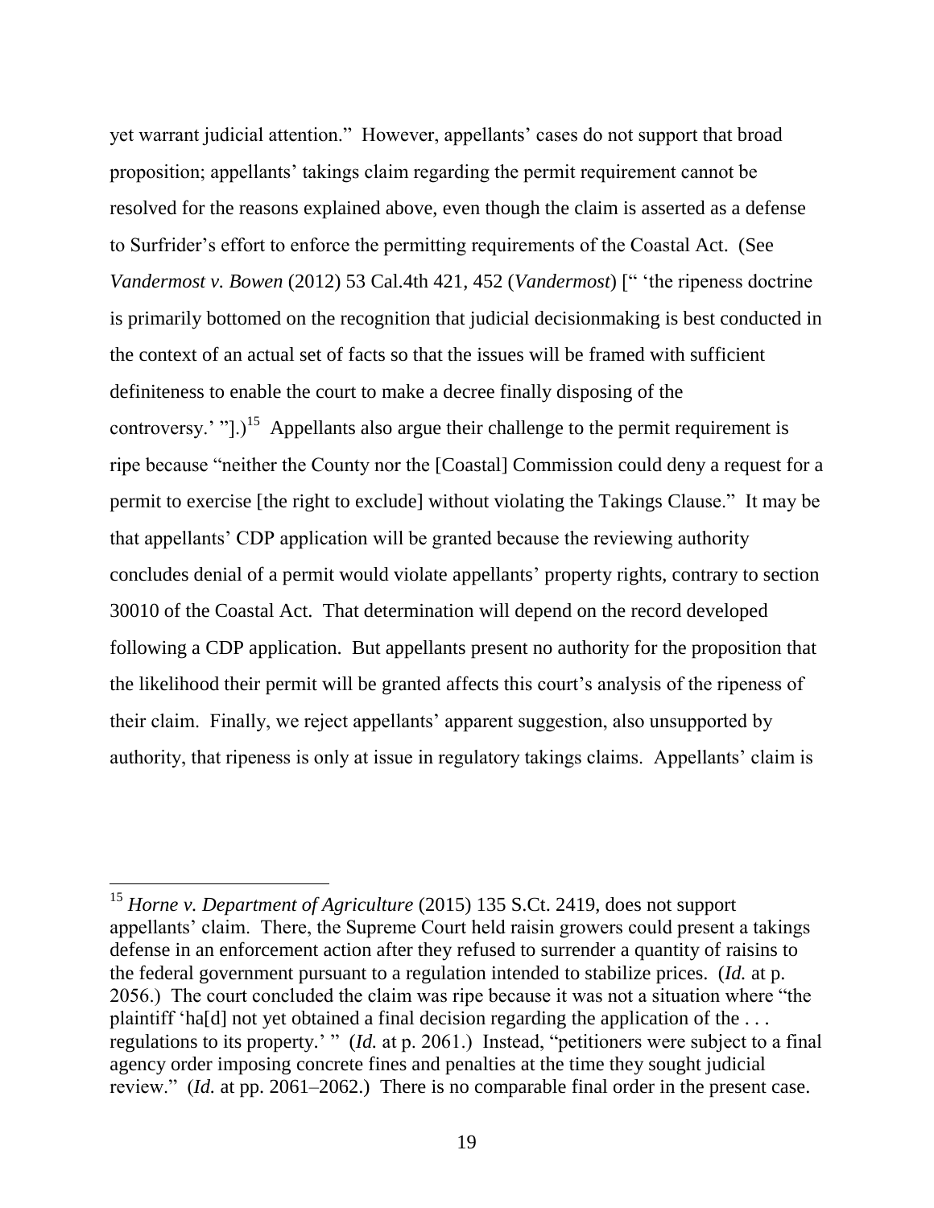yet warrant judicial attention." However, appellants' cases do not support that broad proposition; appellants' takings claim regarding the permit requirement cannot be resolved for the reasons explained above, even though the claim is asserted as a defense to Surfrider's effort to enforce the permitting requirements of the Coastal Act. (See *Vandermost v. Bowen* (2012) 53 Cal.4th 421, 452 (*Vandermost*) [" 'the ripeness doctrine is primarily bottomed on the recognition that judicial decisionmaking is best conducted in the context of an actual set of facts so that the issues will be framed with sufficient definiteness to enable the court to make a decree finally disposing of the controversy.' "].)[15] Appellants also argue their challenge to the permit requirement is ripe because "neither the County nor the [Coastal] Commission could deny a request for a permit to exercise [the right to exclude] without violating the Takings Clause." It may be that appellants' CDP application will be granted because the reviewing authority concludes denial of a permit would violate appellants' property rights, contrary to section 30010 of the Coastal Act. That determination will depend on the record developed following a CDP application. But appellants present no authority for the proposition that the likelihood their permit will be granted affects this court's analysis of the ripeness of their claim. Finally, we reject appellants' apparent suggestion, also unsupported by authority, that ripeness is only at issue in regulatory takings claims. Appellants' claim is

---

[15] *Horne v. Department of Agriculture* (2015) 135 S.Ct. 2419, does not support appellants' claim. There, the Supreme Court held raisin growers could present a takings defense in an enforcement action after they refused to surrender a quantity of raisins to the federal government pursuant to a regulation intended to stabilize prices. (*Id.* at p. 2056.) The court concluded the claim was ripe because it was not a situation where "the plaintiff 'ha[d] not yet obtained a final decision regarding the application of the . . . regulations to its property.' " (*Id.* at p. 2061.) Instead, "petitioners were subject to a final agency order imposing concrete fines and penalties at the time they sought judicial review." (*Id.* at pp. 2061–2062.) There is no comparable final order in the present case.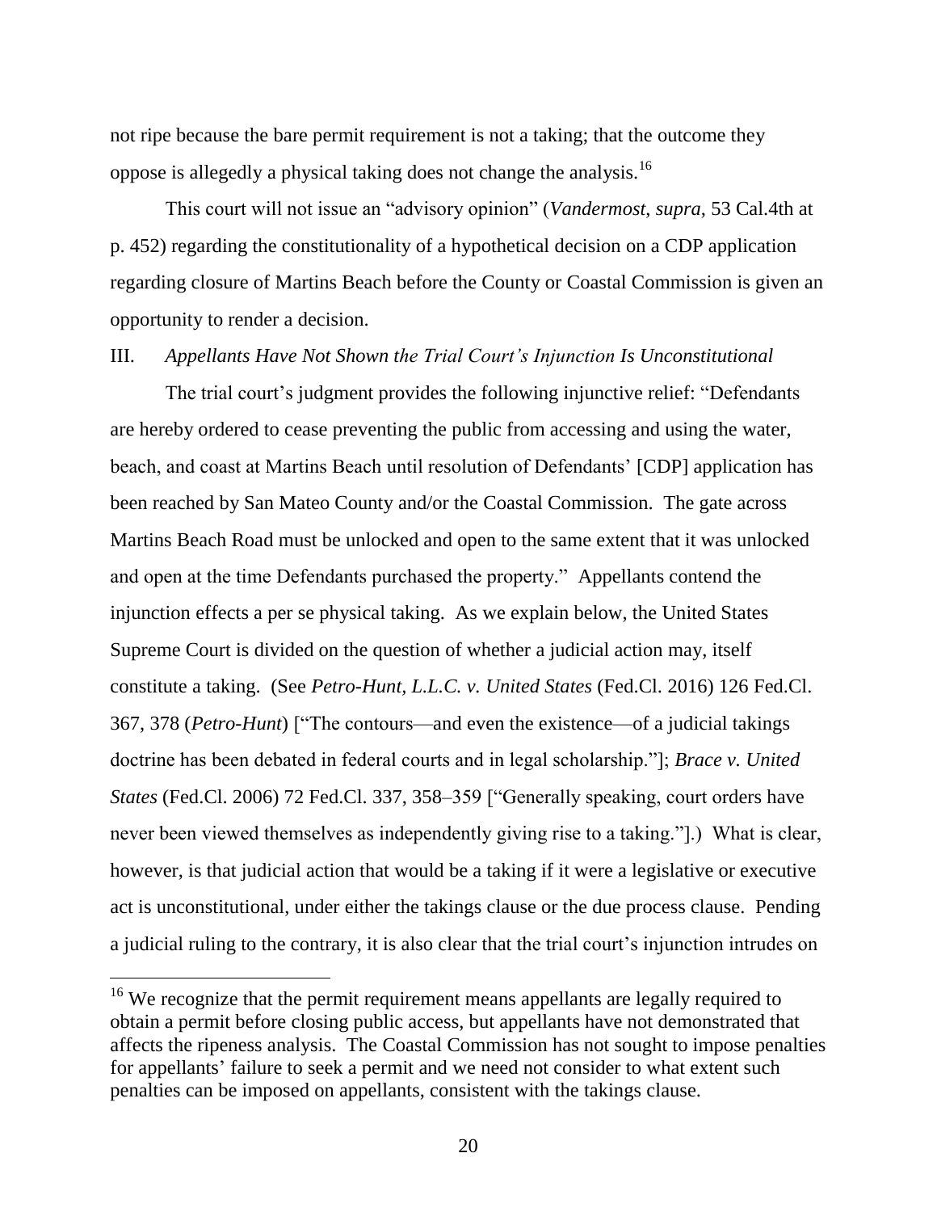not ripe because the bare permit requirement is not a taking; that the outcome they oppose is allegedly a physical taking does not change the analysis.[16]

This court will not issue an "advisory opinion" (*Vandermost*, *supra*, 53 Cal.4th at p. 452) regarding the constitutionality of a hypothetical decision on a CDP application regarding closure of Martins Beach before the County or Coastal Commission is given an opportunity to render a decision.

III. *Appellants Have Not Shown the Trial Court's Injunction Is Unconstitutional*

The trial court's judgment provides the following injunctive relief: "Defendants are hereby ordered to cease preventing the public from accessing and using the water, beach, and coast at Martins Beach until resolution of Defendants' [CDP] application has been reached by San Mateo County and/or the Coastal Commission. The gate across Martins Beach Road must be unlocked and open to the same extent that it was unlocked and open at the time Defendants purchased the property." Appellants contend the injunction effects a per se physical taking. As we explain below, the United States Supreme Court is divided on the question of whether a judicial action may, itself constitute a taking. (See *Petro-Hunt, L.L.C. v. United States* (Fed.Cl. 2016) 126 Fed.Cl. 367, 378 (*Petro-Hunt*) ["The contours—and even the existence—of a judicial takings doctrine has been debated in federal courts and in legal scholarship."]; *Brace v. United States* (Fed.Cl. 2006) 72 Fed.Cl. 337, 358–359 ["Generally speaking, court orders have never been viewed themselves as independently giving rise to a taking."].) What is clear, however, is that judicial action that would be a taking if it were a legislative or executive act is unconstitutional, under either the takings clause or the due process clause. Pending a judicial ruling to the contrary, it is also clear that the trial court's injunction intrudes on

[16] We recognize that the permit requirement means appellants are legally required to obtain a permit before closing public access, but appellants have not demonstrated that affects the ripeness analysis. The Coastal Commission has not sought to impose penalties for appellants' failure to seek a permit and we need not consider to what extent such penalties can be imposed on appellants, consistent with the takings clause.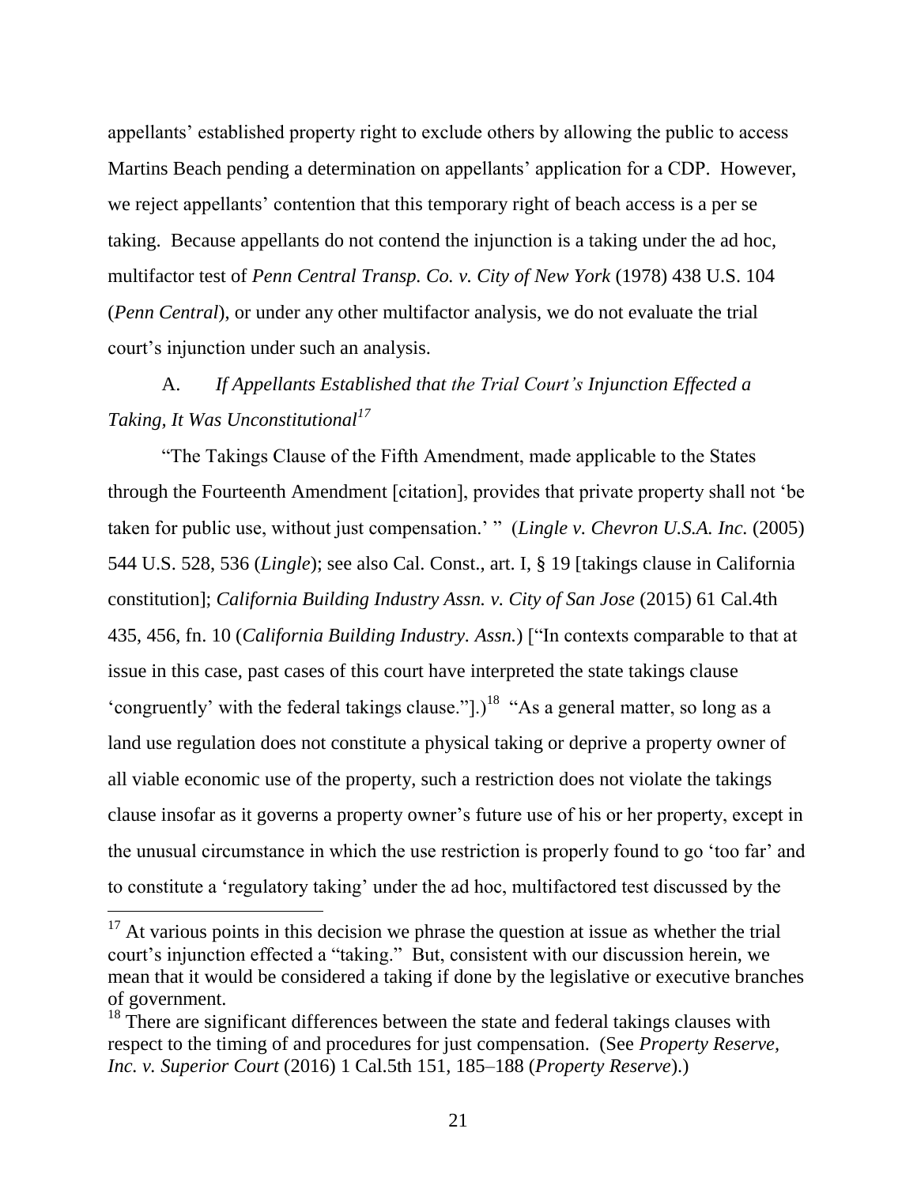appellants' established property right to exclude others by allowing the public to access Martins Beach pending a determination on appellants' application for a CDP. However, we reject appellants' contention that this temporary right of beach access is a per se taking. Because appellants do not contend the injunction is a taking under the ad hoc, multifactor test of *Penn Central Transp. Co. v. City of New York* (1978) 438 U.S. 104 (*Penn Central*), or under any other multifactor analysis, we do not evaluate the trial court's injunction under such an analysis.

A. *If Appellants Established that the Trial Court's Injunction Effected a Taking, It Was Unconstitutional*[17]

"The Takings Clause of the Fifth Amendment, made applicable to the States through the Fourteenth Amendment [citation], provides that private property shall not 'be taken for public use, without just compensation.' " (*Lingle v. Chevron U.S.A. Inc.* (2005) 544 U.S. 528, 536 (*Lingle*); see also Cal. Const., art. I, § 19 [takings clause in California constitution]; *California Building Industry Assn. v. City of San Jose* (2015) 61 Cal.4th 435, 456, fn. 10 (*California Building Industry. Assn.*) ["In contexts comparable to that at issue in this case, past cases of this court have interpreted the state takings clause 'congruently' with the federal takings clause."].)[18] "As a general matter, so long as a land use regulation does not constitute a physical taking or deprive a property owner of all viable economic use of the property, such a restriction does not violate the takings clause insofar as it governs a property owner's future use of his or her property, except in the unusual circumstance in which the use restriction is properly found to go 'too far' and to constitute a 'regulatory taking' under the ad hoc, multifactored test discussed by the

[17] At various points in this decision we phrase the question at issue as whether the trial court's injunction effected a "taking." But, consistent with our discussion herein, we mean that it would be considered a taking if done by the legislative or executive branches of government.

[18] There are significant differences between the state and federal takings clauses with respect to the timing of and procedures for just compensation. (See *Property Reserve, Inc. v. Superior Court* (2016) 1 Cal.5th 151, 185–188 (*Property Reserve*).)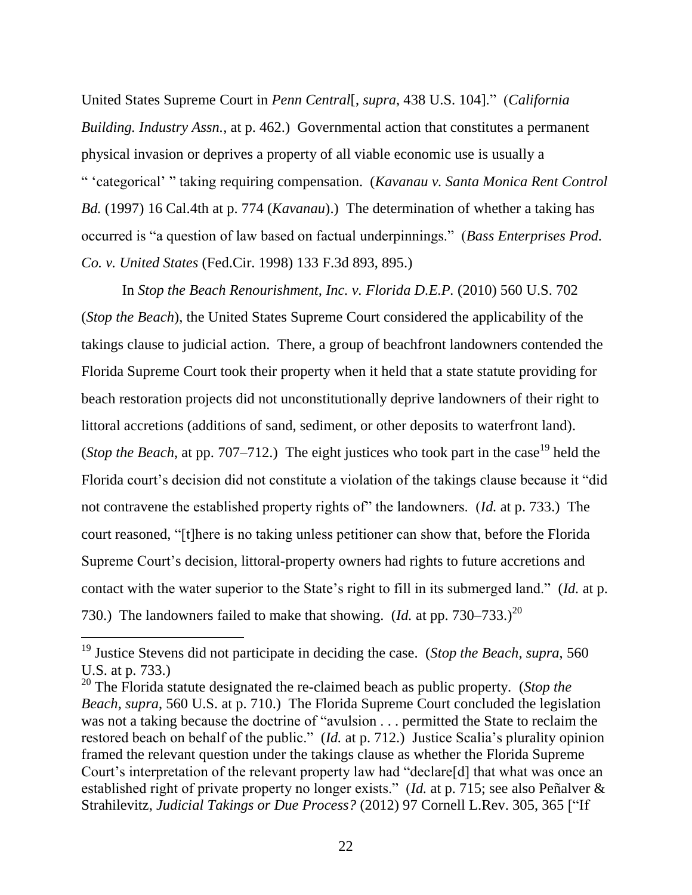United States Supreme Court in *Penn Central*[, *supra*, 438 U.S. 104]." (*California Building. Industry Assn.*, at p. 462.) Governmental action that constitutes a permanent physical invasion or deprives a property of all viable economic use is usually a " 'categorical' " taking requiring compensation. (*Kavanau v. Santa Monica Rent Control Bd.* (1997) 16 Cal.4th at p. 774 (*Kavanau*).) The determination of whether a taking has occurred is "a question of law based on factual underpinnings." (*Bass Enterprises Prod. Co. v. United States* (Fed.Cir. 1998) 133 F.3d 893, 895.)

In *Stop the Beach Renourishment, Inc. v. Florida D.E.P.* (2010) 560 U.S. 702 (*Stop the Beach*), the United States Supreme Court considered the applicability of the takings clause to judicial action. There, a group of beachfront landowners contended the Florida Supreme Court took their property when it held that a state statute providing for beach restoration projects did not unconstitutionally deprive landowners of their right to littoral accretions (additions of sand, sediment, or other deposits to waterfront land). (*Stop the Beach*, at pp. 707–712.) The eight justices who took part in the case[19] held the Florida court's decision did not constitute a violation of the takings clause because it "did not contravene the established property rights of" the landowners. (*Id.* at p. 733.) The court reasoned, "[t]here is no taking unless petitioner can show that, before the Florida Supreme Court's decision, littoral-property owners had rights to future accretions and contact with the water superior to the State's right to fill in its submerged land." (*Id.* at p. 730.) The landowners failed to make that showing. (*Id.* at pp. 730–733.)[20]

---

[19] Justice Stevens did not participate in deciding the case. (*Stop the Beach*, *supra*, 560 U.S. at p. 733.)

[20] The Florida statute designated the re-claimed beach as public property. (*Stop the Beach*, *supra*, 560 U.S. at p. 710.) The Florida Supreme Court concluded the legislation was not a taking because the doctrine of "avulsion . . . permitted the State to reclaim the restored beach on behalf of the public." (*Id.* at p. 712.) Justice Scalia's plurality opinion framed the relevant question under the takings clause as whether the Florida Supreme Court's interpretation of the relevant property law had "declare[d] that what was once an established right of private property no longer exists." (*Id.* at p. 715; see also Peñalver & Strahilevitz, *Judicial Takings or Due Process?* (2012) 97 Cornell L.Rev. 305, 365 ["If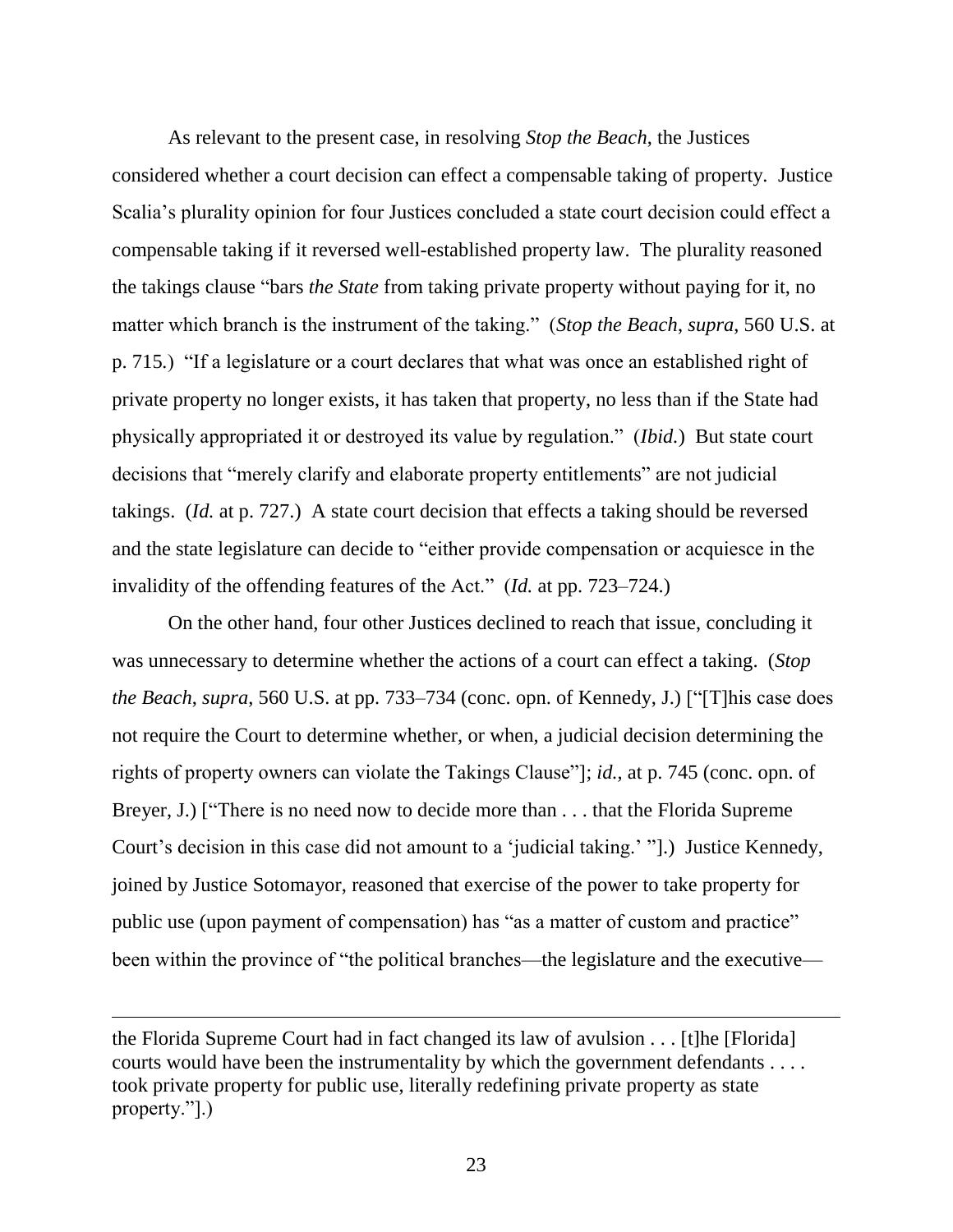As relevant to the present case, in resolving *Stop the Beach*, the Justices considered whether a court decision can effect a compensable taking of property. Justice Scalia's plurality opinion for four Justices concluded a state court decision could effect a compensable taking if it reversed well-established property law. The plurality reasoned the takings clause "bars *the State* from taking private property without paying for it, no matter which branch is the instrument of the taking." (*Stop the Beach*, *supra*, 560 U.S. at p. 715.) "If a legislature or a court declares that what was once an established right of private property no longer exists, it has taken that property, no less than if the State had physically appropriated it or destroyed its value by regulation." (*Ibid.*) But state court decisions that "merely clarify and elaborate property entitlements" are not judicial takings. (*Id.* at p. 727.) A state court decision that effects a taking should be reversed and the state legislature can decide to "either provide compensation or acquiesce in the invalidity of the offending features of the Act." (*Id.* at pp. 723–724.)

On the other hand, four other Justices declined to reach that issue, concluding it was unnecessary to determine whether the actions of a court can effect a taking. (*Stop the Beach*, *supra*, 560 U.S. at pp. 733–734 (conc. opn. of Kennedy, J.) ["[T]his case does not require the Court to determine whether, or when, a judicial decision determining the rights of property owners can violate the Takings Clause"]; *id.*, at p. 745 (conc. opn. of Breyer, J.) ["There is no need now to decide more than . . . that the Florida Supreme Court's decision in this case did not amount to a 'judicial taking.' "].) Justice Kennedy, joined by Justice Sotomayor, reasoned that exercise of the power to take property for public use (upon payment of compensation) has "as a matter of custom and practice" been within the province of "the political branches—the legislature and the executive—

---

the Florida Supreme Court had in fact changed its law of avulsion . . . [t]he [Florida] courts would have been the instrumentality by which the government defendants . . . . took private property for public use, literally redefining private property as state property."].)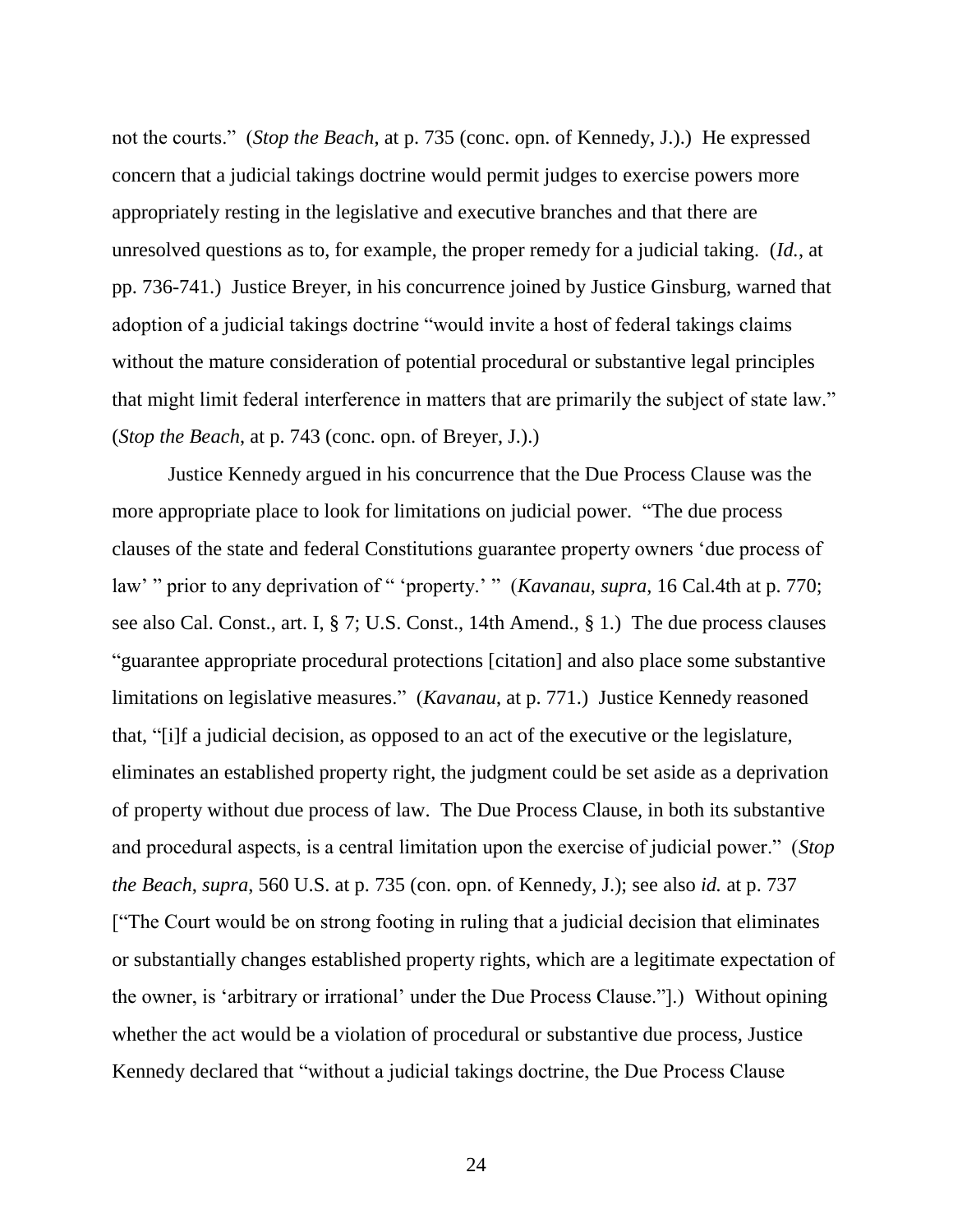not the courts." (*Stop the Beach*, at p. 735 (conc. opn. of Kennedy, J.).) He expressed concern that a judicial takings doctrine would permit judges to exercise powers more appropriately resting in the legislative and executive branches and that there are unresolved questions as to, for example, the proper remedy for a judicial taking. (*Id.*, at pp. 736-741.) Justice Breyer, in his concurrence joined by Justice Ginsburg, warned that adoption of a judicial takings doctrine "would invite a host of federal takings claims without the mature consideration of potential procedural or substantive legal principles that might limit federal interference in matters that are primarily the subject of state law." (*Stop the Beach*, at p. 743 (conc. opn. of Breyer, J.).)

Justice Kennedy argued in his concurrence that the Due Process Clause was the more appropriate place to look for limitations on judicial power. "The due process clauses of the state and federal Constitutions guarantee property owners 'due process of law' " prior to any deprivation of " 'property.' " (*Kavanau*, *supra*, 16 Cal.4th at p. 770; see also Cal. Const., art. I, § 7; U.S. Const., 14th Amend., § 1.) The due process clauses "guarantee appropriate procedural protections [citation] and also place some substantive limitations on legislative measures." (*Kavanau*, at p. 771.) Justice Kennedy reasoned that, "[i]f a judicial decision, as opposed to an act of the executive or the legislature, eliminates an established property right, the judgment could be set aside as a deprivation of property without due process of law. The Due Process Clause, in both its substantive and procedural aspects, is a central limitation upon the exercise of judicial power." (*Stop the Beach*, *supra*, 560 U.S. at p. 735 (con. opn. of Kennedy, J.); see also *id.* at p. 737 ["The Court would be on strong footing in ruling that a judicial decision that eliminates or substantially changes established property rights, which are a legitimate expectation of the owner, is 'arbitrary or irrational' under the Due Process Clause."].) Without opining whether the act would be a violation of procedural or substantive due process, Justice Kennedy declared that "without a judicial takings doctrine, the Due Process Clause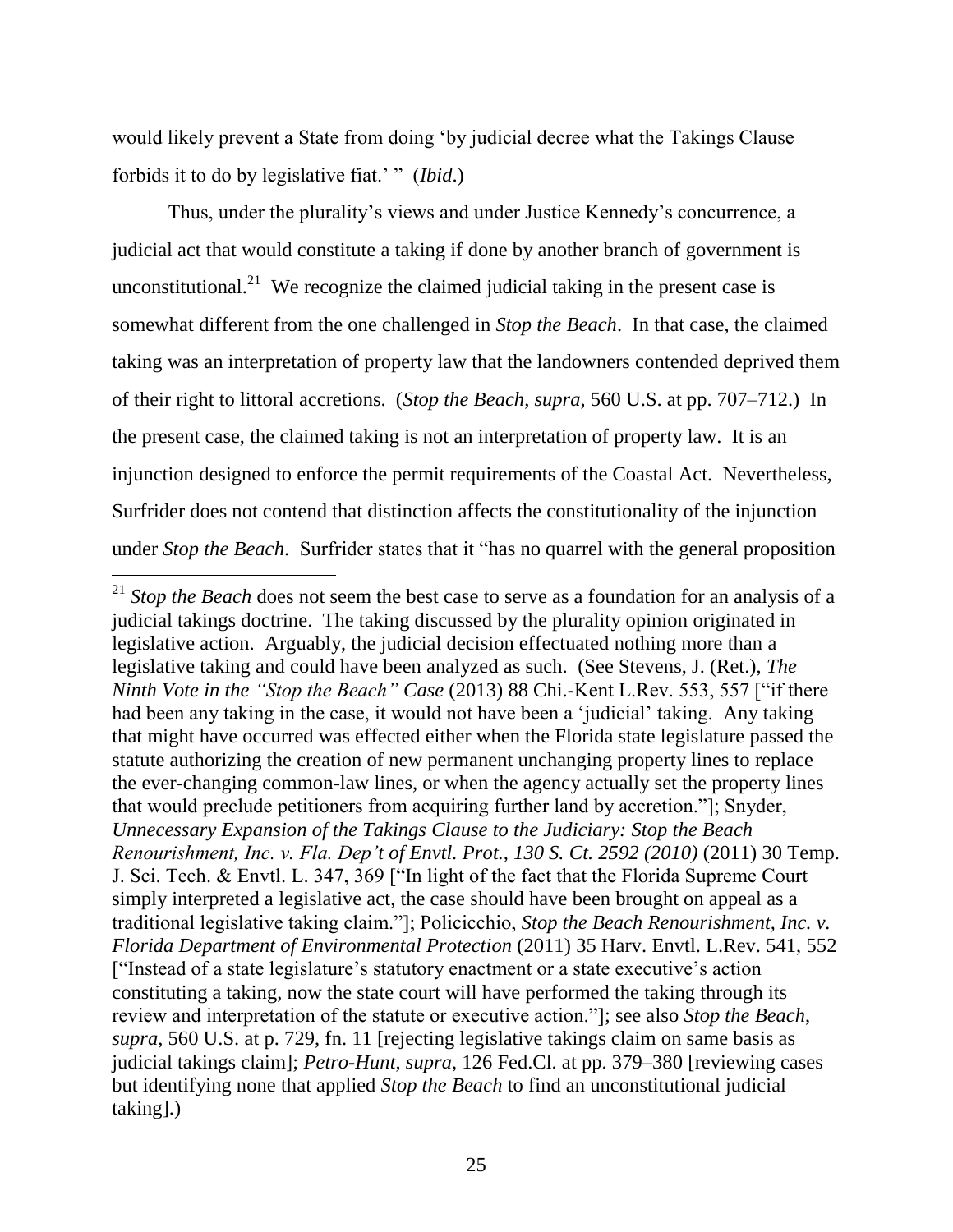would likely prevent a State from doing 'by judicial decree what the Takings Clause forbids it to do by legislative fiat.' " (*Ibid*.)

Thus, under the plurality's views and under Justice Kennedy's concurrence, a judicial act that would constitute a taking if done by another branch of government is unconstitutional.[21] We recognize the claimed judicial taking in the present case is somewhat different from the one challenged in *Stop the Beach*. In that case, the claimed taking was an interpretation of property law that the landowners contended deprived them of their right to littoral accretions. (*Stop the Beach*, *supra*, 560 U.S. at pp. 707–712.) In the present case, the claimed taking is not an interpretation of property law. It is an injunction designed to enforce the permit requirements of the Coastal Act. Nevertheless, Surfrider does not contend that distinction affects the constitutionality of the injunction under *Stop the Beach*. Surfrider states that it "has no quarrel with the general proposition

---

[21] *Stop the Beach* does not seem the best case to serve as a foundation for an analysis of a judicial takings doctrine. The taking discussed by the plurality opinion originated in legislative action. Arguably, the judicial decision effectuated nothing more than a legislative taking and could have been analyzed as such. (See Stevens, J. (Ret.), *The Ninth Vote in the "Stop the Beach" Case* (2013) 88 Chi.-Kent L.Rev. 553, 557 ["if there had been any taking in the case, it would not have been a 'judicial' taking. Any taking that might have occurred was effected either when the Florida state legislature passed the statute authorizing the creation of new permanent unchanging property lines to replace the ever-changing common-law lines, or when the agency actually set the property lines that would preclude petitioners from acquiring further land by accretion."]; Snyder, *Unnecessary Expansion of the Takings Clause to the Judiciary: Stop the Beach Renourishment, Inc. v. Fla. Dep't of Envtl. Prot., 130 S. Ct. 2592 (2010)* (2011) 30 Temp. J. Sci. Tech. & Envtl. L. 347, 369 ["In light of the fact that the Florida Supreme Court simply interpreted a legislative act, the case should have been brought on appeal as a traditional legislative taking claim."]; Policicchio, *Stop the Beach Renourishment, Inc. v. Florida Department of Environmental Protection* (2011) 35 Harv. Envtl. L.Rev. 541, 552 ["Instead of a state legislature's statutory enactment or a state executive's action constituting a taking, now the state court will have performed the taking through its review and interpretation of the statute or executive action."]; see also *Stop the Beach*, *supra*, 560 U.S. at p. 729, fn. 11 [rejecting legislative takings claim on same basis as judicial takings claim]; *Petro-Hunt*, *supra*, 126 Fed.Cl. at pp. 379–380 [reviewing cases but identifying none that applied *Stop the Beach* to find an unconstitutional judicial taking].)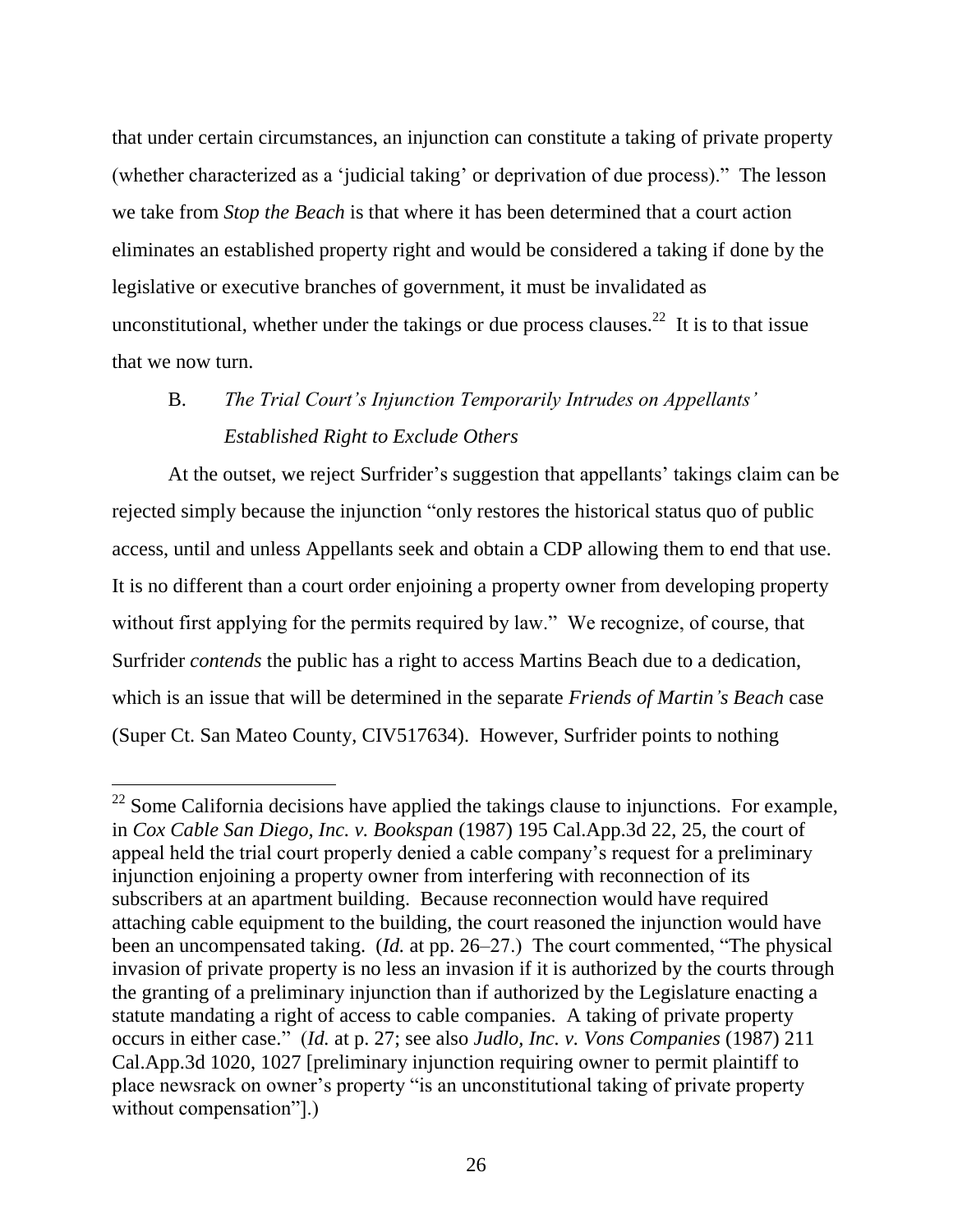that under certain circumstances, an injunction can constitute a taking of private property (whether characterized as a 'judicial taking' or deprivation of due process)." The lesson we take from *Stop the Beach* is that where it has been determined that a court action eliminates an established property right and would be considered a taking if done by the legislative or executive branches of government, it must be invalidated as unconstitutional, whether under the takings or due process clauses.[22] It is to that issue that we now turn.

### B. *The Trial Court's Injunction Temporarily Intrudes on Appellants' Established Right to Exclude Others*

At the outset, we reject Surfrider's suggestion that appellants' takings claim can be rejected simply because the injunction "only restores the historical status quo of public access, until and unless Appellants seek and obtain a CDP allowing them to end that use. It is no different than a court order enjoining a property owner from developing property without first applying for the permits required by law." We recognize, of course, that Surfrider *contends* the public has a right to access Martins Beach due to a dedication, which is an issue that will be determined in the separate *Friends of Martin's Beach* case (Super Ct. San Mateo County, CIV517634). However, Surfrider points to nothing

---

[22] Some California decisions have applied the takings clause to injunctions. For example, in *Cox Cable San Diego, Inc. v. Bookspan* (1987) 195 Cal.App.3d 22, 25, the court of appeal held the trial court properly denied a cable company's request for a preliminary injunction enjoining a property owner from interfering with reconnection of its subscribers at an apartment building. Because reconnection would have required attaching cable equipment to the building, the court reasoned the injunction would have been an uncompensated taking. (*Id.* at pp. 26–27.) The court commented, "The physical invasion of private property is no less an invasion if it is authorized by the courts through the granting of a preliminary injunction than if authorized by the Legislature enacting a statute mandating a right of access to cable companies. A taking of private property occurs in either case." (*Id.* at p. 27; see also *Judlo, Inc. v. Vons Companies* (1987) 211 Cal.App.3d 1020, 1027 [preliminary injunction requiring owner to permit plaintiff to place newsrack on owner's property "is an unconstitutional taking of private property without compensation"].)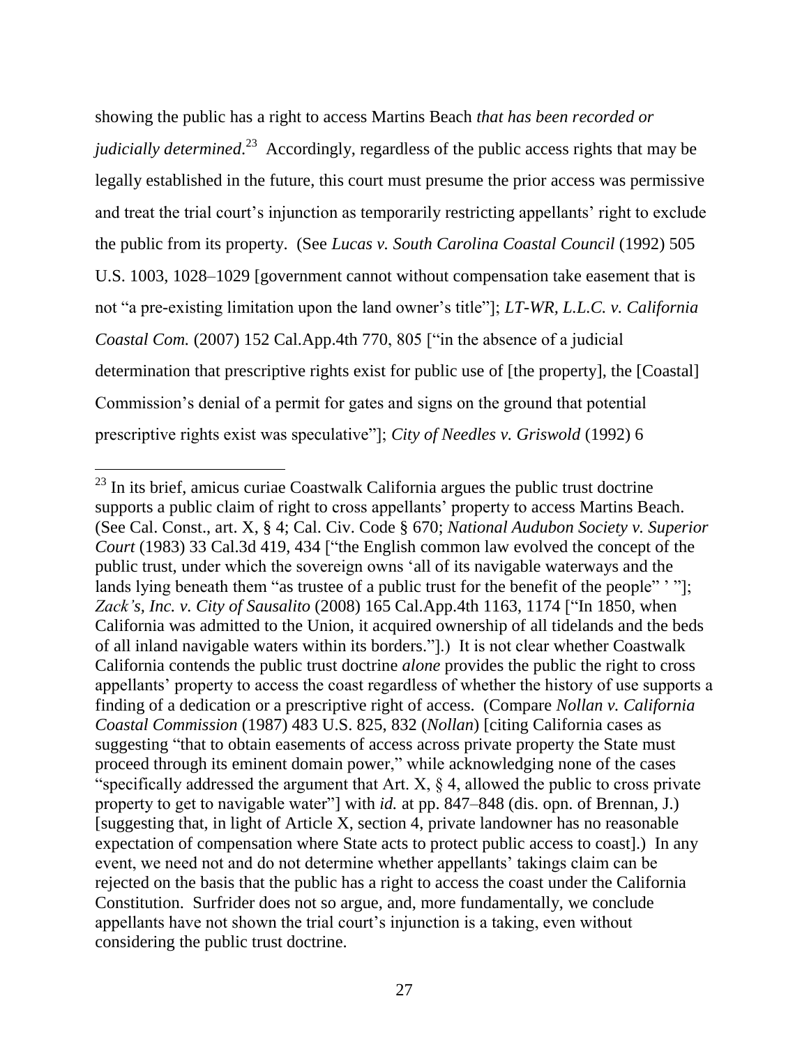showing the public has a right to access Martins Beach *that has been recorded or judicially determined*.[23] Accordingly, regardless of the public access rights that may be legally established in the future, this court must presume the prior access was permissive and treat the trial court's injunction as temporarily restricting appellants' right to exclude the public from its property. (See *Lucas v. South Carolina Coastal Council* (1992) 505 U.S. 1003, 1028–1029 [government cannot without compensation take easement that is not "a pre-existing limitation upon the land owner's title"]; *LT-WR, L.L.C. v. California Coastal Com.* (2007) 152 Cal.App.4th 770, 805 ["in the absence of a judicial determination that prescriptive rights exist for public use of [the property], the [Coastal] Commission's denial of a permit for gates and signs on the ground that potential prescriptive rights exist was speculative"]; *City of Needles v. Griswold* (1992) 6

---

[23] In its brief, amicus curiae Coastwalk California argues the public trust doctrine supports a public claim of right to cross appellants' property to access Martins Beach. (See Cal. Const., art. X, § 4; Cal. Civ. Code § 670; *National Audubon Society v. Superior Court* (1983) 33 Cal.3d 419, 434 ["the English common law evolved the concept of the public trust, under which the sovereign owns 'all of its navigable waterways and the lands lying beneath them "as trustee of a public trust for the benefit of the people" ' "]; *Zack's, Inc. v. City of Sausalito* (2008) 165 Cal.App.4th 1163, 1174 ["In 1850, when California was admitted to the Union, it acquired ownership of all tidelands and the beds of all inland navigable waters within its borders."].) It is not clear whether Coastwalk California contends the public trust doctrine *alone* provides the public the right to cross appellants' property to access the coast regardless of whether the history of use supports a finding of a dedication or a prescriptive right of access. (Compare *Nollan v. California Coastal Commission* (1987) 483 U.S. 825, 832 (*Nollan*) [citing California cases as suggesting "that to obtain easements of access across private property the State must proceed through its eminent domain power," while acknowledging none of the cases "specifically addressed the argument that Art. X, § 4, allowed the public to cross private property to get to navigable water"] with *id.* at pp. 847–848 (dis. opn. of Brennan, J.) [suggesting that, in light of Article X, section 4, private landowner has no reasonable expectation of compensation where State acts to protect public access to coast].) In any event, we need not and do not determine whether appellants' takings claim can be rejected on the basis that the public has a right to access the coast under the California Constitution. Surfrider does not so argue, and, more fundamentally, we conclude appellants have not shown the trial court's injunction is a taking, even without considering the public trust doctrine.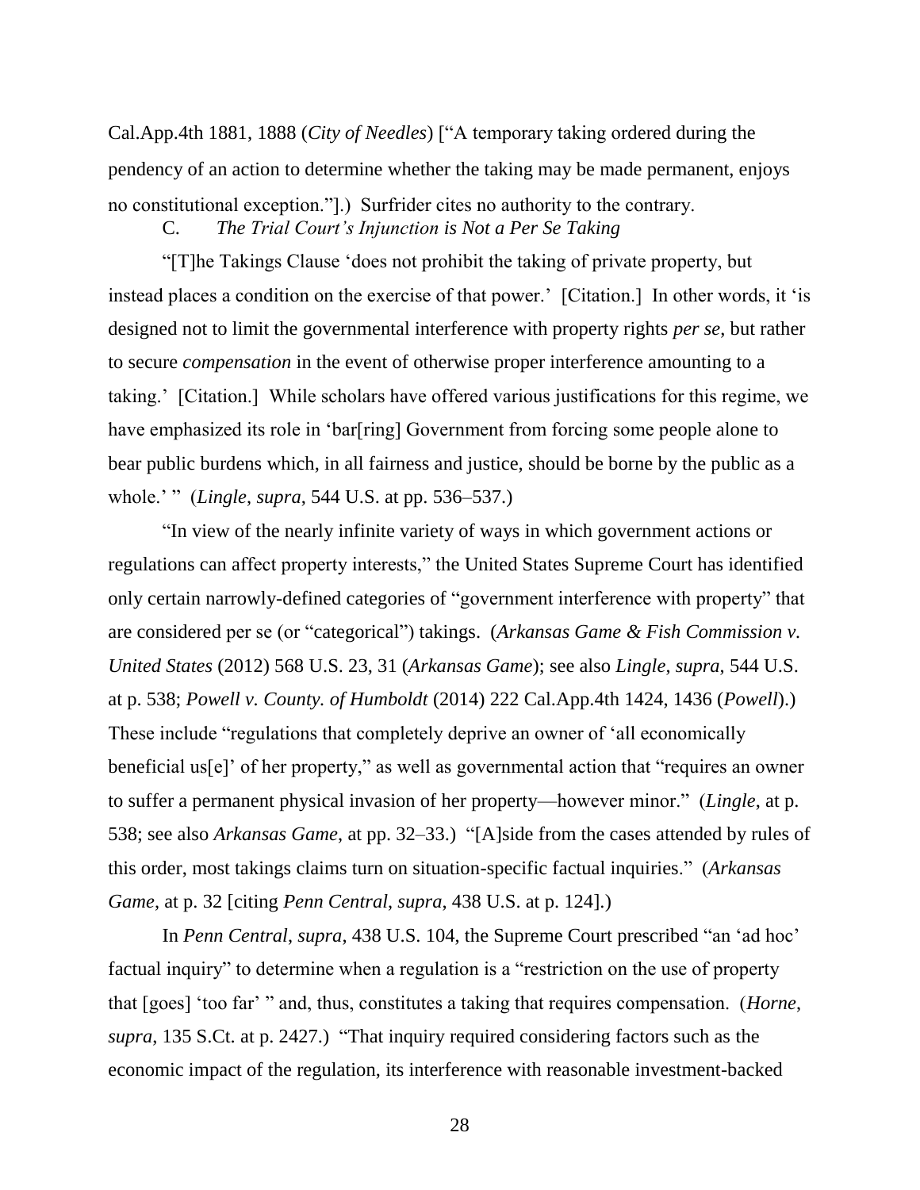Cal.App.4th 1881, 1888 (*City of Needles*) ["A temporary taking ordered during the pendency of an action to determine whether the taking may be made permanent, enjoys no constitutional exception."].) Surfrider cites no authority to the contrary.

C. *The Trial Court's Injunction is Not a Per Se Taking*

"[T]he Takings Clause 'does not prohibit the taking of private property, but instead places a condition on the exercise of that power.' [Citation.] In other words, it 'is designed not to limit the governmental interference with property rights *per se*, but rather to secure *compensation* in the event of otherwise proper interference amounting to a taking.' [Citation.] While scholars have offered various justifications for this regime, we have emphasized its role in 'bar[ring] Government from forcing some people alone to bear public burdens which, in all fairness and justice, should be borne by the public as a whole.' " (*Lingle*, *supra*, 544 U.S. at pp. 536–537.)

"In view of the nearly infinite variety of ways in which government actions or regulations can affect property interests," the United States Supreme Court has identified only certain narrowly-defined categories of "government interference with property" that are considered per se (or "categorical") takings. (*Arkansas Game & Fish Commission v. United States* (2012) 568 U.S. 23, 31 (*Arkansas Game*); see also *Lingle*, *supra*, 544 U.S. at p. 538; *Powell v. County. of Humboldt* (2014) 222 Cal.App.4th 1424, 1436 (*Powell*).) These include "regulations that completely deprive an owner of 'all economically beneficial us[e]' of her property," as well as governmental action that "requires an owner to suffer a permanent physical invasion of her property—however minor." (*Lingle*, at p. 538; see also *Arkansas Game*, at pp. 32–33.) "[A]side from the cases attended by rules of this order, most takings claims turn on situation-specific factual inquiries." (*Arkansas Game*, at p. 32 [citing *Penn Central*, *supra*, 438 U.S. at p. 124].)

In *Penn Central*, *supra*, 438 U.S. 104, the Supreme Court prescribed "an 'ad hoc' factual inquiry" to determine when a regulation is a "restriction on the use of property that [goes] 'too far' " and, thus, constitutes a taking that requires compensation. (*Horne*, *supra*, 135 S.Ct. at p. 2427.) "That inquiry required considering factors such as the economic impact of the regulation, its interference with reasonable investment-backed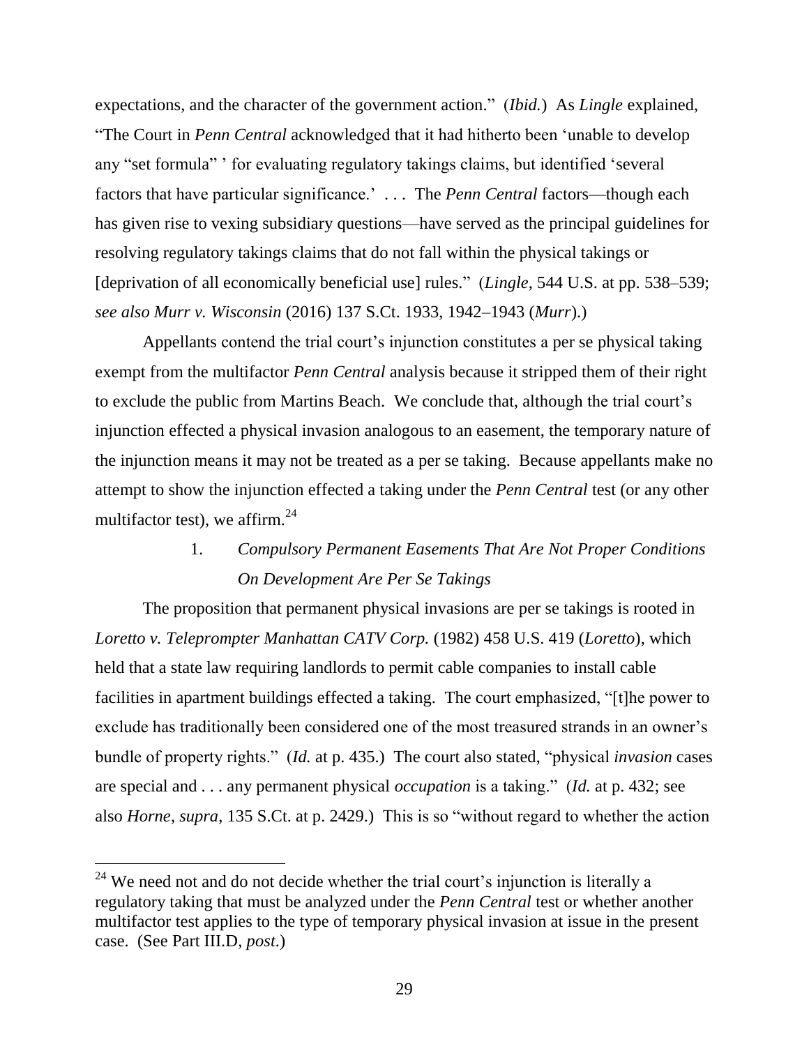expectations, and the character of the government action." (*Ibid.*) As *Lingle* explained, "The Court in *Penn Central* acknowledged that it had hitherto been 'unable to develop any "set formula" ' for evaluating regulatory takings claims, but identified 'several factors that have particular significance.' . . . The *Penn Central* factors—though each has given rise to vexing subsidiary questions—have served as the principal guidelines for resolving regulatory takings claims that do not fall within the physical takings or [deprivation of all economically beneficial use] rules." (*Lingle*, 544 U.S. at pp. 538–539; *see also Murr v. Wisconsin* (2016) 137 S.Ct. 1933, 1942–1943 (*Murr*).)

Appellants contend the trial court's injunction constitutes a per se physical taking exempt from the multifactor *Penn Central* analysis because it stripped them of their right to exclude the public from Martins Beach. We conclude that, although the trial court's injunction effected a physical invasion analogous to an easement, the temporary nature of the injunction means it may not be treated as a per se taking. Because appellants make no attempt to show the injunction effected a taking under the *Penn Central* test (or any other multifactor test), we affirm.[24]

### 1. *Compulsory Permanent Easements That Are Not Proper Conditions On Development Are Per Se Takings*

The proposition that permanent physical invasions are per se takings is rooted in *Loretto v. Teleprompter Manhattan CATV Corp.* (1982) 458 U.S. 419 (*Loretto*), which held that a state law requiring landlords to permit cable companies to install cable facilities in apartment buildings effected a taking. The court emphasized, "[t]he power to exclude has traditionally been considered one of the most treasured strands in an owner's bundle of property rights." (*Id.* at p. 435.) The court also stated, "physical *invasion* cases are special and . . . any permanent physical *occupation* is a taking." (*Id.* at p. 432; see also *Horne*, *supra*, 135 S.Ct. at p. 2429.) This is so "without regard to whether the action

---

[24] We need not and do not decide whether the trial court's injunction is literally a regulatory taking that must be analyzed under the *Penn Central* test or whether another multifactor test applies to the type of temporary physical invasion at issue in the present case. (See Part III.D, *post*.)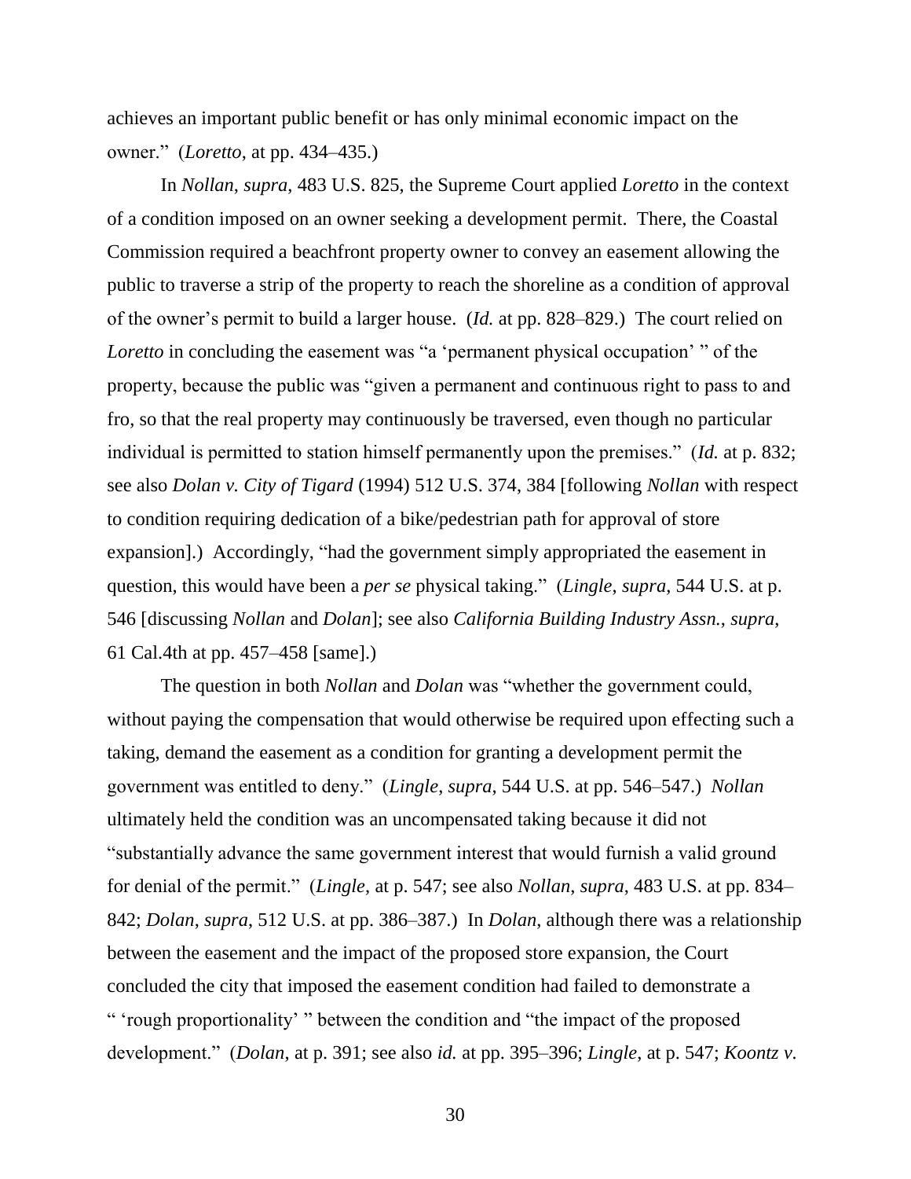achieves an important public benefit or has only minimal economic impact on the owner." (*Loretto*, at pp. 434–435.)

In *Nollan*, *supra*, 483 U.S. 825, the Supreme Court applied *Loretto* in the context of a condition imposed on an owner seeking a development permit. There, the Coastal Commission required a beachfront property owner to convey an easement allowing the public to traverse a strip of the property to reach the shoreline as a condition of approval of the owner's permit to build a larger house. (*Id.* at pp. 828–829.) The court relied on *Loretto* in concluding the easement was "a 'permanent physical occupation' " of the property, because the public was "given a permanent and continuous right to pass to and fro, so that the real property may continuously be traversed, even though no particular individual is permitted to station himself permanently upon the premises." (*Id.* at p. 832; see also *Dolan v. City of Tigard* (1994) 512 U.S. 374, 384 [following *Nollan* with respect to condition requiring dedication of a bike/pedestrian path for approval of store expansion].) Accordingly, "had the government simply appropriated the easement in question, this would have been a *per se* physical taking." (*Lingle*, *supra*, 544 U.S. at p. 546 [discussing *Nollan* and *Dolan*]; see also *California Building Industry Assn.*, *supra*, 61 Cal.4th at pp. 457–458 [same].)

The question in both *Nollan* and *Dolan* was "whether the government could, without paying the compensation that would otherwise be required upon effecting such a taking, demand the easement as a condition for granting a development permit the government was entitled to deny." (*Lingle*, *supra*, 544 U.S. at pp. 546–547.) *Nollan* ultimately held the condition was an uncompensated taking because it did not "substantially advance the same government interest that would furnish a valid ground for denial of the permit." (*Lingle*, at p. 547; see also *Nollan*, *supra*, 483 U.S. at pp. 834–842; *Dolan*, *supra*, 512 U.S. at pp. 386–387.) In *Dolan*, although there was a relationship between the easement and the impact of the proposed store expansion, the Court concluded the city that imposed the easement condition had failed to demonstrate a " 'rough proportionality' " between the condition and "the impact of the proposed development." (*Dolan*, at p. 391; see also *id.* at pp. 395–396; *Lingle*, at p. 547; *Koontz v.*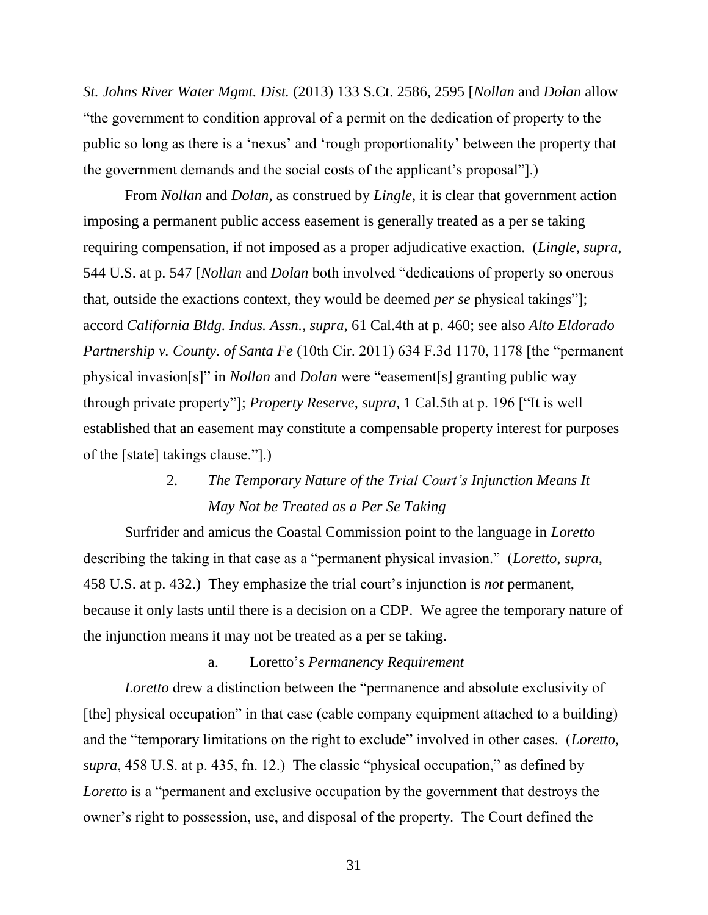*St. Johns River Water Mgmt. Dist.* (2013) 133 S.Ct. 2586, 2595 [*Nollan* and *Dolan* allow "the government to condition approval of a permit on the dedication of property to the public so long as there is a 'nexus' and 'rough proportionality' between the property that the government demands and the social costs of the applicant's proposal"].)

From *Nollan* and *Dolan*, as construed by *Lingle*, it is clear that government action imposing a permanent public access easement is generally treated as a per se taking requiring compensation, if not imposed as a proper adjudicative exaction. (*Lingle*, *supra*, 544 U.S. at p. 547 [*Nollan* and *Dolan* both involved "dedications of property so onerous that, outside the exactions context, they would be deemed *per se* physical takings"]; accord *California Bldg. Indus. Assn.*, *supra*, 61 Cal.4th at p. 460; see also *Alto Eldorado Partnership v. County. of Santa Fe* (10th Cir. 2011) 634 F.3d 1170, 1178 [the "permanent physical invasion[s]" in *Nollan* and *Dolan* were "easement[s] granting public way through private property"]; *Property Reserve*, *supra*, 1 Cal.5th at p. 196 ["It is well established that an easement may constitute a compensable property interest for purposes of the [state] takings clause."].)

### 2. *The Temporary Nature of the Trial Court's Injunction Means It May Not be Treated as a Per Se Taking*

Surfrider and amicus the Coastal Commission point to the language in *Loretto* describing the taking in that case as a "permanent physical invasion." (*Loretto*, *supra*, 458 U.S. at p. 432.) They emphasize the trial court's injunction is *not* permanent, because it only lasts until there is a decision on a CDP. We agree the temporary nature of the injunction means it may not be treated as a per se taking.

#### a. Loretto's *Permanency Requirement*

*Loretto* drew a distinction between the "permanence and absolute exclusivity of [the] physical occupation" in that case (cable company equipment attached to a building) and the "temporary limitations on the right to exclude" involved in other cases. (*Loretto*, *supra*, 458 U.S. at p. 435, fn. 12.) The classic "physical occupation," as defined by *Loretto* is a "permanent and exclusive occupation by the government that destroys the owner's right to possession, use, and disposal of the property. The Court defined the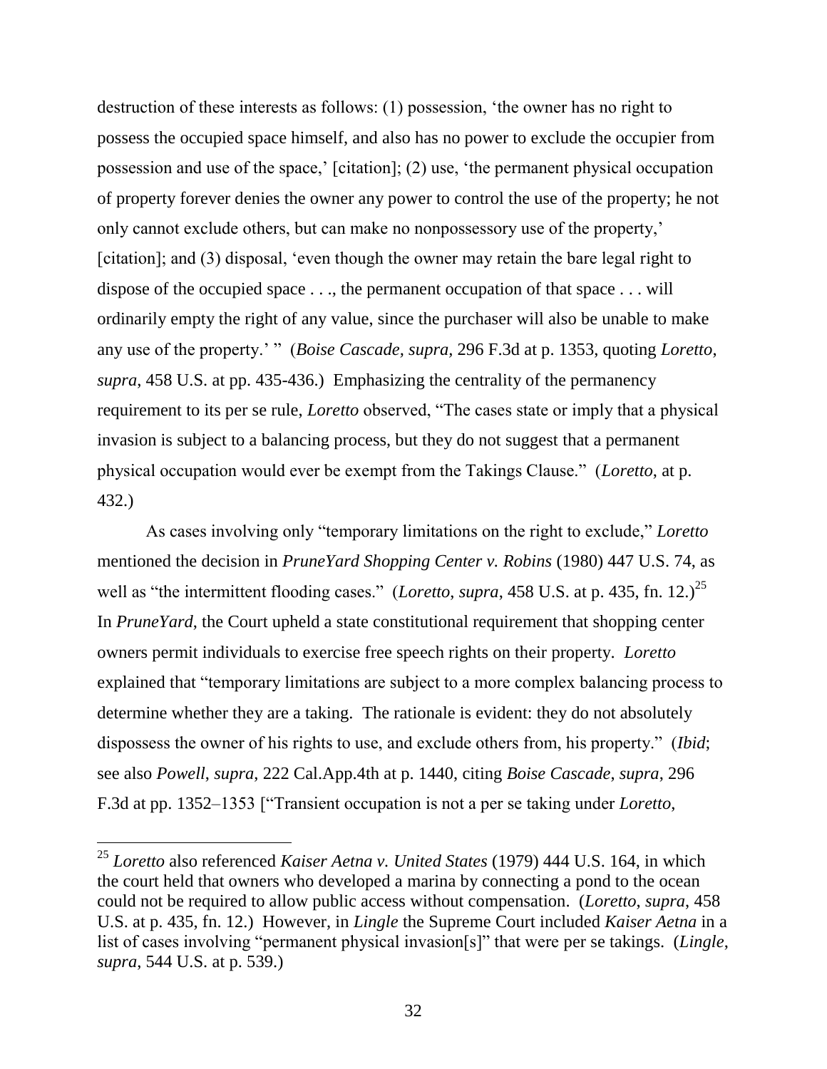destruction of these interests as follows: (1) possession, 'the owner has no right to possess the occupied space himself, and also has no power to exclude the occupier from possession and use of the space,' [citation]; (2) use, 'the permanent physical occupation of property forever denies the owner any power to control the use of the property; he not only cannot exclude others, but can make no nonpossessory use of the property,' [citation]; and (3) disposal, 'even though the owner may retain the bare legal right to dispose of the occupied space . . ., the permanent occupation of that space . . . will ordinarily empty the right of any value, since the purchaser will also be unable to make any use of the property.' " (*Boise Cascade, supra,* 296 F.3d at p. 1353, quoting *Loretto*, *supra*, 458 U.S. at pp. 435-436.) Emphasizing the centrality of the permanency requirement to its per se rule, *Loretto* observed, "The cases state or imply that a physical invasion is subject to a balancing process, but they do not suggest that a permanent physical occupation would ever be exempt from the Takings Clause." (*Loretto*, at p. 432.)

As cases involving only "temporary limitations on the right to exclude," *Loretto* mentioned the decision in *PruneYard Shopping Center v. Robins* (1980) 447 U.S. 74, as well as "the intermittent flooding cases." (*Loretto*, *supra*, 458 U.S. at p. 435, fn. 12.)[25] In *PruneYard*, the Court upheld a state constitutional requirement that shopping center owners permit individuals to exercise free speech rights on their property. *Loretto* explained that "temporary limitations are subject to a more complex balancing process to determine whether they are a taking. The rationale is evident: they do not absolutely dispossess the owner of his rights to use, and exclude others from, his property." (*Ibid*; see also *Powell*, *supra*, 222 Cal.App.4th at p. 1440, citing *Boise Cascade*, *supra*, 296 F.3d at pp. 1352–1353 ["Transient occupation is not a per se taking under *Loretto*,

---

[25] *Loretto* also referenced *Kaiser Aetna v. United States* (1979) 444 U.S. 164, in which the court held that owners who developed a marina by connecting a pond to the ocean could not be required to allow public access without compensation. (*Loretto, supra*, 458 U.S. at p. 435, fn. 12.) However, in *Lingle* the Supreme Court included *Kaiser Aetna* in a list of cases involving "permanent physical invasion[s]" that were per se takings. (*Lingle*, *supra*, 544 U.S. at p. 539.)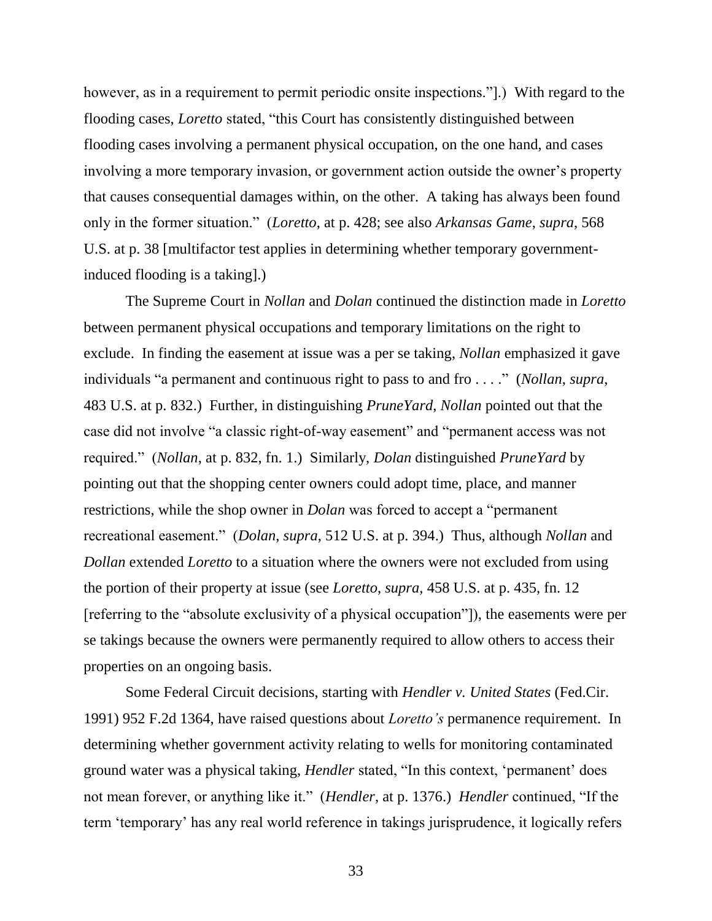however, as in a requirement to permit periodic onsite inspections."].) With regard to the flooding cases, *Loretto* stated, "this Court has consistently distinguished between flooding cases involving a permanent physical occupation, on the one hand, and cases involving a more temporary invasion, or government action outside the owner's property that causes consequential damages within, on the other. A taking has always been found only in the former situation." (*Loretto*, at p. 428; see also *Arkansas Game*, *supra*, 568 U.S. at p. 38 [multifactor test applies in determining whether temporary government-induced flooding is a taking].)

The Supreme Court in *Nollan* and *Dolan* continued the distinction made in *Loretto* between permanent physical occupations and temporary limitations on the right to exclude. In finding the easement at issue was a per se taking, *Nollan* emphasized it gave individuals "a permanent and continuous right to pass to and fro . . . ." (*Nollan*, *supra*, 483 U.S. at p. 832.) Further, in distinguishing *PruneYard*, *Nollan* pointed out that the case did not involve "a classic right-of-way easement" and "permanent access was not required." (*Nollan*, at p. 832, fn. 1.) Similarly, *Dolan* distinguished *PruneYard* by pointing out that the shopping center owners could adopt time, place, and manner restrictions, while the shop owner in *Dolan* was forced to accept a "permanent recreational easement." (*Dolan*, *supra*, 512 U.S. at p. 394.) Thus, although *Nollan* and *Dollan* extended *Loretto* to a situation where the owners were not excluded from using the portion of their property at issue (see *Loretto*, *supra*, 458 U.S. at p. 435, fn. 12 [referring to the "absolute exclusivity of a physical occupation"]), the easements were per se takings because the owners were permanently required to allow others to access their properties on an ongoing basis.

Some Federal Circuit decisions, starting with *Hendler v. United States* (Fed.Cir. 1991) 952 F.2d 1364, have raised questions about *Loretto's* permanence requirement. In determining whether government activity relating to wells for monitoring contaminated ground water was a physical taking, *Hendler* stated, "In this context, 'permanent' does not mean forever, or anything like it." (*Hendler*, at p. 1376.) *Hendler* continued, "If the term 'temporary' has any real world reference in takings jurisprudence, it logically refers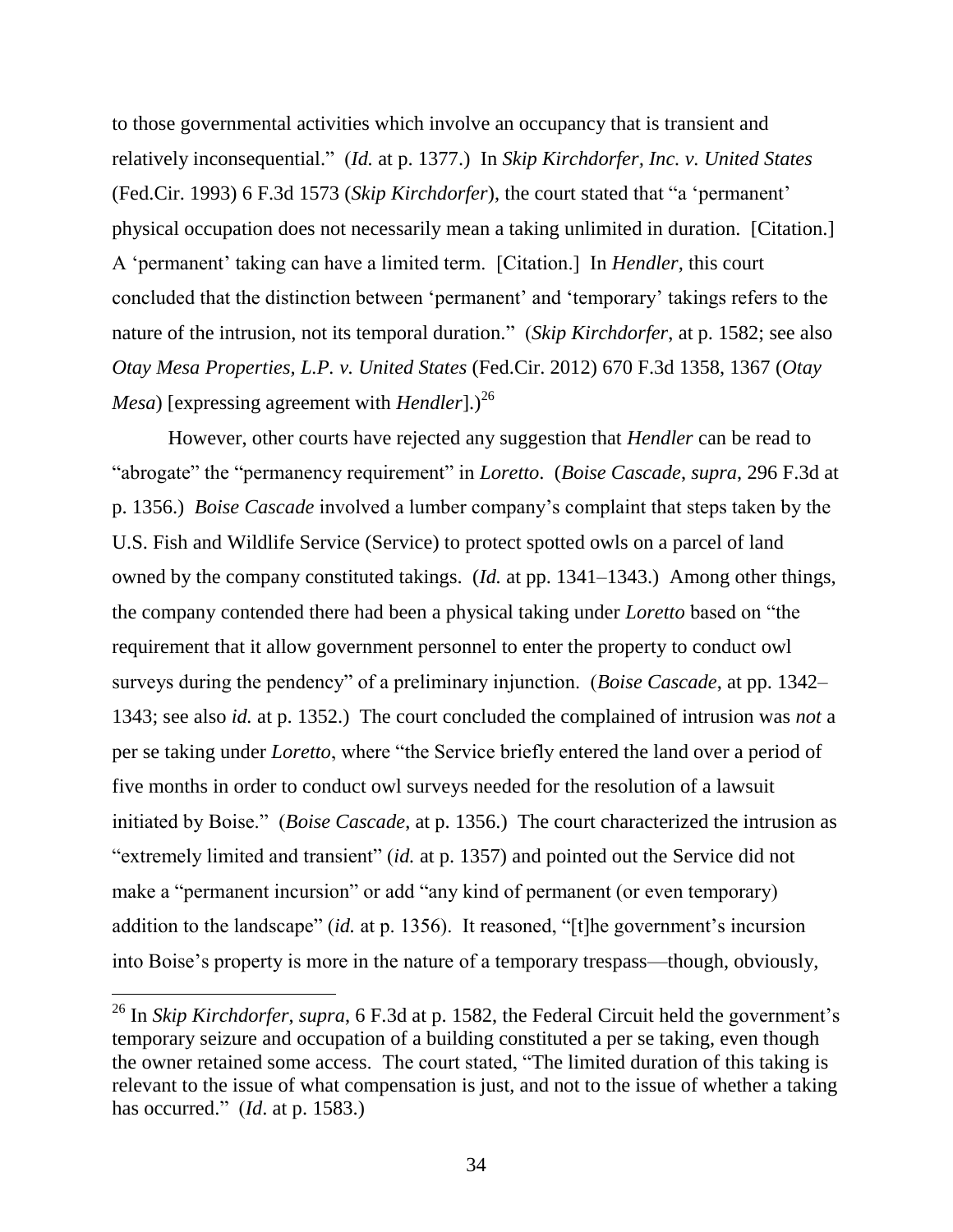to those governmental activities which involve an occupancy that is transient and relatively inconsequential." (*Id.* at p. 1377.) In *Skip Kirchdorfer, Inc. v. United States* (Fed.Cir. 1993) 6 F.3d 1573 (*Skip Kirchdorfer*), the court stated that "a 'permanent' physical occupation does not necessarily mean a taking unlimited in duration. [Citation.] A 'permanent' taking can have a limited term. [Citation.] In *Hendler*, this court concluded that the distinction between 'permanent' and 'temporary' takings refers to the nature of the intrusion, not its temporal duration." (*Skip Kirchdorfer*, at p. 1582; see also *Otay Mesa Properties, L.P. v. United States* (Fed.Cir. 2012) 670 F.3d 1358, 1367 (*Otay Mesa*) [expressing agreement with *Hendler*].)[26]

However, other courts have rejected any suggestion that *Hendler* can be read to "abrogate" the "permanency requirement" in *Loretto*. (*Boise Cascade*, *supra*, 296 F.3d at p. 1356.) *Boise Cascade* involved a lumber company's complaint that steps taken by the U.S. Fish and Wildlife Service (Service) to protect spotted owls on a parcel of land owned by the company constituted takings. (*Id.* at pp. 1341–1343.) Among other things, the company contended there had been a physical taking under *Loretto* based on "the requirement that it allow government personnel to enter the property to conduct owl surveys during the pendency" of a preliminary injunction. (*Boise Cascade*, at pp. 1342–1343; see also *id.* at p. 1352.) The court concluded the complained of intrusion was *not* a per se taking under *Loretto*, where "the Service briefly entered the land over a period of five months in order to conduct owl surveys needed for the resolution of a lawsuit initiated by Boise." (*Boise Cascade*, at p. 1356.) The court characterized the intrusion as "extremely limited and transient" (*id.* at p. 1357) and pointed out the Service did not make a "permanent incursion" or add "any kind of permanent (or even temporary) addition to the landscape" (*id.* at p. 1356). It reasoned, "[t]he government's incursion into Boise's property is more in the nature of a temporary trespass—though, obviously,

[26] In *Skip Kirchdorfer*, *supra*, 6 F.3d at p. 1582, the Federal Circuit held the government's temporary seizure and occupation of a building constituted a per se taking, even though the owner retained some access. The court stated, "The limited duration of this taking is relevant to the issue of what compensation is just, and not to the issue of whether a taking has occurred." (*Id*. at p. 1583.)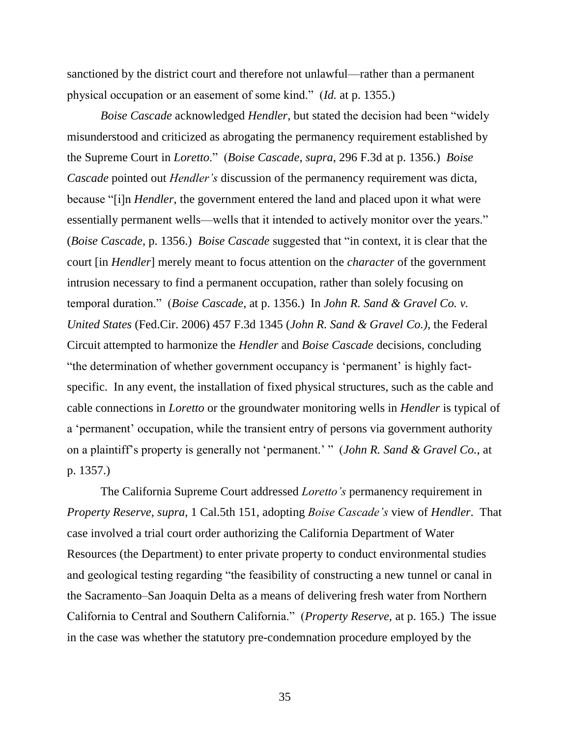sanctioned by the district court and therefore not unlawful—rather than a permanent physical occupation or an easement of some kind." (*Id.* at p. 1355.)

*Boise Cascade* acknowledged *Hendler*, but stated the decision had been "widely misunderstood and criticized as abrogating the permanency requirement established by the Supreme Court in *Loretto*." (*Boise Cascade*, *supra*, 296 F.3d at p. 1356.) *Boise Cascade* pointed out *Hendler's* discussion of the permanency requirement was dicta, because "[i]n *Hendler*, the government entered the land and placed upon it what were essentially permanent wells—wells that it intended to actively monitor over the years." (*Boise Cascade*, p. 1356.) *Boise Cascade* suggested that "in context, it is clear that the court [in *Hendler*] merely meant to focus attention on the *character* of the government intrusion necessary to find a permanent occupation, rather than solely focusing on temporal duration." (*Boise Cascade*, at p. 1356.) In *John R. Sand & Gravel Co. v. United States* (Fed.Cir. 2006) 457 F.3d 1345 (*John R. Sand & Gravel Co.)*, the Federal Circuit attempted to harmonize the *Hendler* and *Boise Cascade* decisions, concluding "the determination of whether government occupancy is 'permanent' is highly fact-specific. In any event, the installation of fixed physical structures, such as the cable and cable connections in *Loretto* or the groundwater monitoring wells in *Hendler* is typical of a 'permanent' occupation, while the transient entry of persons via government authority on a plaintiff's property is generally not 'permanent.' " (*John R. Sand & Gravel Co.*, at p. 1357.)

The California Supreme Court addressed *Loretto's* permanency requirement in *Property Reserve*, *supra*, 1 Cal.5th 151, adopting *Boise Cascade's* view of *Hendler*. That case involved a trial court order authorizing the California Department of Water Resources (the Department) to enter private property to conduct environmental studies and geological testing regarding "the feasibility of constructing a new tunnel or canal in the Sacramento–San Joaquin Delta as a means of delivering fresh water from Northern California to Central and Southern California." (*Property Reserve*, at p. 165.) The issue in the case was whether the statutory pre-condemnation procedure employed by the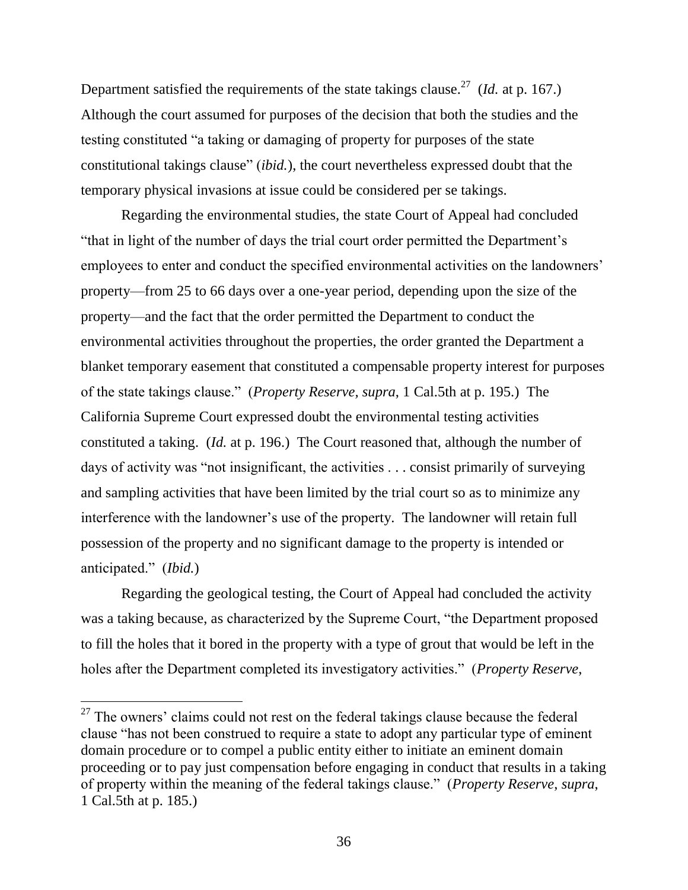Department satisfied the requirements of the state takings clause.[27] (*Id.* at p. 167.) Although the court assumed for purposes of the decision that both the studies and the testing constituted "a taking or damaging of property for purposes of the state constitutional takings clause" (*ibid.*), the court nevertheless expressed doubt that the temporary physical invasions at issue could be considered per se takings.

Regarding the environmental studies, the state Court of Appeal had concluded "that in light of the number of days the trial court order permitted the Department's employees to enter and conduct the specified environmental activities on the landowners' property—from 25 to 66 days over a one-year period, depending upon the size of the property—and the fact that the order permitted the Department to conduct the environmental activities throughout the properties, the order granted the Department a blanket temporary easement that constituted a compensable property interest for purposes of the state takings clause." (*Property Reserve, supra,* 1 Cal.5th at p. 195.) The California Supreme Court expressed doubt the environmental testing activities constituted a taking. (*Id.* at p. 196.) The Court reasoned that, although the number of days of activity was "not insignificant, the activities . . . consist primarily of surveying and sampling activities that have been limited by the trial court so as to minimize any interference with the landowner's use of the property. The landowner will retain full possession of the property and no significant damage to the property is intended or anticipated." (*Ibid.*)

Regarding the geological testing, the Court of Appeal had concluded the activity was a taking because, as characterized by the Supreme Court, "the Department proposed to fill the holes that it bored in the property with a type of grout that would be left in the holes after the Department completed its investigatory activities." (*Property Reserve,*

---

[27] The owners' claims could not rest on the federal takings clause because the federal clause "has not been construed to require a state to adopt any particular type of eminent domain procedure or to compel a public entity either to initiate an eminent domain proceeding or to pay just compensation before engaging in conduct that results in a taking of property within the meaning of the federal takings clause." (*Property Reserve, supra,* 1 Cal.5th at p. 185.)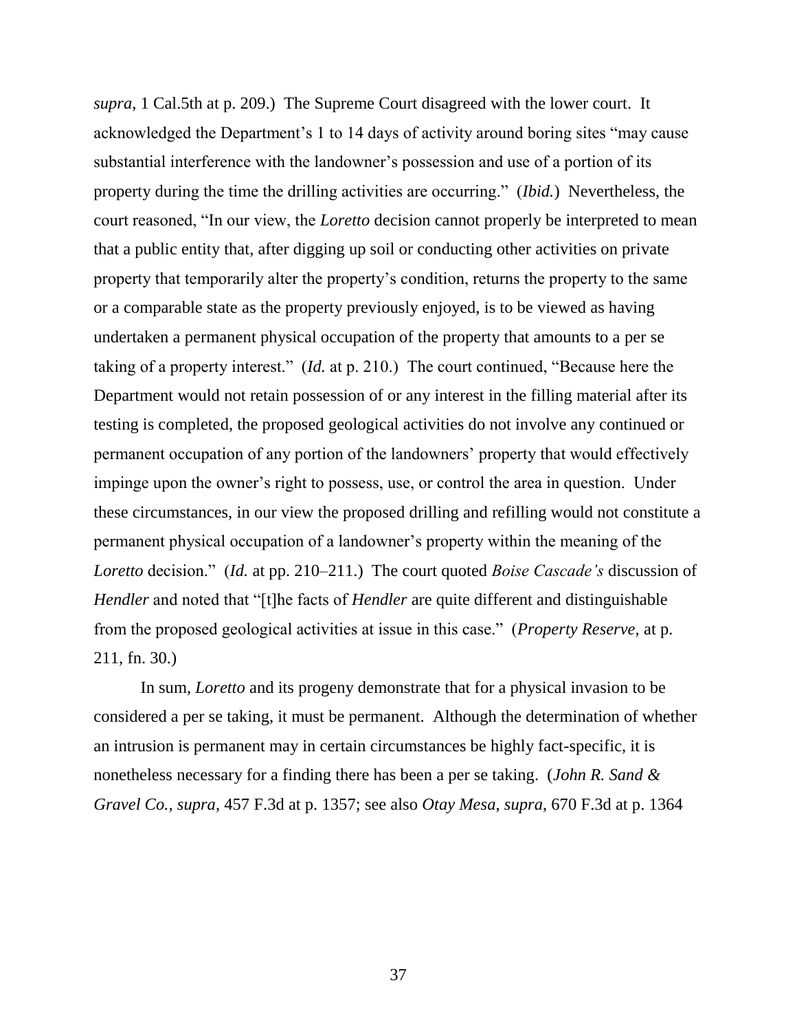*supra*, 1 Cal.5th at p. 209.) The Supreme Court disagreed with the lower court. It acknowledged the Department's 1 to 14 days of activity around boring sites "may cause substantial interference with the landowner's possession and use of a portion of its property during the time the drilling activities are occurring." (*Ibid.*) Nevertheless, the court reasoned, "In our view, the *Loretto* decision cannot properly be interpreted to mean that a public entity that, after digging up soil or conducting other activities on private property that temporarily alter the property's condition, returns the property to the same or a comparable state as the property previously enjoyed, is to be viewed as having undertaken a permanent physical occupation of the property that amounts to a per se taking of a property interest." (*Id.* at p. 210.) The court continued, "Because here the Department would not retain possession of or any interest in the filling material after its testing is completed, the proposed geological activities do not involve any continued or permanent occupation of any portion of the landowners' property that would effectively impinge upon the owner's right to possess, use, or control the area in question. Under these circumstances, in our view the proposed drilling and refilling would not constitute a permanent physical occupation of a landowner's property within the meaning of the *Loretto* decision." (*Id.* at pp. 210–211.) The court quoted *Boise Cascade's* discussion of *Hendler* and noted that "[t]he facts of *Hendler* are quite different and distinguishable from the proposed geological activities at issue in this case." (*Property Reserve,* at p. 211, fn. 30.)

In sum, *Loretto* and its progeny demonstrate that for a physical invasion to be considered a per se taking, it must be permanent. Although the determination of whether an intrusion is permanent may in certain circumstances be highly fact-specific, it is nonetheless necessary for a finding there has been a per se taking. (*John R. Sand & Gravel Co.*, *supra*, 457 F.3d at p. 1357; see also *Otay Mesa*, *supra*, 670 F.3d at p. 1364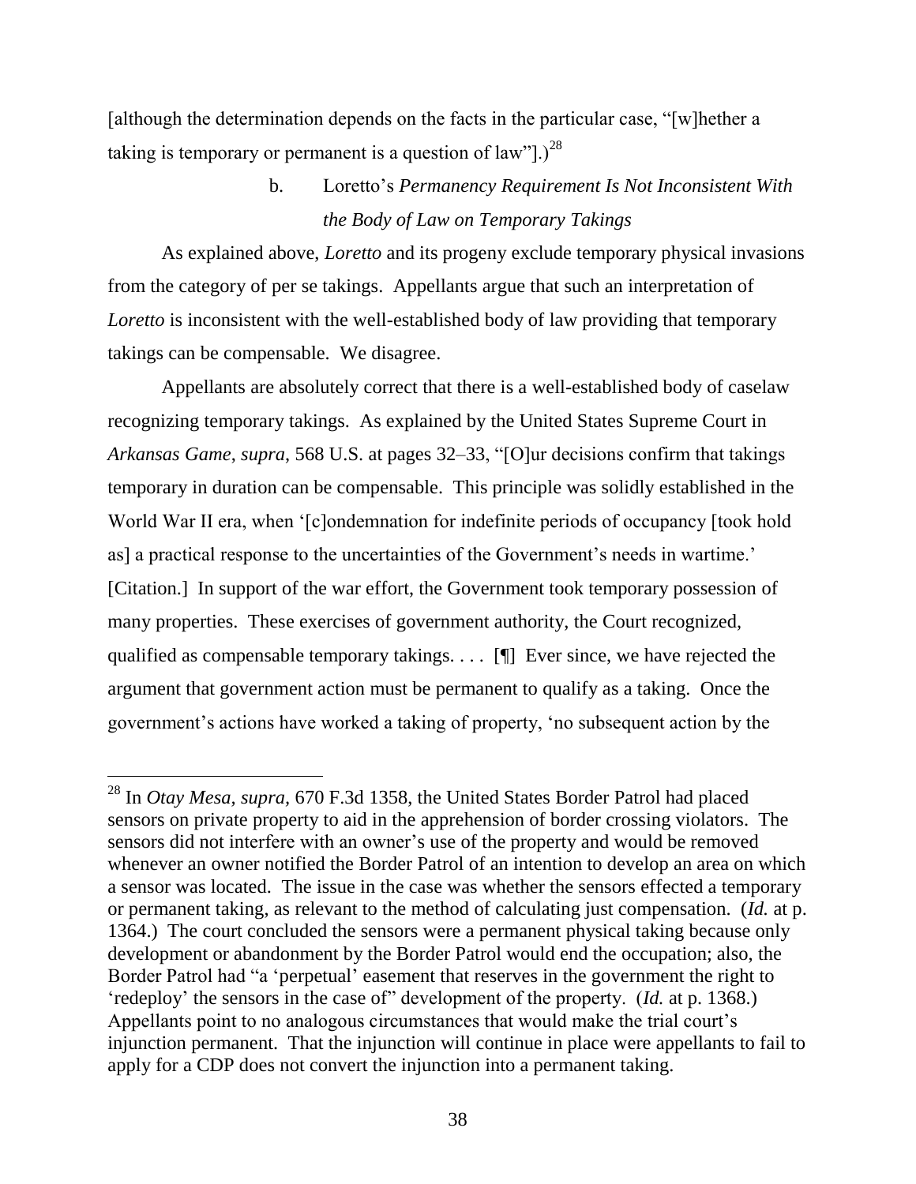[although the determination depends on the facts in the particular case, "[w]hether a taking is temporary or permanent is a question of law"].)[28]

### b. *Loretto's Permanency Requirement Is Not Inconsistent With the Body of Law on Temporary Takings*

As explained above, *Loretto* and its progeny exclude temporary physical invasions from the category of per se takings. Appellants argue that such an interpretation of *Loretto* is inconsistent with the well-established body of law providing that temporary takings can be compensable. We disagree.

Appellants are absolutely correct that there is a well-established body of caselaw recognizing temporary takings. As explained by the United States Supreme Court in *Arkansas Game*, *supra*, 568 U.S. at pages 32–33, "[O]ur decisions confirm that takings temporary in duration can be compensable. This principle was solidly established in the World War II era, when '[c]ondemnation for indefinite periods of occupancy [took hold as] a practical response to the uncertainties of the Government's needs in wartime.' [Citation.] In support of the war effort, the Government took temporary possession of many properties. These exercises of government authority, the Court recognized, qualified as compensable temporary takings. . . . [¶] Ever since, we have rejected the argument that government action must be permanent to qualify as a taking. Once the government's actions have worked a taking of property, 'no subsequent action by the

---

[28] In *Otay Mesa*, *supra*, 670 F.3d 1358, the United States Border Patrol had placed sensors on private property to aid in the apprehension of border crossing violators. The sensors did not interfere with an owner's use of the property and would be removed whenever an owner notified the Border Patrol of an intention to develop an area on which a sensor was located. The issue in the case was whether the sensors effected a temporary or permanent taking, as relevant to the method of calculating just compensation. (*Id.* at p. 1364.) The court concluded the sensors were a permanent physical taking because only development or abandonment by the Border Patrol would end the occupation; also, the Border Patrol had "a 'perpetual' easement that reserves in the government the right to 'redeploy' the sensors in the case of" development of the property. (*Id.* at p. 1368.) Appellants point to no analogous circumstances that would make the trial court's injunction permanent. That the injunction will continue in place were appellants to fail to apply for a CDP does not convert the injunction into a permanent taking.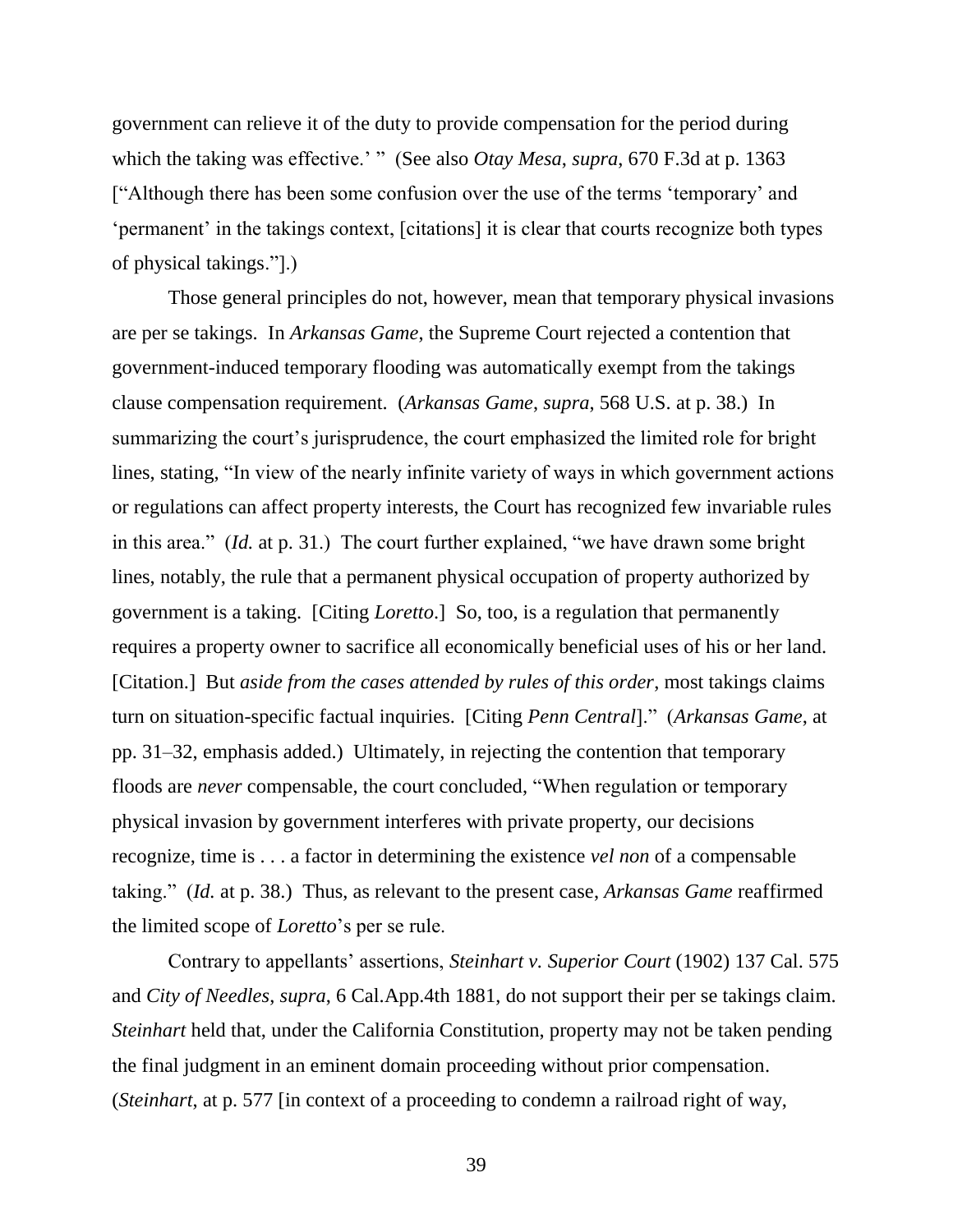government can relieve it of the duty to provide compensation for the period during which the taking was effective.' " (See also *Otay Mesa*, *supra*, 670 F.3d at p. 1363 ["Although there has been some confusion over the use of the terms 'temporary' and 'permanent' in the takings context, [citations] it is clear that courts recognize both types of physical takings."].)

Those general principles do not, however, mean that temporary physical invasions are per se takings. In *Arkansas Game*, the Supreme Court rejected a contention that government-induced temporary flooding was automatically exempt from the takings clause compensation requirement. (*Arkansas Game*, *supra*, 568 U.S. at p. 38.) In summarizing the court's jurisprudence, the court emphasized the limited role for bright lines, stating, "In view of the nearly infinite variety of ways in which government actions or regulations can affect property interests, the Court has recognized few invariable rules in this area." (*Id.* at p. 31.) The court further explained, "we have drawn some bright lines, notably, the rule that a permanent physical occupation of property authorized by government is a taking. [Citing *Loretto*.] So, too, is a regulation that permanently requires a property owner to sacrifice all economically beneficial uses of his or her land. [Citation.] But *aside from the cases attended by rules of this order*, most takings claims turn on situation-specific factual inquiries. [Citing *Penn Central*]." (*Arkansas Game*, at pp. 31–32, emphasis added.) Ultimately, in rejecting the contention that temporary floods are *never* compensable, the court concluded, "When regulation or temporary physical invasion by government interferes with private property, our decisions recognize, time is . . . a factor in determining the existence *vel non* of a compensable taking." (*Id.* at p. 38.) Thus, as relevant to the present case, *Arkansas Game* reaffirmed the limited scope of *Loretto*'s per se rule.

Contrary to appellants' assertions, *Steinhart v. Superior Court* (1902) 137 Cal. 575 and *City of Needles*, *supra*, 6 Cal.App.4th 1881, do not support their per se takings claim. *Steinhart* held that, under the California Constitution, property may not be taken pending the final judgment in an eminent domain proceeding without prior compensation. (*Steinhart*, at p. 577 [in context of a proceeding to condemn a railroad right of way,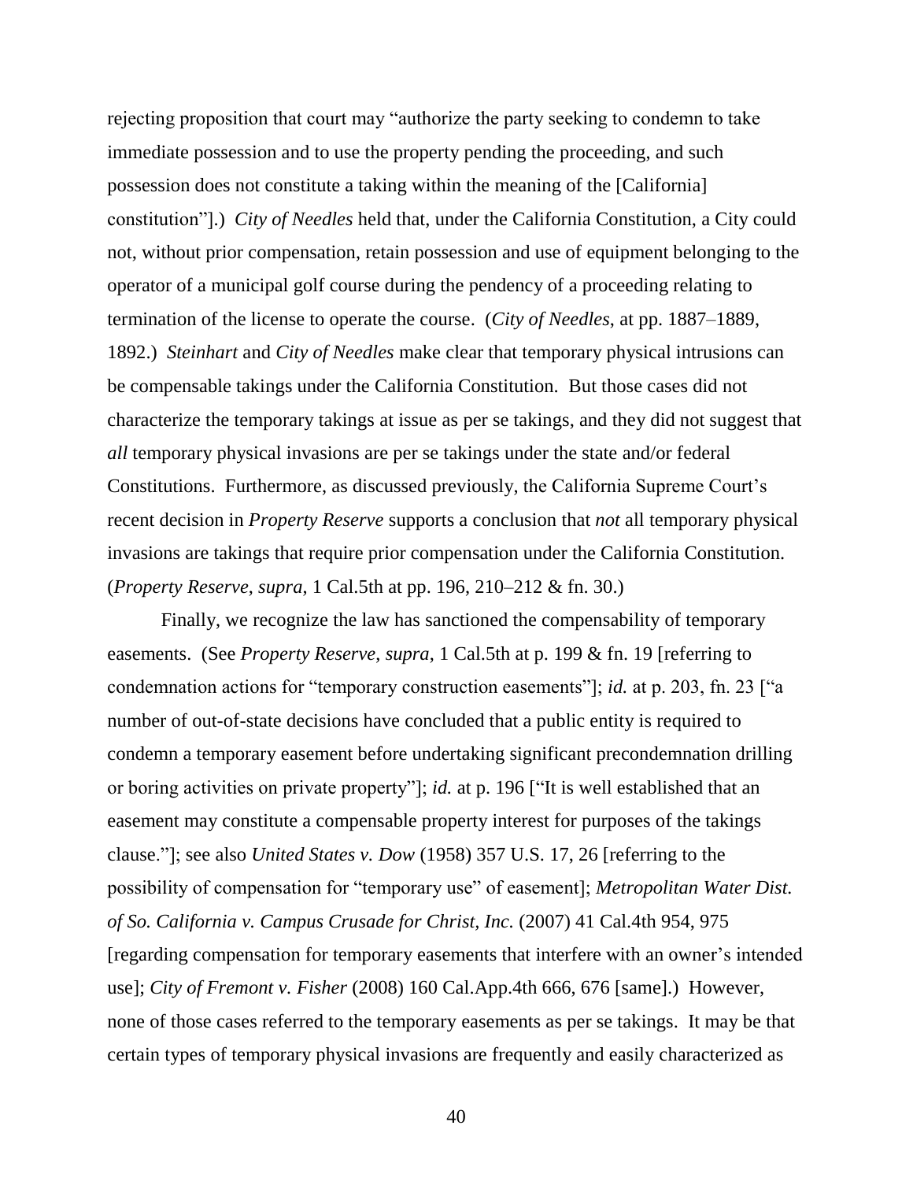rejecting proposition that court may "authorize the party seeking to condemn to take immediate possession and to use the property pending the proceeding, and such possession does not constitute a taking within the meaning of the [California] constitution"].) *City of Needles* held that, under the California Constitution, a City could not, without prior compensation, retain possession and use of equipment belonging to the operator of a municipal golf course during the pendency of a proceeding relating to termination of the license to operate the course. (*City of Needles*, at pp. 1887–1889, 1892.) *Steinhart* and *City of Needles* make clear that temporary physical intrusions can be compensable takings under the California Constitution. But those cases did not characterize the temporary takings at issue as per se takings, and they did not suggest that *all* temporary physical invasions are per se takings under the state and/or federal Constitutions. Furthermore, as discussed previously, the California Supreme Court's recent decision in *Property Reserve* supports a conclusion that *not* all temporary physical invasions are takings that require prior compensation under the California Constitution. (*Property Reserve*, *supra*, 1 Cal.5th at pp. 196, 210–212 & fn. 30.)

Finally, we recognize the law has sanctioned the compensability of temporary easements. (See *Property Reserve*, *supra*, 1 Cal.5th at p. 199 & fn. 19 [referring to condemnation actions for "temporary construction easements"]; *id.* at p. 203, fn. 23 ["a number of out-of-state decisions have concluded that a public entity is required to condemn a temporary easement before undertaking significant precondemnation drilling or boring activities on private property"]; *id.* at p. 196 ["It is well established that an easement may constitute a compensable property interest for purposes of the takings clause."]; see also *United States v. Dow* (1958) 357 U.S. 17, 26 [referring to the possibility of compensation for "temporary use" of easement]; *Metropolitan Water Dist. of So. California v. Campus Crusade for Christ, Inc.* (2007) 41 Cal.4th 954, 975 [regarding compensation for temporary easements that interfere with an owner's intended use]; *City of Fremont v. Fisher* (2008) 160 Cal.App.4th 666, 676 [same].) However, none of those cases referred to the temporary easements as per se takings. It may be that certain types of temporary physical invasions are frequently and easily characterized as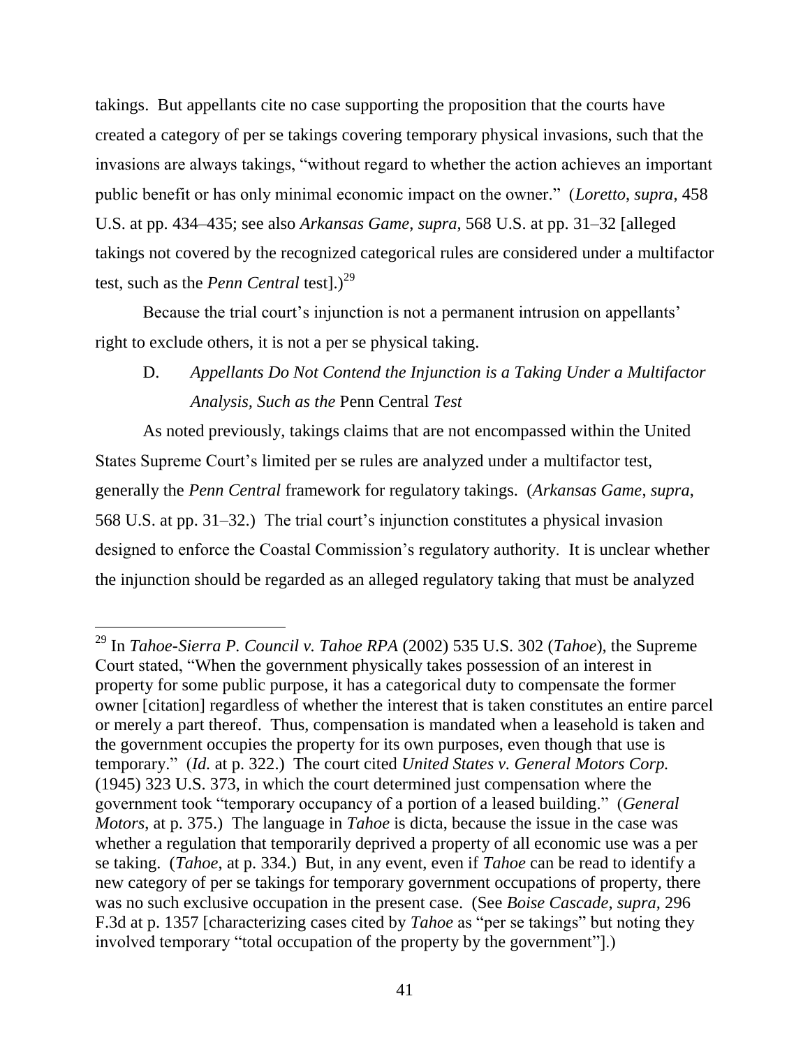takings. But appellants cite no case supporting the proposition that the courts have created a category of per se takings covering temporary physical invasions, such that the invasions are always takings, "without regard to whether the action achieves an important public benefit or has only minimal economic impact on the owner." (*Loretto*, *supra*, 458 U.S. at pp. 434–435; see also *Arkansas Game*, *supra*, 568 U.S. at pp. 31–32 [alleged takings not covered by the recognized categorical rules are considered under a multifactor test, such as the *Penn Central* test].)[29]

Because the trial court's injunction is not a permanent intrusion on appellants' right to exclude others, it is not a per se physical taking.

### D. *Appellants Do Not Contend the Injunction is a Taking Under a Multifactor Analysis, Such as the* Penn Central *Test*

As noted previously, takings claims that are not encompassed within the United States Supreme Court's limited per se rules are analyzed under a multifactor test, generally the *Penn Central* framework for regulatory takings. (*Arkansas Game*, *supra*, 568 U.S. at pp. 31–32.) The trial court's injunction constitutes a physical invasion designed to enforce the Coastal Commission's regulatory authority. It is unclear whether the injunction should be regarded as an alleged regulatory taking that must be analyzed

---

[29] In *Tahoe-Sierra P. Council v. Tahoe RPA* (2002) 535 U.S. 302 (*Tahoe*), the Supreme Court stated, "When the government physically takes possession of an interest in property for some public purpose, it has a categorical duty to compensate the former owner [citation] regardless of whether the interest that is taken constitutes an entire parcel or merely a part thereof. Thus, compensation is mandated when a leasehold is taken and the government occupies the property for its own purposes, even though that use is temporary." (*Id.* at p. 322.) The court cited *United States v. General Motors Corp.* (1945) 323 U.S. 373, in which the court determined just compensation where the government took "temporary occupancy of a portion of a leased building." (*General Motors,* at p. 375.) The language in *Tahoe* is dicta, because the issue in the case was whether a regulation that temporarily deprived a property of all economic use was a per se taking. (*Tahoe*, at p. 334.) But, in any event, even if *Tahoe* can be read to identify a new category of per se takings for temporary government occupations of property, there was no such exclusive occupation in the present case. (See *Boise Cascade*, *supra*, 296 F.3d at p. 1357 [characterizing cases cited by *Tahoe* as "per se takings" but noting they involved temporary "total occupation of the property by the government"].)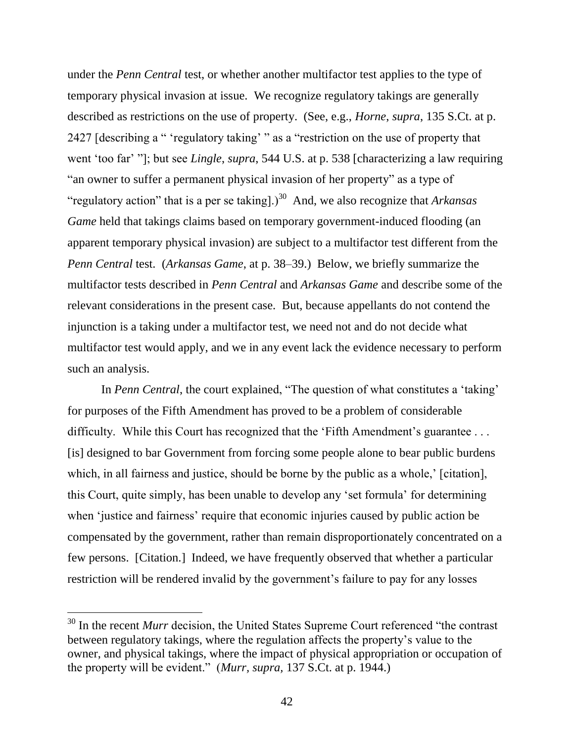under the *Penn Central* test, or whether another multifactor test applies to the type of temporary physical invasion at issue. We recognize regulatory takings are generally described as restrictions on the use of property. (See, e.g., *Horne*, *supra*, 135 S.Ct. at p. 2427 [describing a " 'regulatory taking' " as a "restriction on the use of property that went 'too far' "]; but see *Lingle*, *supra*, 544 U.S. at p. 538 [characterizing a law requiring "an owner to suffer a permanent physical invasion of her property" as a type of "regulatory action" that is a per se taking].)[30] And, we also recognize that *Arkansas Game* held that takings claims based on temporary government-induced flooding (an apparent temporary physical invasion) are subject to a multifactor test different from the *Penn Central* test. (*Arkansas Game*, at p. 38–39.) Below, we briefly summarize the multifactor tests described in *Penn Central* and *Arkansas Game* and describe some of the relevant considerations in the present case. But, because appellants do not contend the injunction is a taking under a multifactor test, we need not and do not decide what multifactor test would apply, and we in any event lack the evidence necessary to perform such an analysis.

In *Penn Central*, the court explained, "The question of what constitutes a 'taking' for purposes of the Fifth Amendment has proved to be a problem of considerable difficulty. While this Court has recognized that the 'Fifth Amendment's guarantee . . . [is] designed to bar Government from forcing some people alone to bear public burdens which, in all fairness and justice, should be borne by the public as a whole,' [citation], this Court, quite simply, has been unable to develop any 'set formula' for determining when 'justice and fairness' require that economic injuries caused by public action be compensated by the government, rather than remain disproportionately concentrated on a few persons. [Citation.] Indeed, we have frequently observed that whether a particular restriction will be rendered invalid by the government's failure to pay for any losses

---

[30] In the recent *Murr* decision, the United States Supreme Court referenced "the contrast between regulatory takings, where the regulation affects the property's value to the owner, and physical takings, where the impact of physical appropriation or occupation of the property will be evident." (*Murr*, *supra*, 137 S.Ct. at p. 1944.)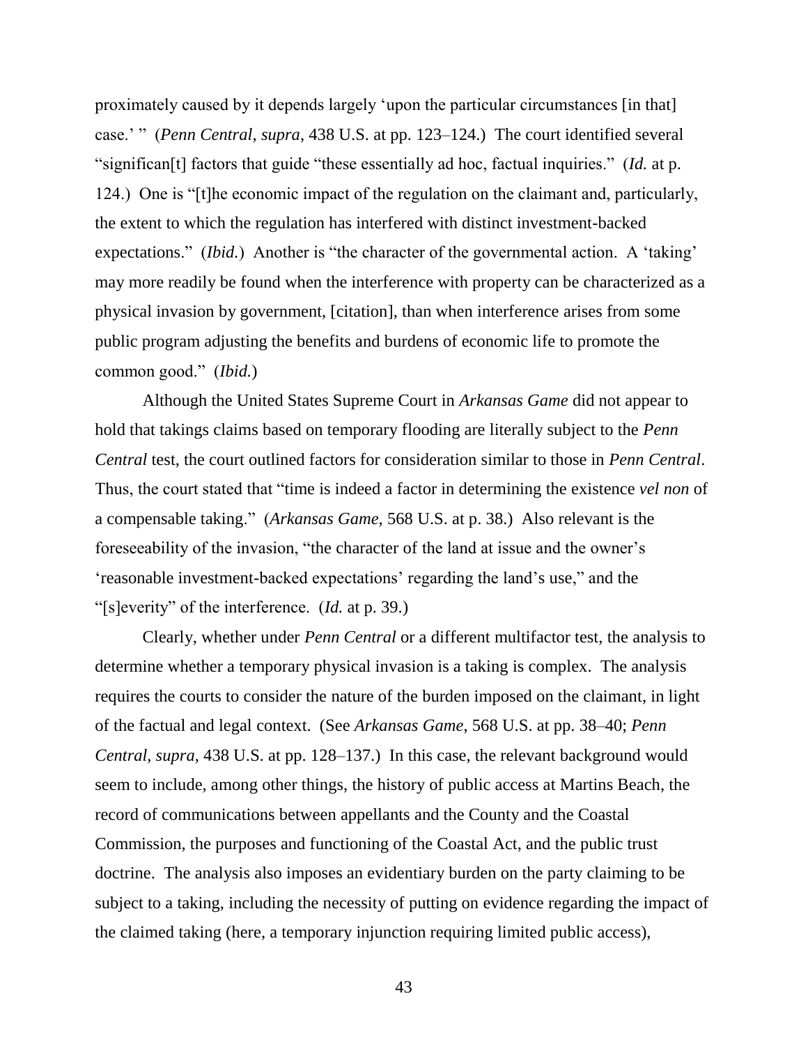proximately caused by it depends largely 'upon the particular circumstances [in that] case.' " (*Penn Central*, *supra*, 438 U.S. at pp. 123–124.) The court identified several "significan[t] factors that guide "these essentially ad hoc, factual inquiries." (*Id.* at p. 124.) One is "[t]he economic impact of the regulation on the claimant and, particularly, the extent to which the regulation has interfered with distinct investment-backed expectations." (*Ibid.*) Another is "the character of the governmental action. A 'taking' may more readily be found when the interference with property can be characterized as a physical invasion by government, [citation], than when interference arises from some public program adjusting the benefits and burdens of economic life to promote the common good." (*Ibid.*)

Although the United States Supreme Court in *Arkansas Game* did not appear to hold that takings claims based on temporary flooding are literally subject to the *Penn Central* test, the court outlined factors for consideration similar to those in *Penn Central*. Thus, the court stated that "time is indeed a factor in determining the existence *vel non* of a compensable taking." (*Arkansas Game*, 568 U.S. at p. 38.) Also relevant is the foreseeability of the invasion, "the character of the land at issue and the owner's 'reasonable investment-backed expectations' regarding the land's use," and the "[s]everity" of the interference. (*Id.* at p. 39.)

Clearly, whether under *Penn Central* or a different multifactor test, the analysis to determine whether a temporary physical invasion is a taking is complex. The analysis requires the courts to consider the nature of the burden imposed on the claimant, in light of the factual and legal context. (See *Arkansas Game*, 568 U.S. at pp. 38–40; *Penn Central*, *supra*, 438 U.S. at pp. 128–137.) In this case, the relevant background would seem to include, among other things, the history of public access at Martins Beach, the record of communications between appellants and the County and the Coastal Commission, the purposes and functioning of the Coastal Act, and the public trust doctrine. The analysis also imposes an evidentiary burden on the party claiming to be subject to a taking, including the necessity of putting on evidence regarding the impact of the claimed taking (here, a temporary injunction requiring limited public access),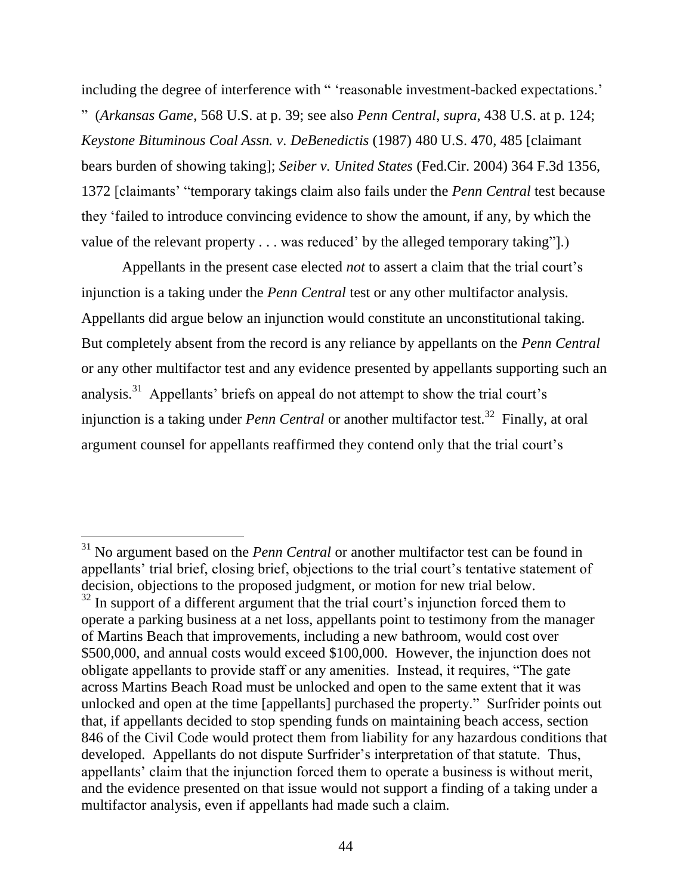including the degree of interference with " 'reasonable investment-backed expectations.' " (*Arkansas Game*, 568 U.S. at p. 39; see also *Penn Central*, *supra*, 438 U.S. at p. 124; *Keystone Bituminous Coal Assn. v. DeBenedictis* (1987) 480 U.S. 470, 485 [claimant bears burden of showing taking]; *Seiber v. United States* (Fed.Cir. 2004) 364 F.3d 1356, 1372 [claimants' "temporary takings claim also fails under the *Penn Central* test because they 'failed to introduce convincing evidence to show the amount, if any, by which the value of the relevant property . . . was reduced' by the alleged temporary taking"].)

Appellants in the present case elected *not* to assert a claim that the trial court's injunction is a taking under the *Penn Central* test or any other multifactor analysis. Appellants did argue below an injunction would constitute an unconstitutional taking. But completely absent from the record is any reliance by appellants on the *Penn Central* or any other multifactor test and any evidence presented by appellants supporting such an analysis.[31] Appellants' briefs on appeal do not attempt to show the trial court's injunction is a taking under *Penn Central* or another multifactor test.[32] Finally, at oral argument counsel for appellants reaffirmed they contend only that the trial court's

---

[31] No argument based on the *Penn Central* or another multifactor test can be found in appellants' trial brief, closing brief, objections to the trial court's tentative statement of decision, objections to the proposed judgment, or motion for new trial below.

[32] In support of a different argument that the trial court's injunction forced them to operate a parking business at a net loss, appellants point to testimony from the manager of Martins Beach that improvements, including a new bathroom, would cost over $500,000, and annual costs would exceed $100,000. However, the injunction does not obligate appellants to provide staff or any amenities. Instead, it requires, "The gate across Martins Beach Road must be unlocked and open to the same extent that it was unlocked and open at the time [appellants] purchased the property." Surfrider points out that, if appellants decided to stop spending funds on maintaining beach access, section 846 of the Civil Code would protect them from liability for any hazardous conditions that developed. Appellants do not dispute Surfrider's interpretation of that statute. Thus, appellants' claim that the injunction forced them to operate a business is without merit, and the evidence presented on that issue would not support a finding of a taking under a multifactor analysis, even if appellants had made such a claim.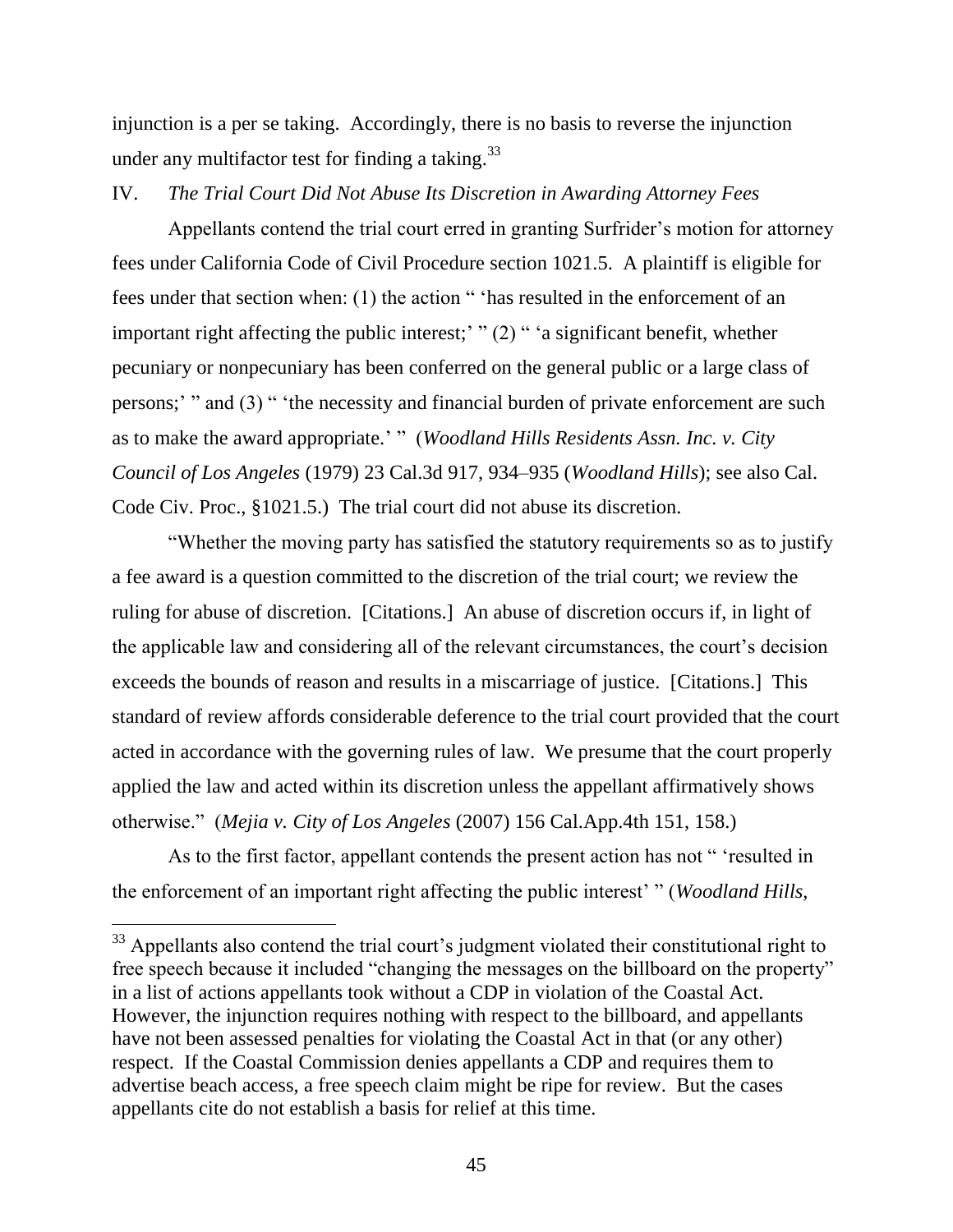injunction is a per se taking. Accordingly, there is no basis to reverse the injunction under any multifactor test for finding a taking.[33]

IV. *The Trial Court Did Not Abuse Its Discretion in Awarding Attorney Fees*

Appellants contend the trial court erred in granting Surfrider's motion for attorney fees under California Code of Civil Procedure section 1021.5. A plaintiff is eligible for fees under that section when: (1) the action " 'has resulted in the enforcement of an important right affecting the public interest;' " (2) " 'a significant benefit, whether pecuniary or nonpecuniary has been conferred on the general public or a large class of persons;' " and (3) " 'the necessity and financial burden of private enforcement are such as to make the award appropriate.' " (*Woodland Hills Residents Assn. Inc. v. City Council of Los Angeles* (1979) 23 Cal.3d 917, 934–935 (*Woodland Hills*); see also Cal. Code Civ. Proc., §1021.5.) The trial court did not abuse its discretion.

"Whether the moving party has satisfied the statutory requirements so as to justify a fee award is a question committed to the discretion of the trial court; we review the ruling for abuse of discretion. [Citations.] An abuse of discretion occurs if, in light of the applicable law and considering all of the relevant circumstances, the court's decision exceeds the bounds of reason and results in a miscarriage of justice. [Citations.] This standard of review affords considerable deference to the trial court provided that the court acted in accordance with the governing rules of law. We presume that the court properly applied the law and acted within its discretion unless the appellant affirmatively shows otherwise." (*Mejia v. City of Los Angeles* (2007) 156 Cal.App.4th 151, 158.)

As to the first factor, appellant contends the present action has not " 'resulted in the enforcement of an important right affecting the public interest' " (*Woodland Hills*,

---

[33] Appellants also contend the trial court's judgment violated their constitutional right to free speech because it included "changing the messages on the billboard on the property" in a list of actions appellants took without a CDP in violation of the Coastal Act. However, the injunction requires nothing with respect to the billboard, and appellants have not been assessed penalties for violating the Coastal Act in that (or any other) respect. If the Coastal Commission denies appellants a CDP and requires them to advertise beach access, a free speech claim might be ripe for review. But the cases appellants cite do not establish a basis for relief at this time.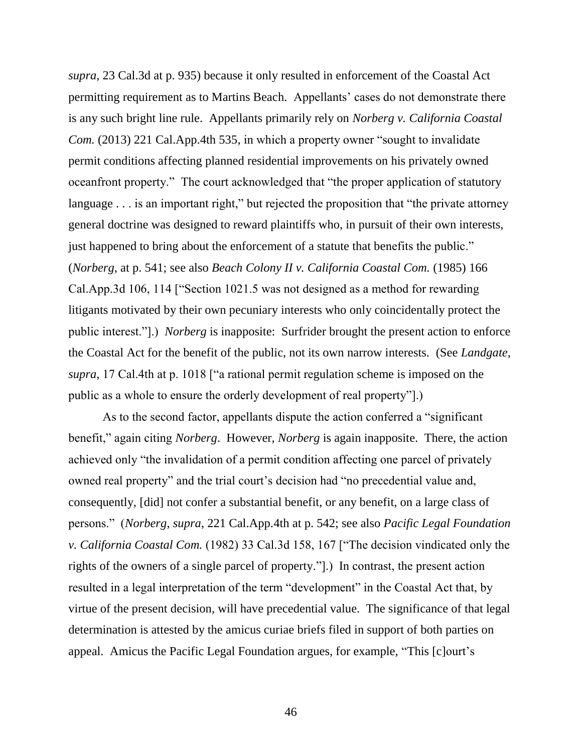*supra*, 23 Cal.3d at p. 935) because it only resulted in enforcement of the Coastal Act permitting requirement as to Martins Beach. Appellants' cases do not demonstrate there is any such bright line rule. Appellants primarily rely on *Norberg v. California Coastal Com.* (2013) 221 Cal.App.4th 535, in which a property owner "sought to invalidate permit conditions affecting planned residential improvements on his privately owned oceanfront property." The court acknowledged that "the proper application of statutory language . . . is an important right," but rejected the proposition that "the private attorney general doctrine was designed to reward plaintiffs who, in pursuit of their own interests, just happened to bring about the enforcement of a statute that benefits the public." (*Norberg*, at p. 541; see also *Beach Colony II v. California Coastal Com.* (1985) 166 Cal.App.3d 106, 114 ["Section 1021.5 was not designed as a method for rewarding litigants motivated by their own pecuniary interests who only coincidentally protect the public interest."].) *Norberg* is inapposite: Surfrider brought the present action to enforce the Coastal Act for the benefit of the public, not its own narrow interests. (See *Landgate, supra*, 17 Cal.4th at p. 1018 ["a rational permit regulation scheme is imposed on the public as a whole to ensure the orderly development of real property"].)

As to the second factor, appellants dispute the action conferred a "significant benefit," again citing *Norberg*. However, *Norberg* is again inapposite. There, the action achieved only "the invalidation of a permit condition affecting one parcel of privately owned real property" and the trial court's decision had "no precedential value and, consequently, [did] not confer a substantial benefit, or any benefit, on a large class of persons." (*Norberg, supra*, 221 Cal.App.4th at p. 542; see also *Pacific Legal Foundation v. California Coastal Com.* (1982) 33 Cal.3d 158, 167 ["The decision vindicated only the rights of the owners of a single parcel of property."].) In contrast, the present action resulted in a legal interpretation of the term "development" in the Coastal Act that, by virtue of the present decision, will have precedential value. The significance of that legal determination is attested by the amicus curiae briefs filed in support of both parties on appeal. Amicus the Pacific Legal Foundation argues, for example, "This [c]ourt's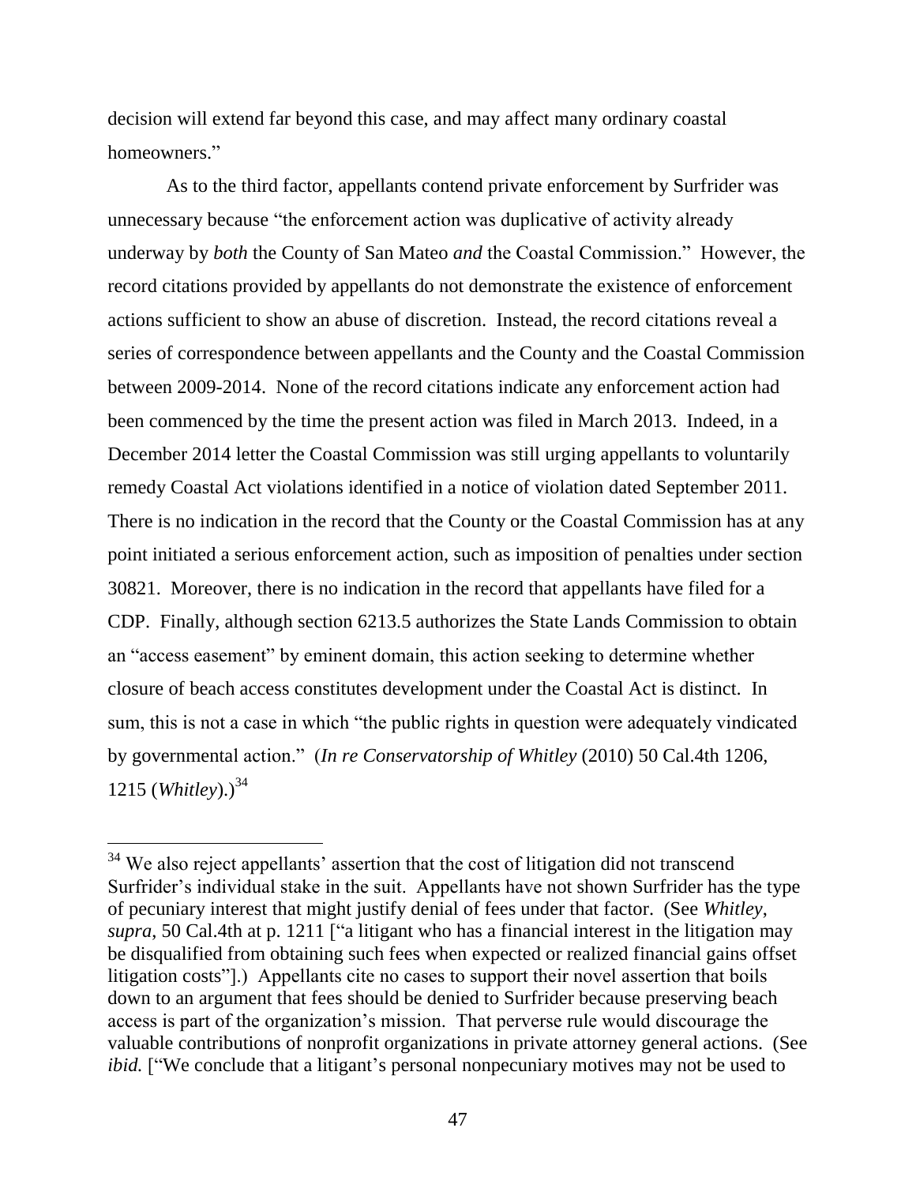decision will extend far beyond this case, and may affect many ordinary coastal homeowners."

As to the third factor, appellants contend private enforcement by Surfrider was unnecessary because "the enforcement action was duplicative of activity already underway by *both* the County of San Mateo *and* the Coastal Commission." However, the record citations provided by appellants do not demonstrate the existence of enforcement actions sufficient to show an abuse of discretion. Instead, the record citations reveal a series of correspondence between appellants and the County and the Coastal Commission between 2009-2014. None of the record citations indicate any enforcement action had been commenced by the time the present action was filed in March 2013. Indeed, in a December 2014 letter the Coastal Commission was still urging appellants to voluntarily remedy Coastal Act violations identified in a notice of violation dated September 2011. There is no indication in the record that the County or the Coastal Commission has at any point initiated a serious enforcement action, such as imposition of penalties under section 30821. Moreover, there is no indication in the record that appellants have filed for a CDP. Finally, although section 6213.5 authorizes the State Lands Commission to obtain an "access easement" by eminent domain, this action seeking to determine whether closure of beach access constitutes development under the Coastal Act is distinct. In sum, this is not a case in which "the public rights in question were adequately vindicated by governmental action." (*In re Conservatorship of Whitley* (2010) 50 Cal.4th 1206, 1215 (*Whitley*).)[34]

---

[34] We also reject appellants' assertion that the cost of litigation did not transcend Surfrider's individual stake in the suit. Appellants have not shown Surfrider has the type of pecuniary interest that might justify denial of fees under that factor. (See *Whitley*, *supra*, 50 Cal.4th at p. 1211 ["a litigant who has a financial interest in the litigation may be disqualified from obtaining such fees when expected or realized financial gains offset litigation costs"].) Appellants cite no cases to support their novel assertion that boils down to an argument that fees should be denied to Surfrider because preserving beach access is part of the organization's mission. That perverse rule would discourage the valuable contributions of nonprofit organizations in private attorney general actions. (See *ibid.* ["We conclude that a litigant's personal nonpecuniary motives may not be used to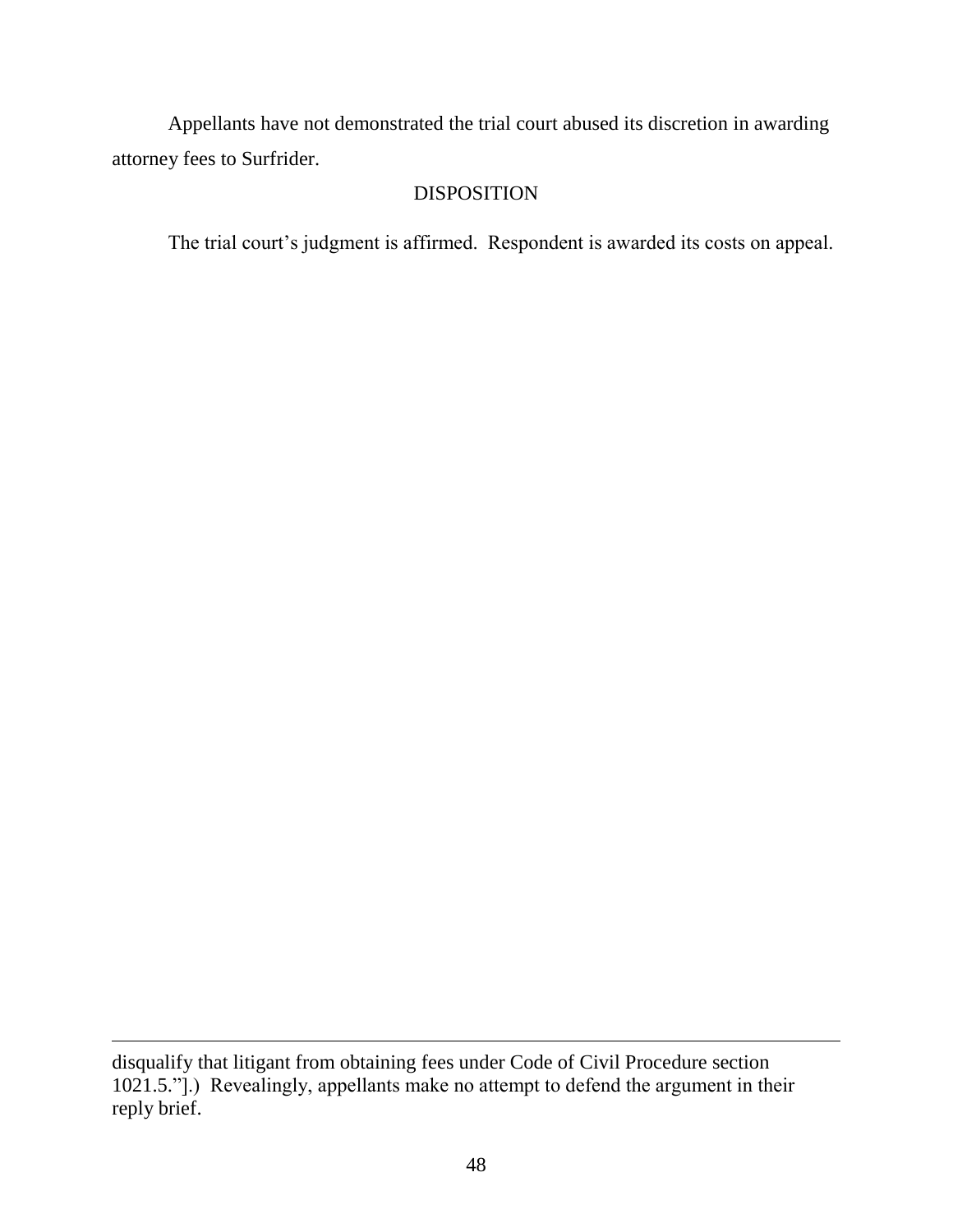Appellants have not demonstrated the trial court abused its discretion in awarding attorney fees to Surfrider.

## DISPOSITION

The trial court's judgment is affirmed. Respondent is awarded its costs on appeal.

---

disqualify that litigant from obtaining fees under Code of Civil Procedure section 1021.5."].) Revealingly, appellants make no attempt to defend the argument in their reply brief.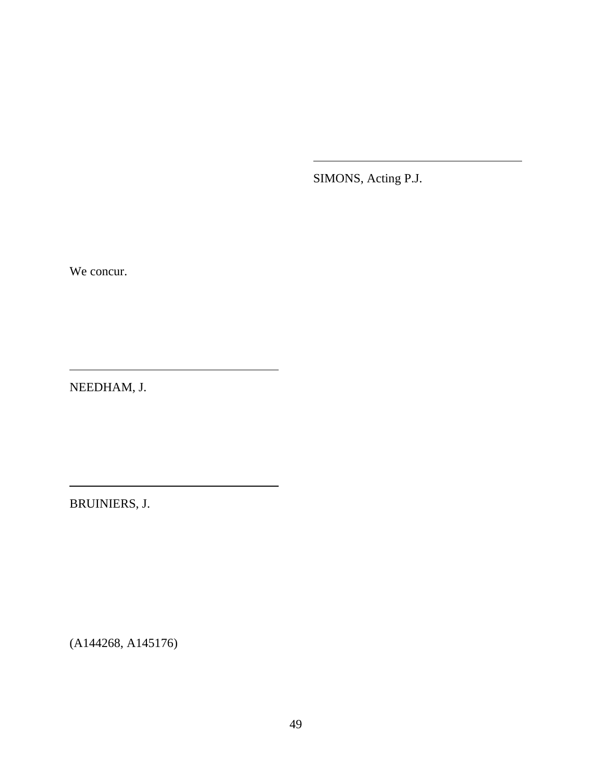\_\_\_\_\_\_\_\_\_\_\_\_\_\_\_\_\_\_\_\_\_\_\_\_\_\_\_\_\_\_\_\_\_

SIMONS, Acting P.J.

We concur.

\_\_\_\_\_\_\_\_\_\_\_\_\_\_\_\_\_\_\_\_\_\_\_\_\_\_\_\_\_\_\_\_\_

NEEDHAM, J.

\_\_\_\_\_\_\_\_\_\_\_\_\_\_\_\_\_\_\_\_\_\_\_\_\_\_\_\_\_\_\_\_\_

BRUINIERS, J.

(A144268, A145176)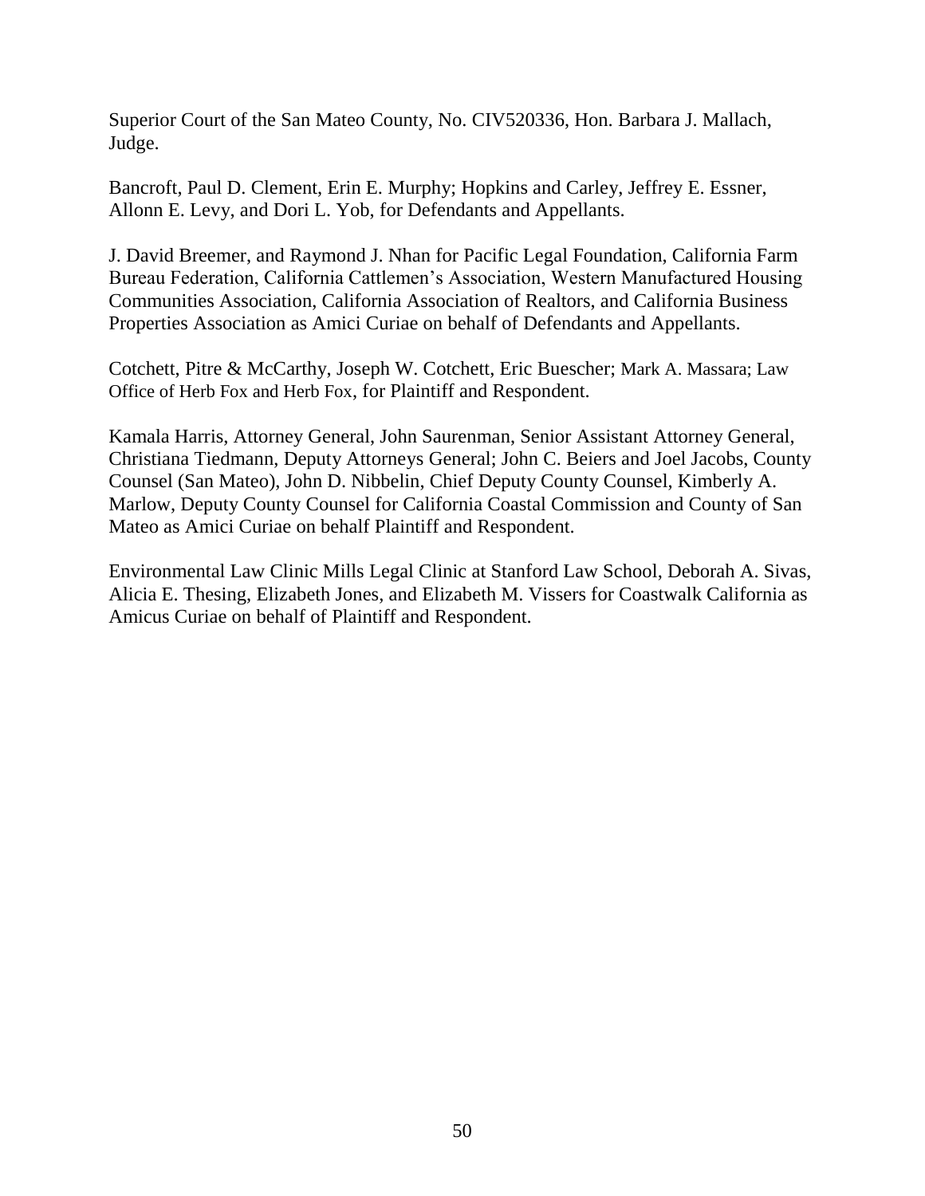Superior Court of the San Mateo County, No. CIV520336, Hon. Barbara J. Mallach, Judge.

Bancroft, Paul D. Clement, Erin E. Murphy; Hopkins and Carley, Jeffrey E. Essner, Allonn E. Levy, and Dori L. Yob, for Defendants and Appellants.

J. David Breemer, and Raymond J. Nhan for Pacific Legal Foundation, California Farm Bureau Federation, California Cattlemen's Association, Western Manufactured Housing Communities Association, California Association of Realtors, and California Business Properties Association as Amici Curiae on behalf of Defendants and Appellants.

Cotchett, Pitre & McCarthy, Joseph W. Cotchett, Eric Buescher; Mark A. Massara; Law Office of Herb Fox and Herb Fox, for Plaintiff and Respondent.

Kamala Harris, Attorney General, John Saurenman, Senior Assistant Attorney General, Christiana Tiedmann, Deputy Attorneys General; John C. Beiers and Joel Jacobs, County Counsel (San Mateo), John D. Nibbelin, Chief Deputy County Counsel, Kimberly A. Marlow, Deputy County Counsel for California Coastal Commission and County of San Mateo as Amici Curiae on behalf Plaintiff and Respondent.

Environmental Law Clinic Mills Legal Clinic at Stanford Law School, Deborah A. Sivas, Alicia E. Thesing, Elizabeth Jones, and Elizabeth M. Vissers for Coastwalk California as Amicus Curiae on behalf of Plaintiff and Respondent.